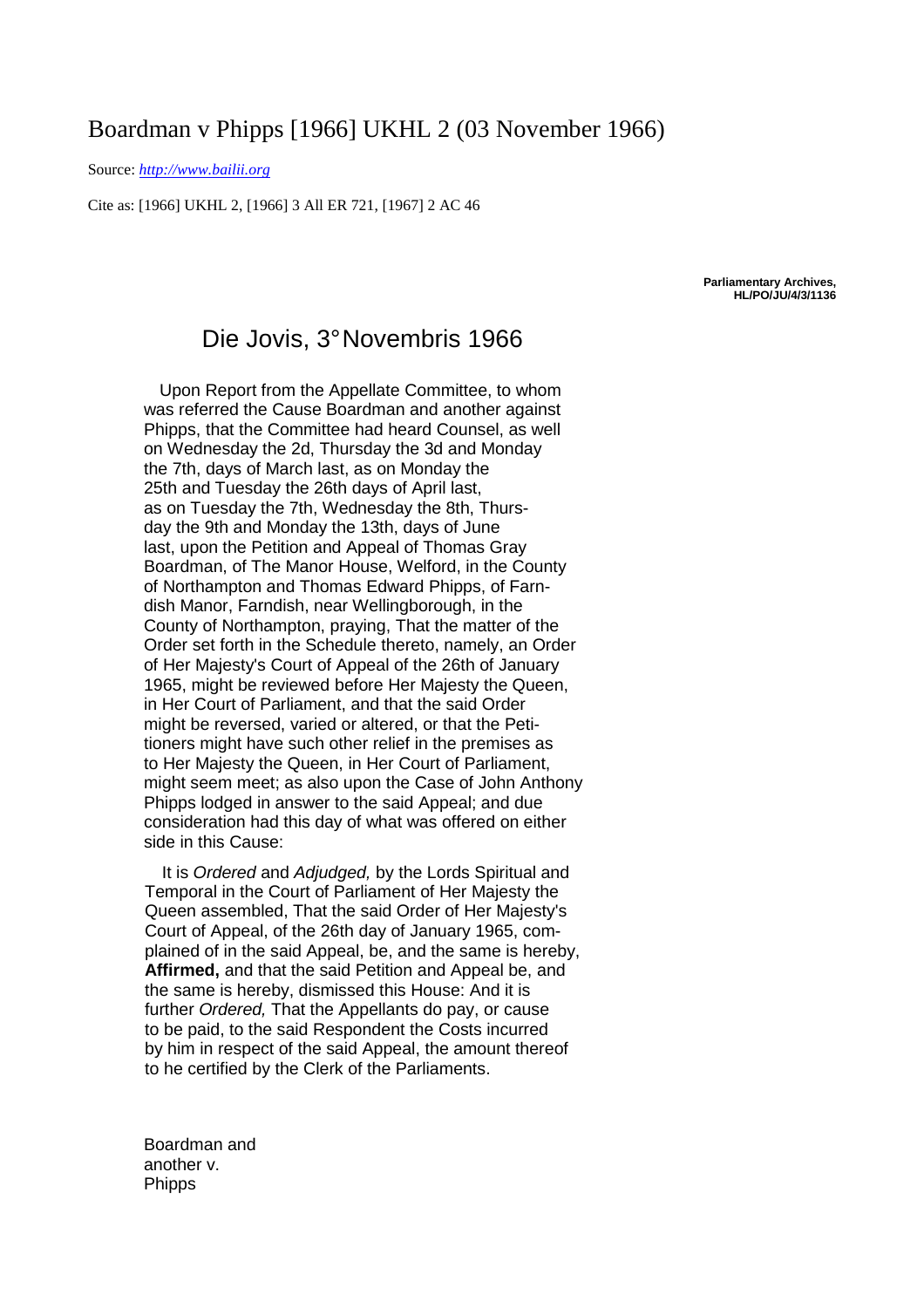# Boardman v Phipps [1966] UKHL 2 (03 November 1966)

Source: *http://www.bailii.org*

Cite as: [1966] UKHL 2, [1966] 3 All ER 721, [1967] 2 AC 46

**Parliamentary Archives, HL/PO/JU/4/3/1136**

## Die Jovis, 3° Novembris 1966

Upon Report from the Appellate Committee, to whom was referred the Cause Boardman and another against Phipps, that the Committee had heard Counsel, as well on Wednesday the 2d, Thursday the 3d and Monday the 7th, days of March last, as on Monday the 25th and Tuesday the 26th days of April last, as on Tuesday the 7th, Wednesday the 8th, Thursday the 9th and Monday the 13th, days of June last, upon the Petition and Appeal of Thomas Gray Boardman, of The Manor House, Welford, in the County of Northampton and Thomas Edward Phipps, of Farndish Manor, Farndish, near Wellingborough, in the County of Northampton, praying, That the matter of the Order set forth in the Schedule thereto, namely, an Order of Her Majesty's Court of Appeal of the 26th of January 1965, might be reviewed before Her Majesty the Queen, in Her Court of Parliament, and that the said Order might be reversed, varied or altered, or that the Petitioners might have such other relief in the premises as to Her Majesty the Queen, in Her Court of Parliament, might seem meet; as also upon the Case of John Anthony Phipps lodged in answer to the said Appeal; and due consideration had this day of what was offered on either side in this Cause:

It is *Ordered* and *Adjudged,* by the Lords Spiritual and Temporal in the Court of Parliament of Her Majesty the Queen assembled, That the said Order of Her Majesty's Court of Appeal, of the 26th day of January 1965, complained of in the said Appeal, be, and the same is hereby, **Affirmed,** and that the said Petition and Appeal be, and the same is hereby, dismissed this House: And it is further *Ordered,* That the Appellants do pay, or cause to be paid, to the said Respondent the Costs incurred by him in respect of the said Appeal, the amount thereof to he certified by the Clerk of the Parliaments.

Boardman and
another v.
Phipps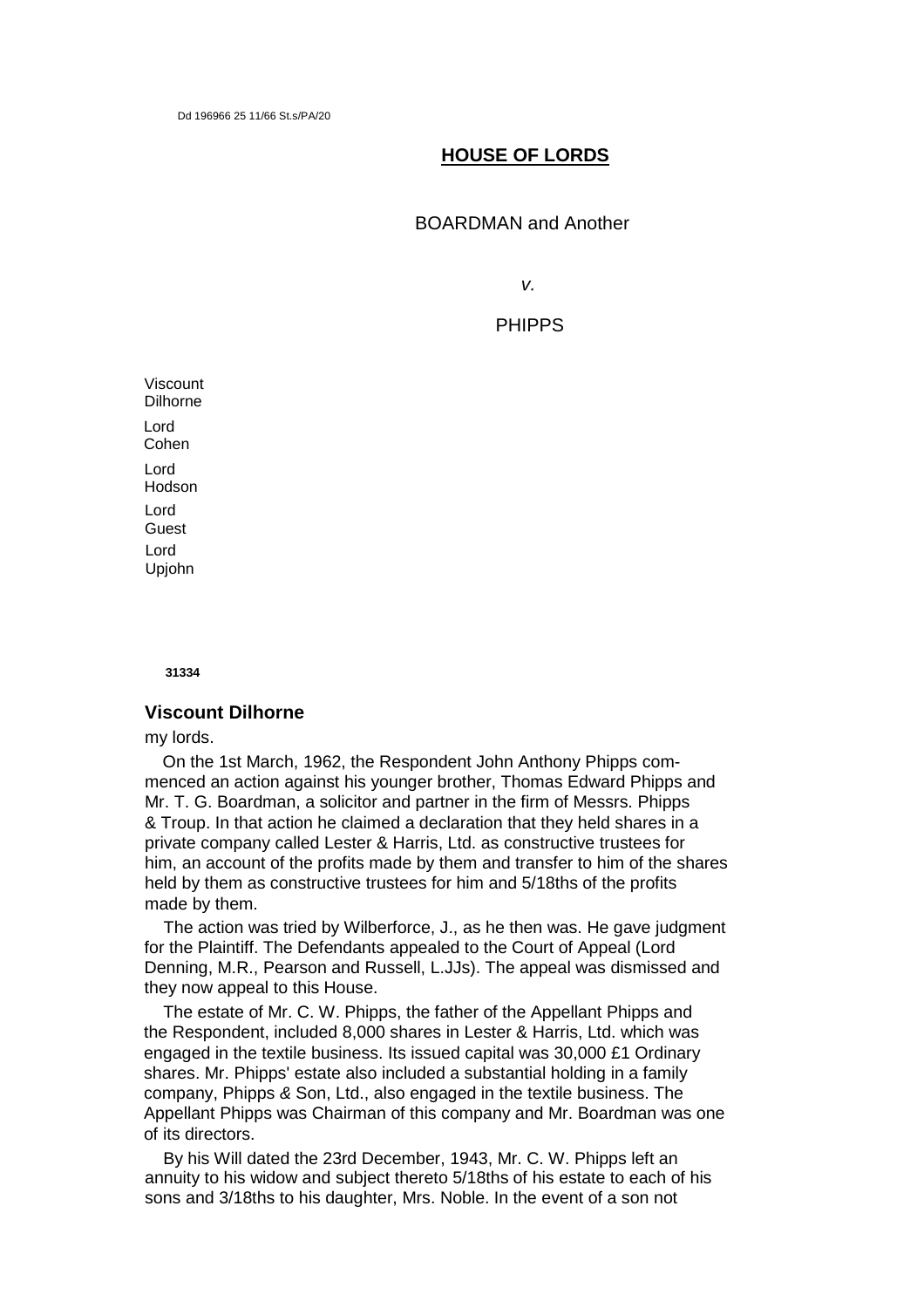Dd 196966 25 11/66 St.s/PA/20

## HOUSE OF LORDS

BOARDMAN and Another

*v.*

PHIPPS

Viscount Dilhorne

Lord Cohen

Lord Hodson

Lord Guest

Lord Upjohn

**31334**

### Viscount Dilhorne

my lords.

On the 1st March, 1962, the Respondent John Anthony Phipps commenced an action against his younger brother, Thomas Edward Phipps and Mr. T. G. Boardman, a solicitor and partner in the firm of Messrs. Phipps & Troup. In that action he claimed a declaration that they held shares in a private company called Lester & Harris, Ltd. as constructive trustees for him, an account of the profits made by them and transfer to him of the shares held by them as constructive trustees for him and 5/18ths of the profits made by them.

The action was tried by Wilberforce, J., as he then was. He gave judgment for the Plaintiff. The Defendants appealed to the Court of Appeal (Lord Denning, M.R., Pearson and Russell, L.JJs). The appeal was dismissed and they now appeal to this House.

The estate of Mr. C. W. Phipps, the father of the Appellant Phipps and the Respondent, included 8,000 shares in Lester & Harris, Ltd. which was engaged in the textile business. Its issued capital was 30,000 £1 Ordinary shares. Mr. Phipps' estate also included a substantial holding in a family company, Phipps & Son, Ltd., also engaged in the textile business. The Appellant Phipps was Chairman of this company and Mr. Boardman was one of its directors.

By his Will dated the 23rd December, 1943, Mr. C. W. Phipps left an annuity to his widow and subject thereto 5/18ths of his estate to each of his sons and 3/18ths to his daughter, Mrs. Noble. In the event of a son not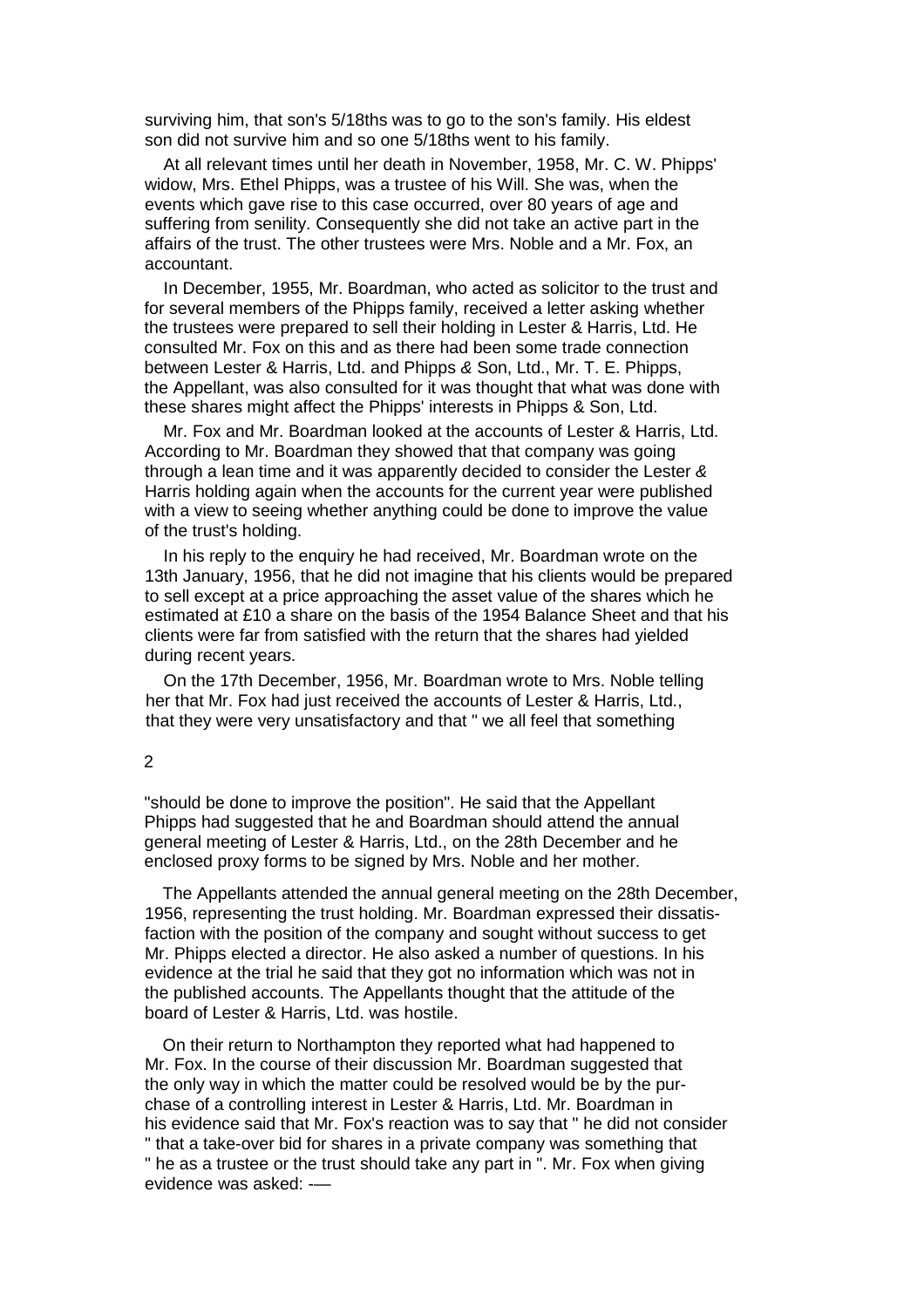surviving him, that son's 5/18ths was to go to the son's family. His eldest son did not survive him and so one 5/18ths went to his family.

At all relevant times until her death in November, 1958, Mr. C. W. Phipps' widow, Mrs. Ethel Phipps, was a trustee of his Will. She was, when the events which gave rise to this case occurred, over 80 years of age and suffering from senility. Consequently she did not take an active part in the affairs of the trust. The other trustees were Mrs. Noble and a Mr. Fox, an accountant.

In December, 1955, Mr. Boardman, who acted as solicitor to the trust and for several members of the Phipps family, received a letter asking whether the trustees were prepared to sell their holding in Lester & Harris, Ltd. He consulted Mr. Fox on this and as there had been some trade connection between Lester & Harris, Ltd. and Phipps & Son, Ltd., Mr. T. E. Phipps, the Appellant, was also consulted for it was thought that what was done with these shares might affect the Phipps' interests in Phipps & Son, Ltd.

Mr. Fox and Mr. Boardman looked at the accounts of Lester & Harris, Ltd. According to Mr. Boardman they showed that that company was going through a lean time and it was apparently decided to consider the Lester & Harris holding again when the accounts for the current year were published with a view to seeing whether anything could be done to improve the value of the trust's holding.

In his reply to the enquiry he had received, Mr. Boardman wrote on the 13th January, 1956, that he did not imagine that his clients would be prepared to sell except at a price approaching the asset value of the shares which he estimated at £10 a share on the basis of the 1954 Balance Sheet and that his clients were far from satisfied with the return that the shares had yielded during recent years.

On the 17th December, 1956, Mr. Boardman wrote to Mrs. Noble telling her that Mr. Fox had just received the accounts of Lester & Harris, Ltd., that they were very unsatisfactory and that " we all feel that something "should be done to improve the position". He said that the Appellant Phipps had suggested that he and Boardman should attend the annual general meeting of Lester & Harris, Ltd., on the 28th December and he enclosed proxy forms to be signed by Mrs. Noble and her mother.

The Appellants attended the annual general meeting on the 28th December, 1956, representing the trust holding. Mr. Boardman expressed their dissatisfaction with the position of the company and sought without success to get Mr. Phipps elected a director. He also asked a number of questions. In his evidence at the trial he said that they got no information which was not in the published accounts. The Appellants thought that the attitude of the board of Lester & Harris, Ltd. was hostile.

On their return to Northampton they reported what had happened to Mr. Fox. In the course of their discussion Mr. Boardman suggested that the only way in which the matter could be resolved would be by the purchase of a controlling interest in Lester & Harris, Ltd. Mr. Boardman in his evidence said that Mr. Fox's reaction was to say that " he did not consider " that a take-over bid for shares in a private company was something that " he as a trustee or the trust should take any part in ". Mr. Fox when giving evidence was asked: -—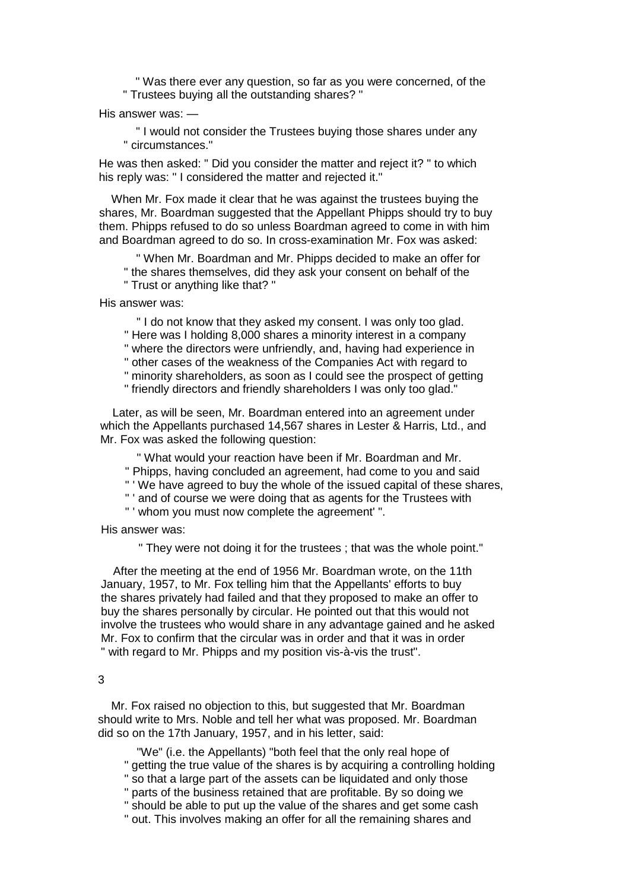" Was there ever any question, so far as you were concerned, of the
" Trustees buying all the outstanding shares? "

His answer was: —

" I would not consider the Trustees buying those shares under any
" circumstances."

He was then asked: " Did you consider the matter and reject it? " to which his reply was: " I considered the matter and rejected it."

When Mr. Fox made it clear that he was against the trustees buying the shares, Mr. Boardman suggested that the Appellant Phipps should try to buy them. Phipps refused to do so unless Boardman agreed to come in with him and Boardman agreed to do so. In cross-examination Mr. Fox was asked:

" When Mr. Boardman and Mr. Phipps decided to make an offer for
" the shares themselves, did they ask your consent on behalf of the
" Trust or anything like that? "

His answer was:

" I do not know that they asked my consent. I was only too glad.
" Here was I holding 8,000 shares a minority interest in a company
" where the directors were unfriendly, and, having had experience in
" other cases of the weakness of the Companies Act with regard to
" minority shareholders, as soon as I could see the prospect of getting
" friendly directors and friendly shareholders I was only too glad."

Later, as will be seen, Mr. Boardman entered into an agreement under which the Appellants purchased 14,567 shares in Lester & Harris, Ltd., and Mr. Fox was asked the following question:

" What would your reaction have been if Mr. Boardman and Mr.
" Phipps, having concluded an agreement, had come to you and said
" ' We have agreed to buy the whole of the issued capital of these shares,
" ' and of course we were doing that as agents for the Trustees with
" ' whom you must now complete the agreement' ".

His answer was:

" They were not doing it for the trustees ; that was the whole point."

After the meeting at the end of 1956 Mr. Boardman wrote, on the 11th January, 1957, to Mr. Fox telling him that the Appellants' efforts to buy the shares privately had failed and that they proposed to make an offer to buy the shares personally by circular. He pointed out that this would not involve the trustees who would share in any advantage gained and he asked Mr. Fox to confirm that the circular was in order and that it was in order " with regard to Mr. Phipps and my position vis-à-vis the trust".

Mr. Fox raised no objection to this, but suggested that Mr. Boardman should write to Mrs. Noble and tell her what was proposed. Mr. Boardman did so on the 17th January, 1957, and in his letter, said:

"We" (i.e. the Appellants) "both feel that the only real hope of
" getting the true value of the shares is by acquiring a controlling holding
" so that a large part of the assets can be liquidated and only those
" parts of the business retained that are profitable. By so doing we
" should be able to put up the value of the shares and get some cash
" out. This involves making an offer for all the remaining shares and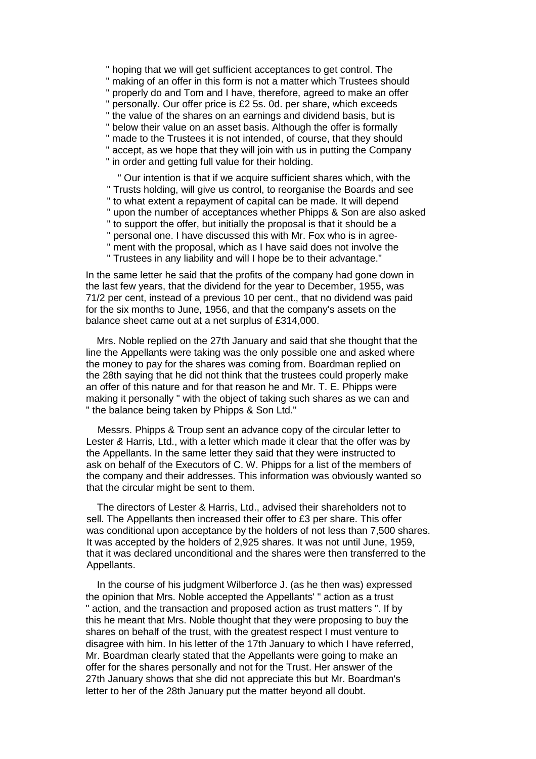" hoping that we will get sufficient acceptances to get control. The
" making of an offer in this form is not a matter which Trustees should
" properly do and Tom and I have, therefore, agreed to make an offer
" personally. Our offer price is £2 5s. 0d. per share, which exceeds
" the value of the shares on an earnings and dividend basis, but is
" below their value on an asset basis. Although the offer is formally
" made to the Trustees it is not intended, of course, that they should
" accept, as we hope that they will join with us in putting the Company
" in order and getting full value for their holding.

" Our intention is that if we acquire sufficient shares which, with the
" Trusts holding, will give us control, to reorganise the Boards and see
" to what extent a repayment of capital can be made. It will depend
" upon the number of acceptances whether Phipps & Son are also asked
" to support the offer, but initially the proposal is that it should be a
" personal one. I have discussed this with Mr. Fox who is in agree-
" ment with the proposal, which as I have said does not involve the
" Trustees in any liability and will I hope be to their advantage."

In the same letter he said that the profits of the company had gone down in the last few years, that the dividend for the year to December, 1955, was 71/2 per cent, instead of a previous 10 per cent., that no dividend was paid for the six months to June, 1956, and that the company's assets on the balance sheet came out at a net surplus of £314,000.

Mrs. Noble replied on the 27th January and said that she thought that the line the Appellants were taking was the only possible one and asked where the money to pay for the shares was coming from. Boardman replied on the 28th saying that he did not think that the trustees could properly make an offer of this nature and for that reason he and Mr. T. E. Phipps were making it personally " with the object of taking such shares as we can and " the balance being taken by Phipps & Son Ltd."

Messrs. Phipps & Troup sent an advance copy of the circular letter to Lester & Harris, Ltd., with a letter which made it clear that the offer was by the Appellants. In the same letter they said that they were instructed to ask on behalf of the Executors of C. W. Phipps for a list of the members of the company and their addresses. This information was obviously wanted so that the circular might be sent to them.

The directors of Lester & Harris, Ltd., advised their shareholders not to sell. The Appellants then increased their offer to £3 per share. This offer was conditional upon acceptance by the holders of not less than 7,500 shares. It was accepted by the holders of 2,925 shares. It was not until June, 1959, that it was declared unconditional and the shares were then transferred to the Appellants.

In the course of his judgment Wilberforce J. (as he then was) expressed the opinion that Mrs. Noble accepted the Appellants' " action as a trust " action, and the transaction and proposed action as trust matters ". If by this he meant that Mrs. Noble thought that they were proposing to buy the shares on behalf of the trust, with the greatest respect I must venture to disagree with him. In his letter of the 17th January to which I have referred, Mr. Boardman clearly stated that the Appellants were going to make an offer for the shares personally and not for the Trust. Her answer of the 27th January shows that she did not appreciate this but Mr. Boardman's letter to her of the 28th January put the matter beyond all doubt.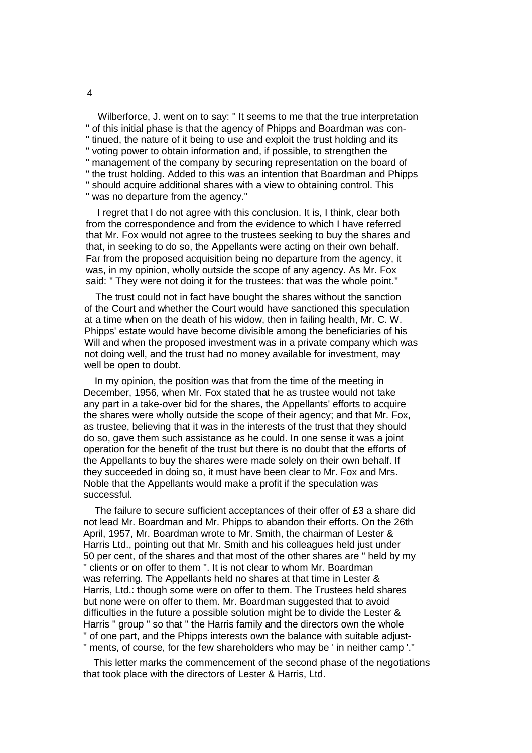Wilberforce, J. went on to say: " It seems to me that the true interpretation " of this initial phase is that the agency of Phipps and Boardman was con- " tinued, the nature of it being to use and exploit the trust holding and its " voting power to obtain information and, if possible, to strengthen the " management of the company by securing representation on the board of " the trust holding. Added to this was an intention that Boardman and Phipps " should acquire additional shares with a view to obtaining control. This " was no departure from the agency."

I regret that I do not agree with this conclusion. It is, I think, clear both from the correspondence and from the evidence to which I have referred that Mr. Fox would not agree to the trustees seeking to buy the shares and that, in seeking to do so, the Appellants were acting on their own behalf. Far from the proposed acquisition being no departure from the agency, it was, in my opinion, wholly outside the scope of any agency. As Mr. Fox said: " They were not doing it for the trustees: that was the whole point."

The trust could not in fact have bought the shares without the sanction of the Court and whether the Court would have sanctioned this speculation at a time when on the death of his widow, then in failing health, Mr. C. W. Phipps' estate would have become divisible among the beneficiaries of his Will and when the proposed investment was in a private company which was not doing well, and the trust had no money available for investment, may well be open to doubt.

In my opinion, the position was that from the time of the meeting in December, 1956, when Mr. Fox stated that he as trustee would not take any part in a take-over bid for the shares, the Appellants' efforts to acquire the shares were wholly outside the scope of their agency; and that Mr. Fox, as trustee, believing that it was in the interests of the trust that they should do so, gave them such assistance as he could. In one sense it was a joint operation for the benefit of the trust but there is no doubt that the efforts of the Appellants to buy the shares were made solely on their own behalf. If they succeeded in doing so, it must have been clear to Mr. Fox and Mrs. Noble that the Appellants would make a profit if the speculation was successful.

The failure to secure sufficient acceptances of their offer of £3 a share did not lead Mr. Boardman and Mr. Phipps to abandon their efforts. On the 26th April, 1957, Mr. Boardman wrote to Mr. Smith, the chairman of Lester & Harris Ltd., pointing out that Mr. Smith and his colleagues held just under 50 per cent, of the shares and that most of the other shares are " held by my " clients or on offer to them ". It is not clear to whom Mr. Boardman was referring. The Appellants held no shares at that time in Lester & Harris, Ltd.: though some were on offer to them. The Trustees held shares but none were on offer to them. Mr. Boardman suggested that to avoid difficulties in the future a possible solution might be to divide the Lester & Harris " group " so that " the Harris family and the directors own the whole " of one part, and the Phipps interests own the balance with suitable adjust- " ments, of course, for the few shareholders who may be ' in neither camp '."

This letter marks the commencement of the second phase of the negotiations that took place with the directors of Lester & Harris, Ltd.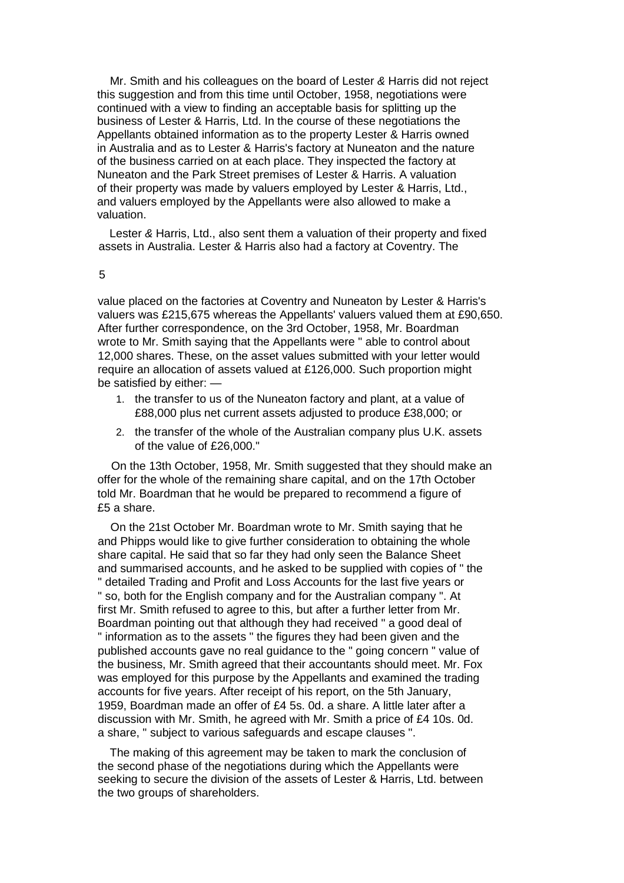Mr. Smith and his colleagues on the board of Lester & Harris did not reject this suggestion and from this time until October, 1958, negotiations were continued with a view to finding an acceptable basis for splitting up the business of Lester & Harris, Ltd. In the course of these negotiations the Appellants obtained information as to the property Lester & Harris owned in Australia and as to Lester & Harris's factory at Nuneaton and the nature of the business carried on at each place. They inspected the factory at Nuneaton and the Park Street premises of Lester & Harris. A valuation of their property was made by valuers employed by Lester & Harris, Ltd., and valuers employed by the Appellants were also allowed to make a valuation.

Lester & Harris, Ltd., also sent them a valuation of their property and fixed assets in Australia. Lester & Harris also had a factory at Coventry. The value placed on the factories at Coventry and Nuneaton by Lester & Harris's valuers was £215,675 whereas the Appellants' valuers valued them at £90,650. After further correspondence, on the 3rd October, 1958, Mr. Boardman wrote to Mr. Smith saying that the Appellants were " able to control about 12,000 shares. These, on the asset values submitted with your letter would require an allocation of assets valued at £126,000. Such proportion might be satisfied by either: —

1. the transfer to us of the Nuneaton factory and plant, at a value of £88,000 plus net current assets adjusted to produce £38,000; or
2. the transfer of the whole of the Australian company plus U.K. assets of the value of £26,000."

On the 13th October, 1958, Mr. Smith suggested that they should make an offer for the whole of the remaining share capital, and on the 17th October told Mr. Boardman that he would be prepared to recommend a figure of £5 a share.

On the 21st October Mr. Boardman wrote to Mr. Smith saying that he and Phipps would like to give further consideration to obtaining the whole share capital. He said that so far they had only seen the Balance Sheet and summarised accounts, and he asked to be supplied with copies of " the " detailed Trading and Profit and Loss Accounts for the last five years or " so, both for the English company and for the Australian company ". At first Mr. Smith refused to agree to this, but after a further letter from Mr. Boardman pointing out that although they had received " a good deal of " information as to the assets " the figures they had been given and the published accounts gave no real guidance to the " going concern " value of the business, Mr. Smith agreed that their accountants should meet. Mr. Fox was employed for this purpose by the Appellants and examined the trading accounts for five years. After receipt of his report, on the 5th January, 1959, Boardman made an offer of £4 5s. 0d. a share. A little later after a discussion with Mr. Smith, he agreed with Mr. Smith a price of £4 10s. 0d. a share, " subject to various safeguards and escape clauses ".

The making of this agreement may be taken to mark the conclusion of the second phase of the negotiations during which the Appellants were seeking to secure the division of the assets of Lester & Harris, Ltd. between the two groups of shareholders.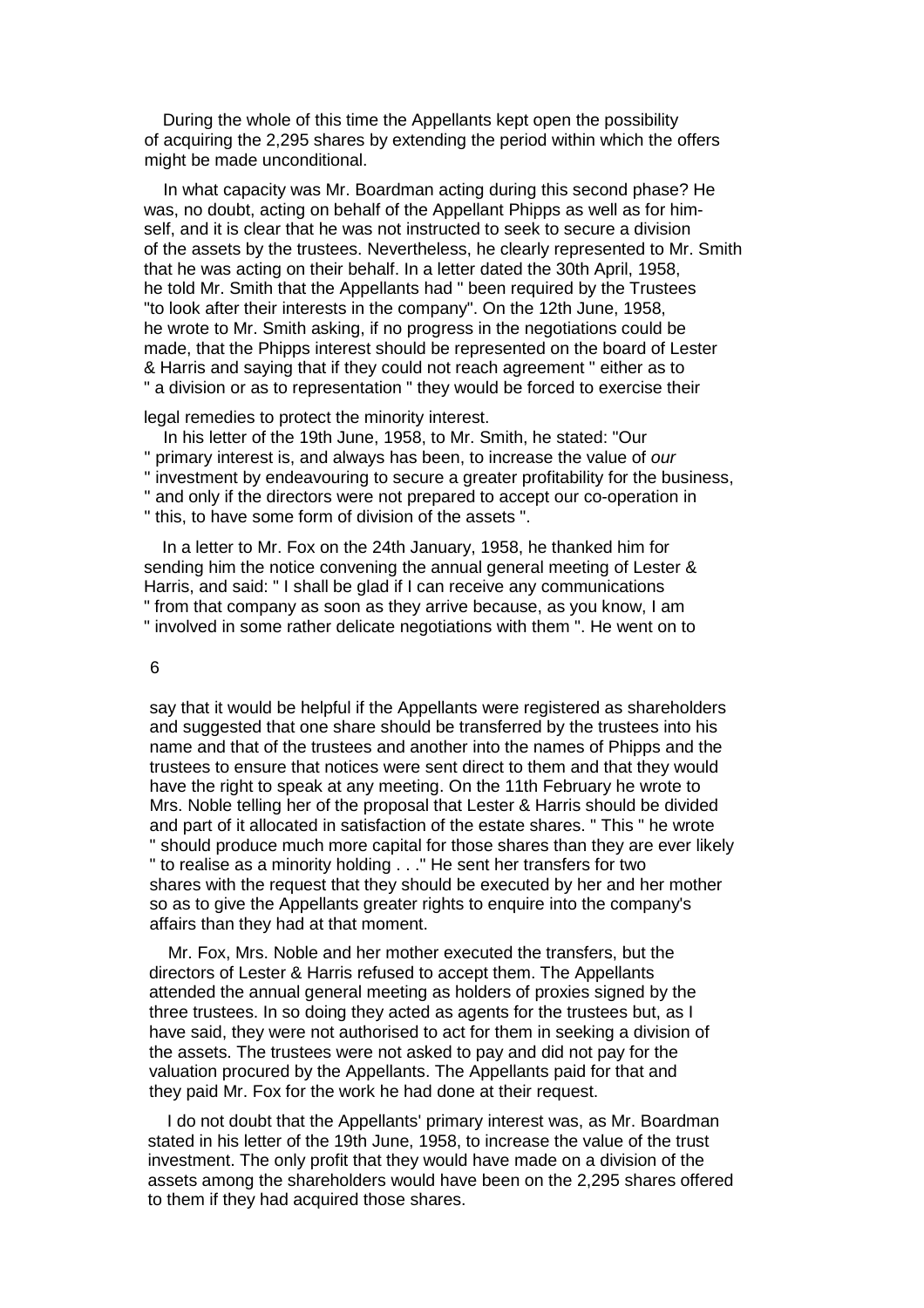During the whole of this time the Appellants kept open the possibility of acquiring the 2,295 shares by extending the period within which the offers might be made unconditional.

In what capacity was Mr. Boardman acting during this second phase? He was, no doubt, acting on behalf of the Appellant Phipps as well as for himself, and it is clear that he was not instructed to seek to secure a division of the assets by the trustees. Nevertheless, he clearly represented to Mr. Smith that he was acting on their behalf. In a letter dated the 30th April, 1958, he told Mr. Smith that the Appellants had " been required by the Trustees "to look after their interests in the company". On the 12th June, 1958, he wrote to Mr. Smith asking, if no progress in the negotiations could be made, that the Phipps interest should be represented on the board of Lester & Harris and saying that if they could not reach agreement " either as to " a division or as to representation " they would be forced to exercise their legal remedies to protect the minority interest.

In his letter of the 19th June, 1958, to Mr. Smith, he stated: "Our " primary interest is, and always has been, to increase the value of *our* " investment by endeavouring to secure a greater profitability for the business, " and only if the directors were not prepared to accept our co-operation in " this, to have some form of division of the assets ".

In a letter to Mr. Fox on the 24th January, 1958, he thanked him for sending him the notice convening the annual general meeting of Lester & Harris, and said: " I shall be glad if I can receive any communications " from that company as soon as they arrive because, as you know, I am " involved in some rather delicate negotiations with them ". He went on to say that it would be helpful if the Appellants were registered as shareholders and suggested that one share should be transferred by the trustees into his name and that of the trustees and another into the names of Phipps and the trustees to ensure that notices were sent direct to them and that they would have the right to speak at any meeting. On the 11th February he wrote to Mrs. Noble telling her of the proposal that Lester & Harris should be divided and part of it allocated in satisfaction of the estate shares. " This " he wrote " should produce much more capital for those shares than they are ever likely " to realise as a minority holding . . ." He sent her transfers for two shares with the request that they should be executed by her and her mother so as to give the Appellants greater rights to enquire into the company's affairs than they had at that moment.

Mr. Fox, Mrs. Noble and her mother executed the transfers, but the directors of Lester & Harris refused to accept them. The Appellants attended the annual general meeting as holders of proxies signed by the three trustees. In so doing they acted as agents for the trustees but, as I have said, they were not authorised to act for them in seeking a division of the assets. The trustees were not asked to pay and did not pay for the valuation procured by the Appellants. The Appellants paid for that and they paid Mr. Fox for the work he had done at their request.

I do not doubt that the Appellants' primary interest was, as Mr. Boardman stated in his letter of the 19th June, 1958, to increase the value of the trust investment. The only profit that they would have made on a division of the assets among the shareholders would have been on the 2,295 shares offered to them if they had acquired those shares.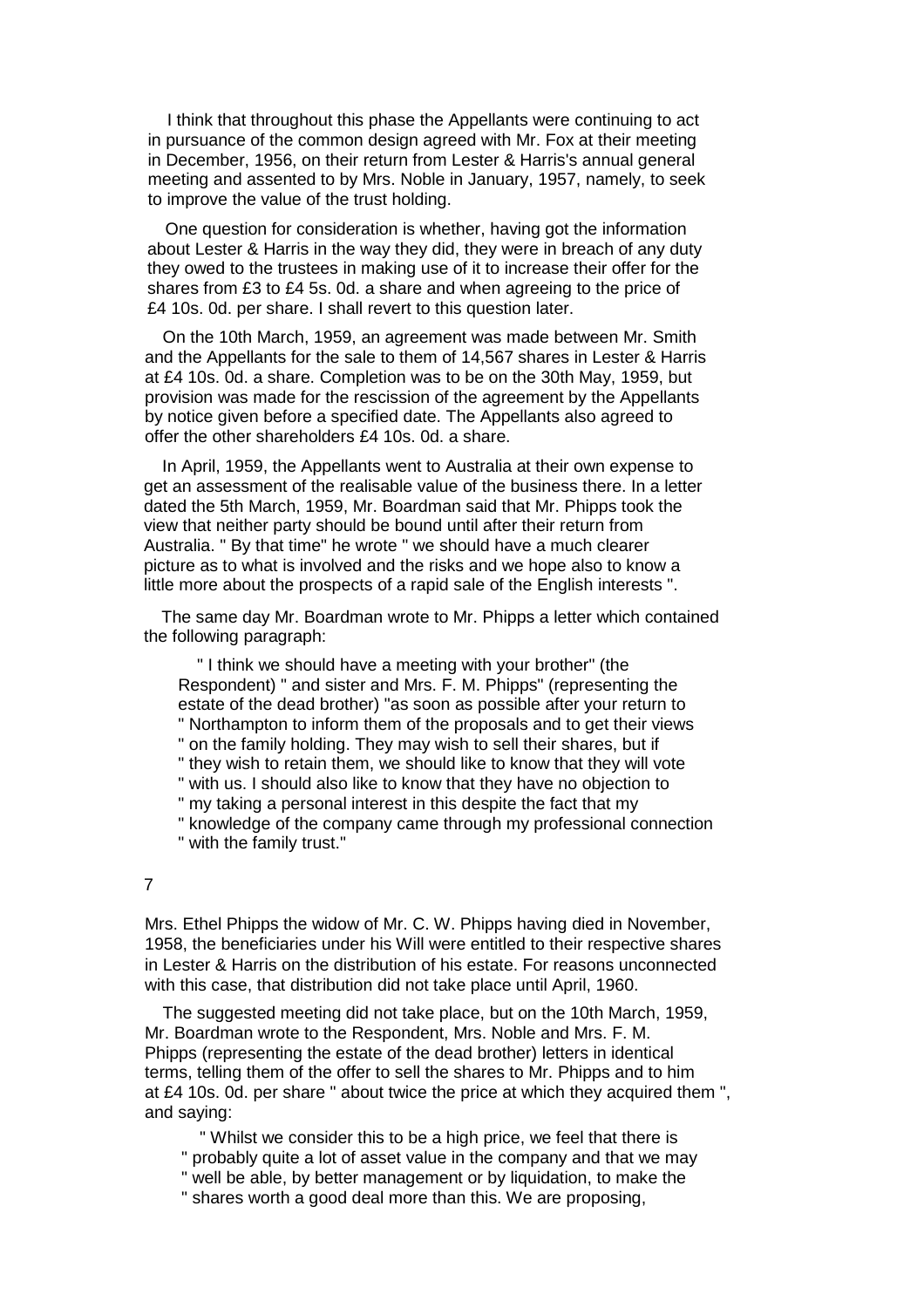I think that throughout this phase the Appellants were continuing to act in pursuance of the common design agreed with Mr. Fox at their meeting in December, 1956, on their return from Lester & Harris's annual general meeting and assented to by Mrs. Noble in January, 1957, namely, to seek to improve the value of the trust holding.

One question for consideration is whether, having got the information about Lester & Harris in the way they did, they were in breach of any duty they owed to the trustees in making use of it to increase their offer for the shares from £3 to £4 5s. 0d. a share and when agreeing to the price of £4 10s. 0d. per share. I shall revert to this question later.

On the 10th March, 1959, an agreement was made between Mr. Smith and the Appellants for the sale to them of 14,567 shares in Lester & Harris at £4 10s. 0d. a share. Completion was to be on the 30th May, 1959, but provision was made for the rescission of the agreement by the Appellants by notice given before a specified date. The Appellants also agreed to offer the other shareholders £4 10s. 0d. a share.

In April, 1959, the Appellants went to Australia at their own expense to get an assessment of the realisable value of the business there. In a letter dated the 5th March, 1959, Mr. Boardman said that Mr. Phipps took the view that neither party should be bound until after their return from Australia. " By that time" he wrote " we should have a much clearer picture as to what is involved and the risks and we hope also to know a little more about the prospects of a rapid sale of the English interests ".

The same day Mr. Boardman wrote to Mr. Phipps a letter which contained the following paragraph:

> " I think we should have a meeting with your brother" (the Respondent) " and sister and Mrs. F. M. Phipps" (representing the estate of the dead brother) "as soon as possible after your return to " Northampton to inform them of the proposals and to get their views " on the family holding. They may wish to sell their shares, but if " they wish to retain them, we should like to know that they will vote " with us. I should also like to know that they have no objection to " my taking a personal interest in this despite the fact that my " knowledge of the company came through my professional connection " with the family trust."

Mrs. Ethel Phipps the widow of Mr. C. W. Phipps having died in November, 1958, the beneficiaries under his Will were entitled to their respective shares in Lester & Harris on the distribution of his estate. For reasons unconnected with this case, that distribution did not take place until April, 1960.

The suggested meeting did not take place, but on the 10th March, 1959, Mr. Boardman wrote to the Respondent, Mrs. Noble and Mrs. F. M. Phipps (representing the estate of the dead brother) letters in identical terms, telling them of the offer to sell the shares to Mr. Phipps and to him at £4 10s. 0d. per share " about twice the price at which they acquired them ", and saying:

> " Whilst we consider this to be a high price, we feel that there is " probably quite a lot of asset value in the company and that we may " well be able, by better management or by liquidation, to make the " shares worth a good deal more than this. We are proposing,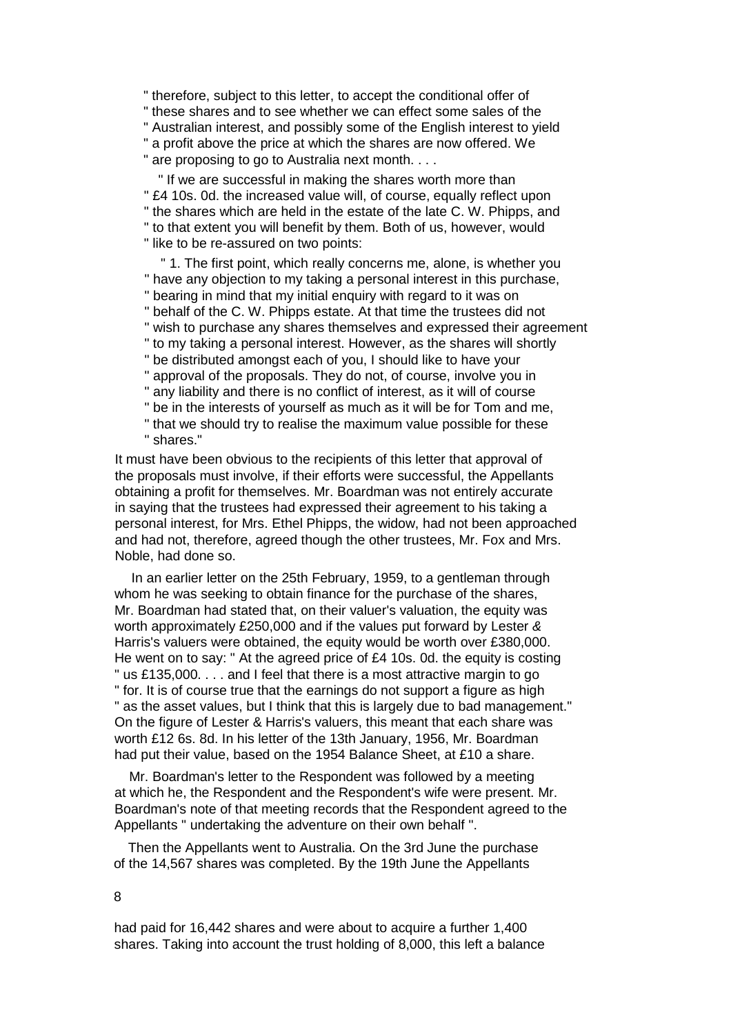" therefore, subject to this letter, to accept the conditional offer of
" these shares and to see whether we can effect some sales of the
" Australian interest, and possibly some of the English interest to yield
" a profit above the price at which the shares are now offered. We
" are proposing to go to Australia next month. . . .

" If we are successful in making the shares worth more than
" £4 10s. 0d. the increased value will, of course, equally reflect upon
" the shares which are held in the estate of the late C. W. Phipps, and
" to that extent you will benefit by them. Both of us, however, would
" like to be re-assured on two points:

" 1. The first point, which really concerns me, alone, is whether you
" have any objection to my taking a personal interest in this purchase,
" bearing in mind that my initial enquiry with regard to it was on
" behalf of the C. W. Phipps estate. At that time the trustees did not
" wish to purchase any shares themselves and expressed their agreement
" to my taking a personal interest. However, as the shares will shortly
" be distributed amongst each of you, I should like to have your
" approval of the proposals. They do not, of course, involve you in
" any liability and there is no conflict of interest, as it will of course
" be in the interests of yourself as much as it will be for Tom and me,
" that we should try to realise the maximum value possible for these
" shares."

It must have been obvious to the recipients of this letter that approval of the proposals must involve, if their efforts were successful, the Appellants obtaining a profit for themselves. Mr. Boardman was not entirely accurate in saying that the trustees had expressed their agreement to his taking a personal interest, for Mrs. Ethel Phipps, the widow, had not been approached and had not, therefore, agreed though the other trustees, Mr. Fox and Mrs. Noble, had done so.

In an earlier letter on the 25th February, 1959, to a gentleman through whom he was seeking to obtain finance for the purchase of the shares, Mr. Boardman had stated that, on their valuer's valuation, the equity was worth approximately £250,000 and if the values put forward by Lester & Harris's valuers were obtained, the equity would be worth over £380,000. He went on to say: " At the agreed price of £4 10s. 0d. the equity is costing " us £135,000. . . . and I feel that there is a most attractive margin to go " for. It is of course true that the earnings do not support a figure as high " as the asset values, but I think that this is largely due to bad management." On the figure of Lester & Harris's valuers, this meant that each share was worth £12 6s. 8d. In his letter of the 13th January, 1956, Mr. Boardman had put their value, based on the 1954 Balance Sheet, at £10 a share.

Mr. Boardman's letter to the Respondent was followed by a meeting at which he, the Respondent and the Respondent's wife were present. Mr. Boardman's note of that meeting records that the Respondent agreed to the Appellants " undertaking the adventure on their own behalf ".

Then the Appellants went to Australia. On the 3rd June the purchase of the 14,567 shares was completed. By the 19th June the Appellants

had paid for 16,442 shares and were about to acquire a further 1,400 shares. Taking into account the trust holding of 8,000, this left a balance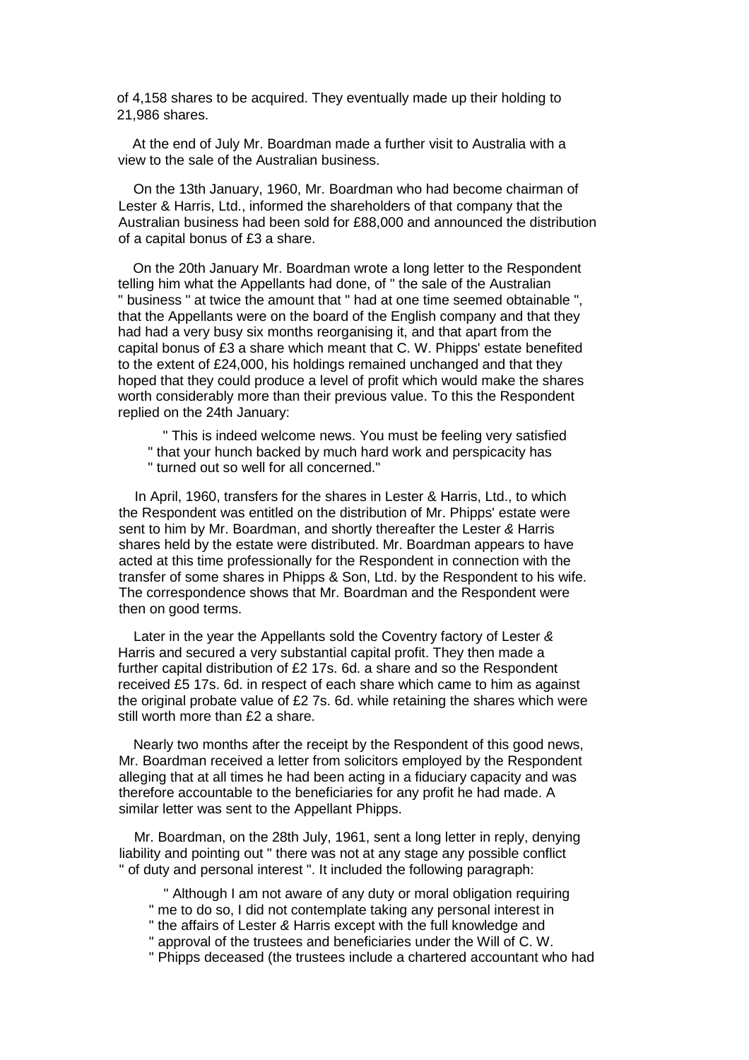of 4,158 shares to be acquired. They eventually made up their holding to 21,986 shares.

At the end of July Mr. Boardman made a further visit to Australia with a view to the sale of the Australian business.

On the 13th January, 1960, Mr. Boardman who had become chairman of Lester & Harris, Ltd., informed the shareholders of that company that the Australian business had been sold for £88,000 and announced the distribution of a capital bonus of £3 a share.

On the 20th January Mr. Boardman wrote a long letter to the Respondent telling him what the Appellants had done, of " the sale of the Australian " business " at twice the amount that " had at one time seemed obtainable ", that the Appellants were on the board of the English company and that they had had a very busy six months reorganising it, and that apart from the capital bonus of £3 a share which meant that C. W. Phipps' estate benefited to the extent of £24,000, his holdings remained unchanged and that they hoped that they could produce a level of profit which would make the shares worth considerably more than their previous value. To this the Respondent replied on the 24th January:

> " This is indeed welcome news. You must be feeling very satisfied
> " that your hunch backed by much hard work and perspicacity has
> " turned out so well for all concerned."

In April, 1960, transfers for the shares in Lester & Harris, Ltd., to which the Respondent was entitled on the distribution of Mr. Phipps' estate were sent to him by Mr. Boardman, and shortly thereafter the Lester & Harris shares held by the estate were distributed. Mr. Boardman appears to have acted at this time professionally for the Respondent in connection with the transfer of some shares in Phipps & Son, Ltd. by the Respondent to his wife. The correspondence shows that Mr. Boardman and the Respondent were then on good terms.

Later in the year the Appellants sold the Coventry factory of Lester & Harris and secured a very substantial capital profit. They then made a further capital distribution of £2 17s. 6d. a share and so the Respondent received £5 17s. 6d. in respect of each share which came to him as against the original probate value of £2 7s. 6d. while retaining the shares which were still worth more than £2 a share.

Nearly two months after the receipt by the Respondent of this good news, Mr. Boardman received a letter from solicitors employed by the Respondent alleging that at all times he had been acting in a fiduciary capacity and was therefore accountable to the beneficiaries for any profit he had made. A similar letter was sent to the Appellant Phipps.

Mr. Boardman, on the 28th July, 1961, sent a long letter in reply, denying liability and pointing out " there was not at any stage any possible conflict " of duty and personal interest ". It included the following paragraph:

> " Although I am not aware of any duty or moral obligation requiring
> " me to do so, I did not contemplate taking any personal interest in
> " the affairs of Lester & Harris except with the full knowledge and
> " approval of the trustees and beneficiaries under the Will of C. W.
> " Phipps deceased (the trustees include a chartered accountant who had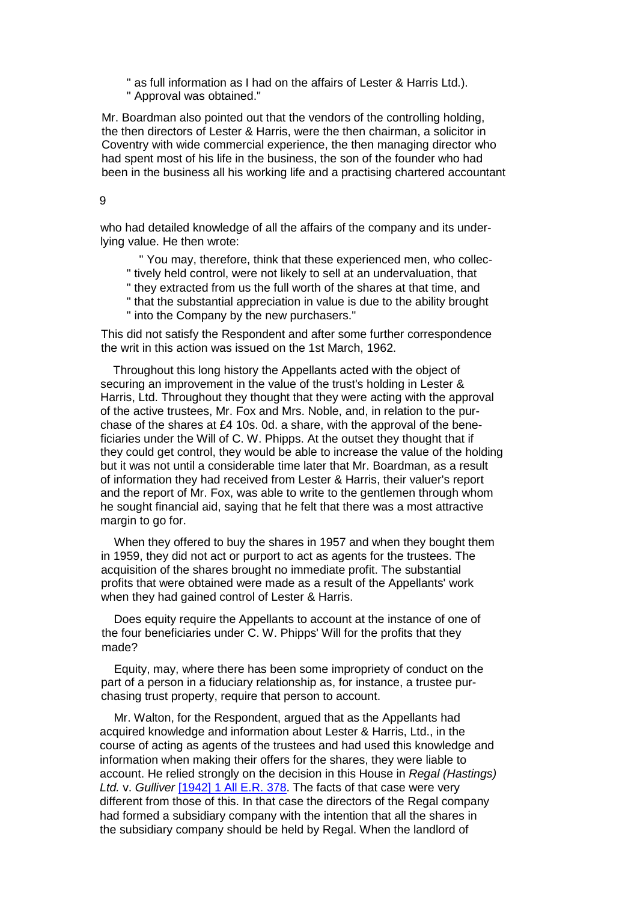" as full information as I had on the affairs of Lester & Harris Ltd.).
" Approval was obtained."

Mr. Boardman also pointed out that the vendors of the controlling holding, the then directors of Lester & Harris, were the then chairman, a solicitor in Coventry with wide commercial experience, the then managing director who had spent most of his life in the business, the son of the founder who had been in the business all his working life and a practising chartered accountant who had detailed knowledge of all the affairs of the company and its underlying value. He then wrote:

" You may, therefore, think that these experienced men, who collec-
" tively held control, were not likely to sell at an undervaluation, that
" they extracted from us the full worth of the shares at that time, and
" that the substantial appreciation in value is due to the ability brought
" into the Company by the new purchasers."

This did not satisfy the Respondent and after some further correspondence the writ in this action was issued on the 1st March, 1962.

Throughout this long history the Appellants acted with the object of securing an improvement in the value of the trust's holding in Lester & Harris, Ltd. Throughout they thought that they were acting with the approval of the active trustees, Mr. Fox and Mrs. Noble, and, in relation to the purchase of the shares at £4 10s. 0d. a share, with the approval of the beneficiaries under the Will of C. W. Phipps. At the outset they thought that if they could get control, they would be able to increase the value of the holding but it was not until a considerable time later that Mr. Boardman, as a result of information they had received from Lester & Harris, their valuer's report and the report of Mr. Fox, was able to write to the gentlemen through whom he sought financial aid, saying that he felt that there was a most attractive margin to go for.

When they offered to buy the shares in 1957 and when they bought them in 1959, they did not act or purport to act as agents for the trustees. The acquisition of the shares brought no immediate profit. The substantial profits that were obtained were made as a result of the Appellants' work when they had gained control of Lester & Harris.

Does equity require the Appellants to account at the instance of one of the four beneficiaries under C. W. Phipps' Will for the profits that they made?

Equity, may, where there has been some impropriety of conduct on the part of a person in a fiduciary relationship as, for instance, a trustee purchasing trust property, require that person to account.

Mr. Walton, for the Respondent, argued that as the Appellants had acquired knowledge and information about Lester & Harris, Ltd., in the course of acting as agents of the trustees and had used this knowledge and information when making their offers for the shares, they were liable to account. He relied strongly on the decision in this House in *Regal (Hastings) Ltd.* v. *Gulliver* [1942] 1 All E.R. 378. The facts of that case were very different from those of this. In that case the directors of the Regal company had formed a subsidiary company with the intention that all the shares in the subsidiary company should be held by Regal. When the landlord of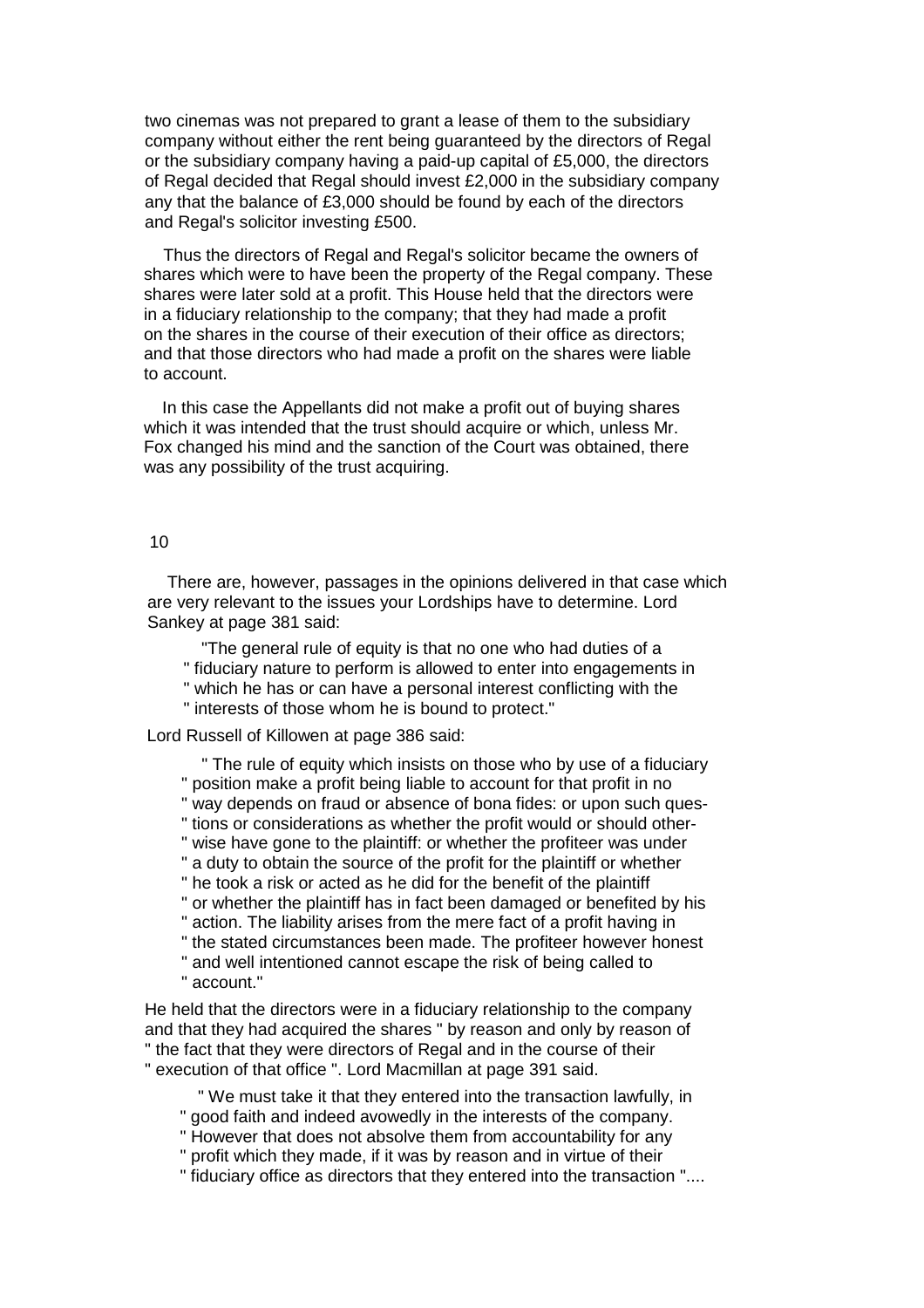two cinemas was not prepared to grant a lease of them to the subsidiary company without either the rent being guaranteed by the directors of Regal or the subsidiary company having a paid-up capital of £5,000, the directors of Regal decided that Regal should invest £2,000 in the subsidiary company any that the balance of £3,000 should be found by each of the directors and Regal's solicitor investing £500.

Thus the directors of Regal and Regal's solicitor became the owners of shares which were to have been the property of the Regal company. These shares were later sold at a profit. This House held that the directors were in a fiduciary relationship to the company; that they had made a profit on the shares in the course of their execution of their office as directors; and that those directors who had made a profit on the shares were liable to account.

In this case the Appellants did not make a profit out of buying shares which it was intended that the trust should acquire or which, unless Mr. Fox changed his mind and the sanction of the Court was obtained, there was any possibility of the trust acquiring.

There are, however, passages in the opinions delivered in that case which are very relevant to the issues your Lordships have to determine. Lord Sankey at page 381 said:

> "The general rule of equity is that no one who had duties of a " fiduciary nature to perform is allowed to enter into engagements in " which he has or can have a personal interest conflicting with the " interests of those whom he is bound to protect."

Lord Russell of Killowen at page 386 said:

> " The rule of equity which insists on those who by use of a fiduciary " position make a profit being liable to account for that profit in no " way depends on fraud or absence of bona fides: or upon such ques- " tions or considerations as whether the profit would or should other- " wise have gone to the plaintiff: or whether the profiteer was under " a duty to obtain the source of the profit for the plaintiff or whether " he took a risk or acted as he did for the benefit of the plaintiff " or whether the plaintiff has in fact been damaged or benefited by his " action. The liability arises from the mere fact of a profit having in " the stated circumstances been made. The profiteer however honest " and well intentioned cannot escape the risk of being called to " account."

He held that the directors were in a fiduciary relationship to the company and that they had acquired the shares " by reason and only by reason of " the fact that they were directors of Regal and in the course of their " execution of that office ". Lord Macmillan at page 391 said.

> " We must take it that they entered into the transaction lawfully, in " good faith and indeed avowedly in the interests of the company. " However that does not absolve them from accountability for any " profit which they made, if it was by reason and in virtue of their " fiduciary office as directors that they entered into the transaction "....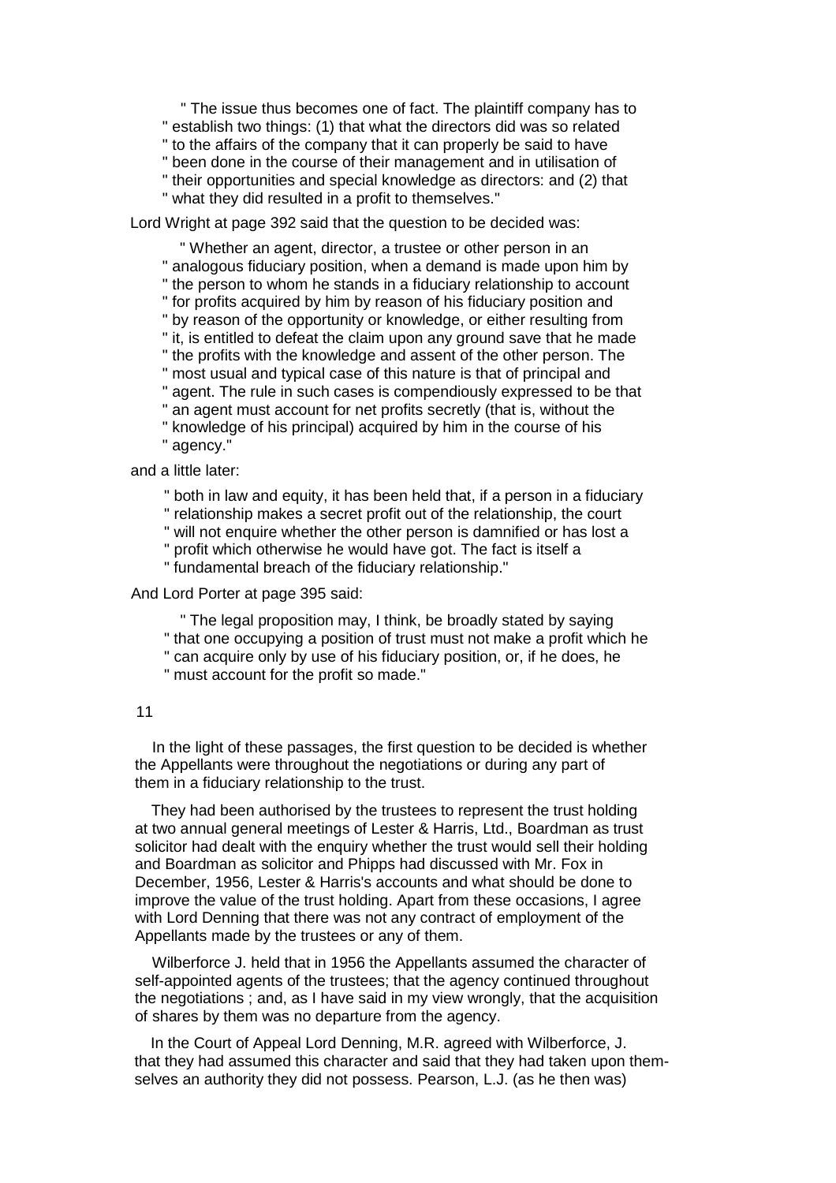" The issue thus becomes one of fact. The plaintiff company has to " establish two things: (1) that what the directors did was so related " to the affairs of the company that it can properly be said to have " been done in the course of their management and in utilisation of " their opportunities and special knowledge as directors: and (2) that " what they did resulted in a profit to themselves."

Lord Wright at page 392 said that the question to be decided was:

> " Whether an agent, director, a trustee or other person in an " analogous fiduciary position, when a demand is made upon him by " the person to whom he stands in a fiduciary relationship to account " for profits acquired by him by reason of his fiduciary position and " by reason of the opportunity or knowledge, or either resulting from " it, is entitled to defeat the claim upon any ground save that he made " the profits with the knowledge and assent of the other person. The " most usual and typical case of this nature is that of principal and " agent. The rule in such cases is compendiously expressed to be that " an agent must account for net profits secretly (that is, without the " knowledge of his principal) acquired by him in the course of his " agency."

and a little later:

> " both in law and equity, it has been held that, if a person in a fiduciary " relationship makes a secret profit out of the relationship, the court " will not enquire whether the other person is damnified or has lost a " profit which otherwise he would have got. The fact is itself a " fundamental breach of the fiduciary relationship."

And Lord Porter at page 395 said:

> " The legal proposition may, I think, be broadly stated by saying " that one occupying a position of trust must not make a profit which he " can acquire only by use of his fiduciary position, or, if he does, he " must account for the profit so made."

11

In the light of these passages, the first question to be decided is whether the Appellants were throughout the negotiations or during any part of them in a fiduciary relationship to the trust.

They had been authorised by the trustees to represent the trust holding at two annual general meetings of Lester & Harris, Ltd., Boardman as trust solicitor had dealt with the enquiry whether the trust would sell their holding and Boardman as solicitor and Phipps had discussed with Mr. Fox in December, 1956, Lester & Harris's accounts and what should be done to improve the value of the trust holding. Apart from these occasions, I agree with Lord Denning that there was not any contract of employment of the Appellants made by the trustees or any of them.

Wilberforce J. held that in 1956 the Appellants assumed the character of self-appointed agents of the trustees; that the agency continued throughout the negotiations ; and, as I have said in my view wrongly, that the acquisition of shares by them was no departure from the agency.

In the Court of Appeal Lord Denning, M.R. agreed with Wilberforce, J. that they had assumed this character and said that they had taken upon themselves an authority they did not possess. Pearson, L.J. (as he then was)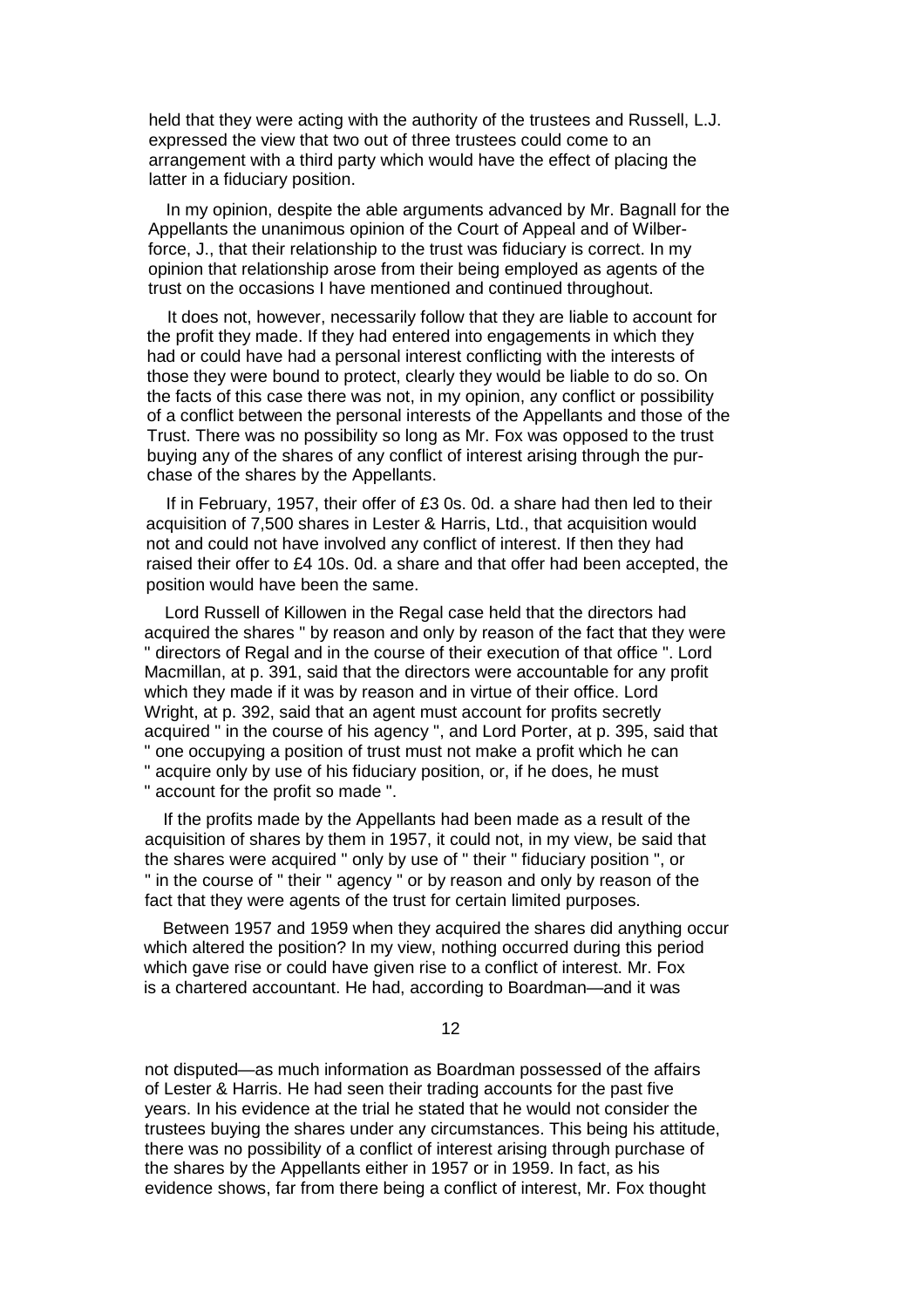held that they were acting with the authority of the trustees and Russell, L.J. expressed the view that two out of three trustees could come to an arrangement with a third party which would have the effect of placing the latter in a fiduciary position.

In my opinion, despite the able arguments advanced by Mr. Bagnall for the Appellants the unanimous opinion of the Court of Appeal and of Wilberforce, J., that their relationship to the trust was fiduciary is correct. In my opinion that relationship arose from their being employed as agents of the trust on the occasions I have mentioned and continued throughout.

It does not, however, necessarily follow that they are liable to account for the profit they made. If they had entered into engagements in which they had or could have had a personal interest conflicting with the interests of those they were bound to protect, clearly they would be liable to do so. On the facts of this case there was not, in my opinion, any conflict or possibility of a conflict between the personal interests of the Appellants and those of the Trust. There was no possibility so long as Mr. Fox was opposed to the trust buying any of the shares of any conflict of interest arising through the purchase of the shares by the Appellants.

If in February, 1957, their offer of £3 0s. 0d. a share had then led to their acquisition of 7,500 shares in Lester & Harris, Ltd., that acquisition would not and could not have involved any conflict of interest. If then they had raised their offer to £4 10s. 0d. a share and that offer had been accepted, the position would have been the same.

Lord Russell of Killowen in the Regal case held that the directors had acquired the shares " by reason and only by reason of the fact that they were " directors of Regal and in the course of their execution of that office ". Lord Macmillan, at p. 391, said that the directors were accountable for any profit which they made if it was by reason and in virtue of their office. Lord Wright, at p. 392, said that an agent must account for profits secretly acquired " in the course of his agency ", and Lord Porter, at p. 395, said that " one occupying a position of trust must not make a profit which he can " acquire only by use of his fiduciary position, or, if he does, he must " account for the profit so made ".

If the profits made by the Appellants had been made as a result of the acquisition of shares by them in 1957, it could not, in my view, be said that the shares were acquired " only by use of " their " fiduciary position ", or " in the course of " their " agency " or by reason and only by reason of the fact that they were agents of the trust for certain limited purposes.

Between 1957 and 1959 when they acquired the shares did anything occur which altered the position? In my view, nothing occurred during this period which gave rise or could have given rise to a conflict of interest. Mr. Fox is a chartered accountant. He had, according to Boardman—and it was not disputed—as much information as Boardman possessed of the affairs of Lester & Harris. He had seen their trading accounts for the past five years. In his evidence at the trial he stated that he would not consider the trustees buying the shares under any circumstances. This being his attitude, there was no possibility of a conflict of interest arising through purchase of the shares by the Appellants either in 1957 or in 1959. In fact, as his evidence shows, far from there being a conflict of interest, Mr. Fox thought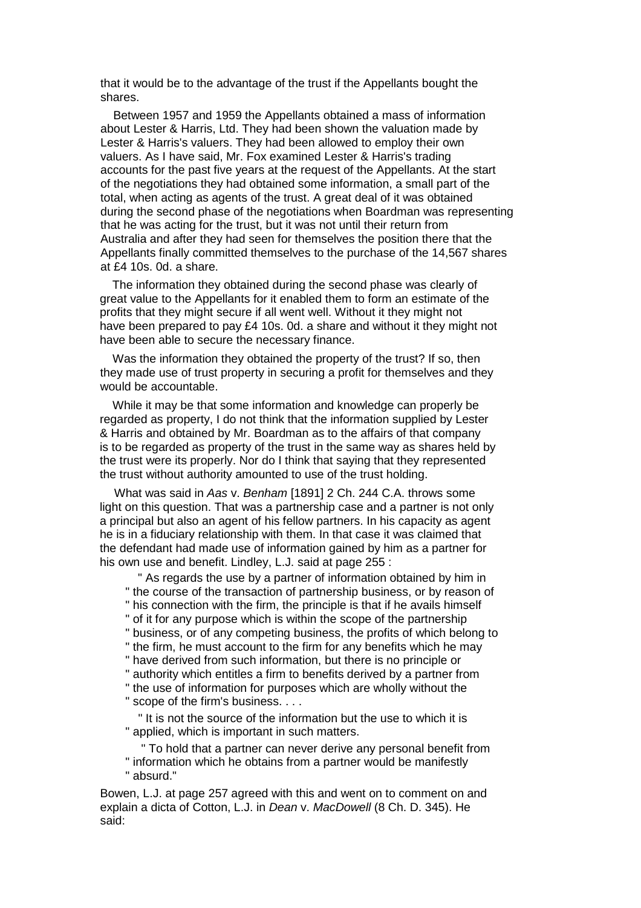that it would be to the advantage of the trust if the Appellants bought the shares.

Between 1957 and 1959 the Appellants obtained a mass of information about Lester & Harris, Ltd. They had been shown the valuation made by Lester & Harris's valuers. They had been allowed to employ their own valuers. As I have said, Mr. Fox examined Lester & Harris's trading accounts for the past five years at the request of the Appellants. At the start of the negotiations they had obtained some information, a small part of the total, when acting as agents of the trust. A great deal of it was obtained during the second phase of the negotiations when Boardman was representing that he was acting for the trust, but it was not until their return from Australia and after they had seen for themselves the position there that the Appellants finally committed themselves to the purchase of the 14,567 shares at £4 10s. 0d. a share.

The information they obtained during the second phase was clearly of great value to the Appellants for it enabled them to form an estimate of the profits that they might secure if all went well. Without it they might not have been prepared to pay £4 10s. 0d. a share and without it they might not have been able to secure the necessary finance.

Was the information they obtained the property of the trust? If so, then they made use of trust property in securing a profit for themselves and they would be accountable.

While it may be that some information and knowledge can properly be regarded as property, I do not think that the information supplied by Lester & Harris and obtained by Mr. Boardman as to the affairs of that company is to be regarded as property of the trust in the same way as shares held by the trust were its property. Nor do I think that saying that they represented the trust without authority amounted to use of the trust holding.

What was said in *Aas* v. *Benham* [1891] 2 Ch. 244 C.A. throws some light on this question. That was a partnership case and a partner is not only a principal but also an agent of his fellow partners. In his capacity as agent he is in a fiduciary relationship with them. In that case it was claimed that the defendant had made use of information gained by him as a partner for his own use and benefit. Lindley, L.J. said at page 255 :

> " As regards the use by a partner of information obtained by him in " the course of the transaction of partnership business, or by reason of " his connection with the firm, the principle is that if he avails himself " of it for any purpose which is within the scope of the partnership " business, or of any competing business, the profits of which belong to " the firm, he must account to the firm for any benefits which he may " have derived from such information, but there is no principle or " authority which entitles a firm to benefits derived by a partner from " the use of information for purposes which are wholly without the " scope of the firm's business. . . .
>
> " It is not the source of the information but the use to which it is " applied, which is important in such matters.
>
> " To hold that a partner can never derive any personal benefit from " information which he obtains from a partner would be manifestly " absurd."

Bowen, L.J. at page 257 agreed with this and went on to comment on and explain a dicta of Cotton, L.J. in *Dean* v. *MacDowell* (8 Ch. D. 345). He said: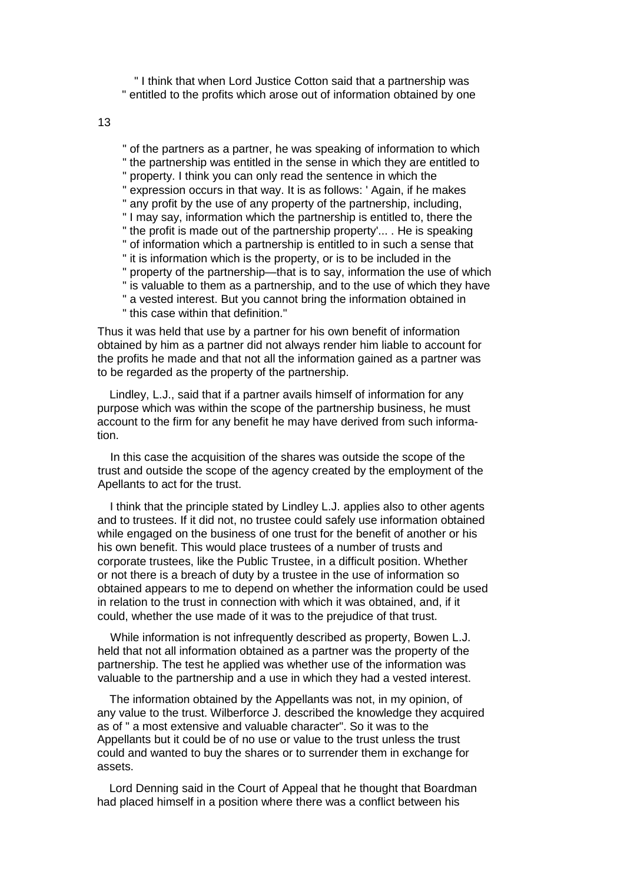" I think that when Lord Justice Cotton said that a partnership was
" entitled to the profits which arose out of information obtained by one
" of the partners as a partner, he was speaking of information to which
" the partnership was entitled in the sense in which they are entitled to
" property. I think you can only read the sentence in which the
" expression occurs in that way. It is as follows: ' Again, if he makes
" any profit by the use of any property of the partnership, including,
" I may say, information which the partnership is entitled to, there the
" the profit is made out of the partnership property'... . He is speaking
" of information which a partnership is entitled to in such a sense that
" it is information which is the property, or is to be included in the
" property of the partnership—that is to say, information the use of which
" is valuable to them as a partnership, and to the use of which they have
" a vested interest. But you cannot bring the information obtained in
" this case within that definition."

Thus it was held that use by a partner for his own benefit of information obtained by him as a partner did not always render him liable to account for the profits he made and that not all the information gained as a partner was to be regarded as the property of the partnership.

Lindley, L.J., said that if a partner avails himself of information for any purpose which was within the scope of the partnership business, he must account to the firm for any benefit he may have derived from such information.

In this case the acquisition of the shares was outside the scope of the trust and outside the scope of the agency created by the employment of the Appellants to act for the trust.

I think that the principle stated by Lindley L.J. applies also to other agents and to trustees. If it did not, no trustee could safely use information obtained while engaged on the business of one trust for the benefit of another or his his own benefit. This would place trustees of a number of trusts and corporate trustees, like the Public Trustee, in a difficult position. Whether or not there is a breach of duty by a trustee in the use of information so obtained appears to me to depend on whether the information could be used in relation to the trust in connection with which it was obtained, and, if it could, whether the use made of it was to the prejudice of that trust.

While information is not infrequently described as property, Bowen L.J. held that not all information obtained as a partner was the property of the partnership. The test he applied was whether use of the information was valuable to the partnership and a use in which they had a vested interest.

The information obtained by the Appellants was not, in my opinion, of any value to the trust. Wilberforce J. described the knowledge they acquired as of " a most extensive and valuable character". So it was to the Appellants but it could be of no use or value to the trust unless the trust could and wanted to buy the shares or to surrender them in exchange for assets.

Lord Denning said in the Court of Appeal that he thought that Boardman had placed himself in a position where there was a conflict between his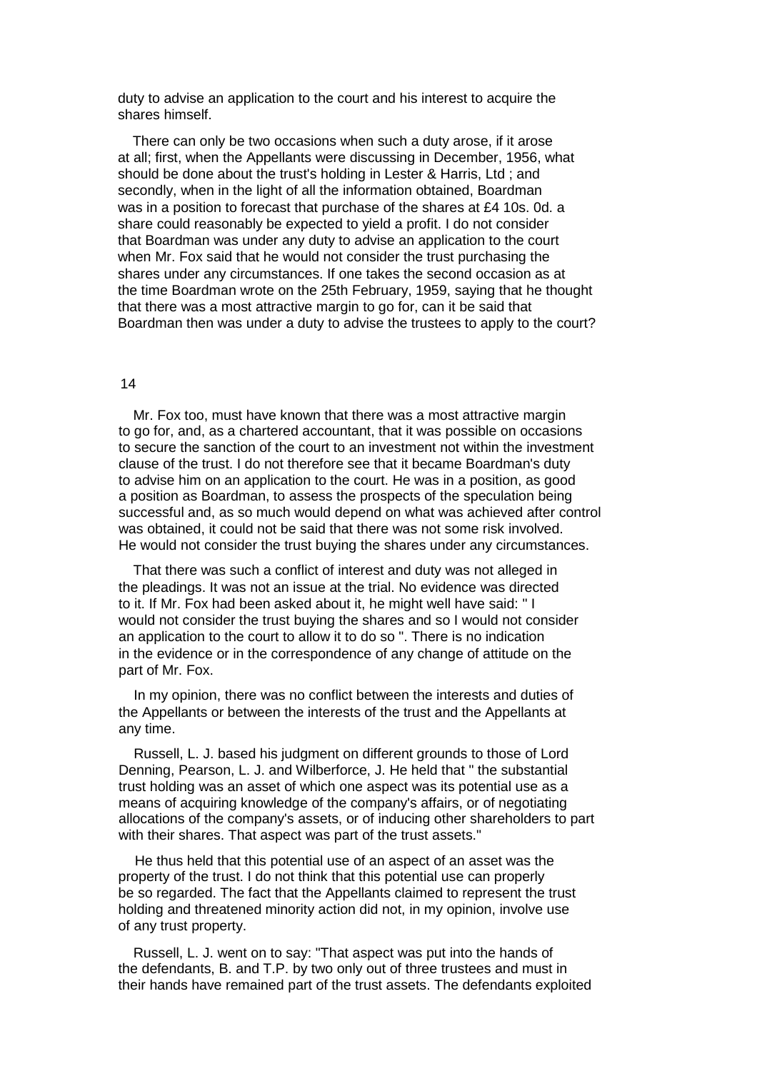duty to advise an application to the court and his interest to acquire the shares himself.

There can only be two occasions when such a duty arose, if it arose at all; first, when the Appellants were discussing in December, 1956, what should be done about the trust's holding in Lester & Harris, Ltd ; and secondly, when in the light of all the information obtained, Boardman was in a position to forecast that purchase of the shares at £4 10s. 0d. a share could reasonably be expected to yield a profit. I do not consider that Boardman was under any duty to advise an application to the court when Mr. Fox said that he would not consider the trust purchasing the shares under any circumstances. If one takes the second occasion as at the time Boardman wrote on the 25th February, 1959, saying that he thought that there was a most attractive margin to go for, can it be said that Boardman then was under a duty to advise the trustees to apply to the court?

Mr. Fox too, must have known that there was a most attractive margin to go for, and, as a chartered accountant, that it was possible on occasions to secure the sanction of the court to an investment not within the investment clause of the trust. I do not therefore see that it became Boardman's duty to advise him on an application to the court. He was in a position, as good a position as Boardman, to assess the prospects of the speculation being successful and, as so much would depend on what was achieved after control was obtained, it could not be said that there was not some risk involved. He would not consider the trust buying the shares under any circumstances.

That there was such a conflict of interest and duty was not alleged in the pleadings. It was not an issue at the trial. No evidence was directed to it. If Mr. Fox had been asked about it, he might well have said: " I would not consider the trust buying the shares and so I would not consider an application to the court to allow it to do so ". There is no indication in the evidence or in the correspondence of any change of attitude on the part of Mr. Fox.

In my opinion, there was no conflict between the interests and duties of the Appellants or between the interests of the trust and the Appellants at any time.

Russell, L. J. based his judgment on different grounds to those of Lord Denning, Pearson, L. J. and Wilberforce, J. He held that " the substantial trust holding was an asset of which one aspect was its potential use as a means of acquiring knowledge of the company's affairs, or of negotiating allocations of the company's assets, or of inducing other shareholders to part with their shares. That aspect was part of the trust assets."

He thus held that this potential use of an aspect of an asset was the property of the trust. I do not think that this potential use can properly be so regarded. The fact that the Appellants claimed to represent the trust holding and threatened minority action did not, in my opinion, involve use of any trust property.

Russell, L. J. went on to say: "That aspect was put into the hands of the defendants, B. and T.P. by two only out of three trustees and must in their hands have remained part of the trust assets. The defendants exploited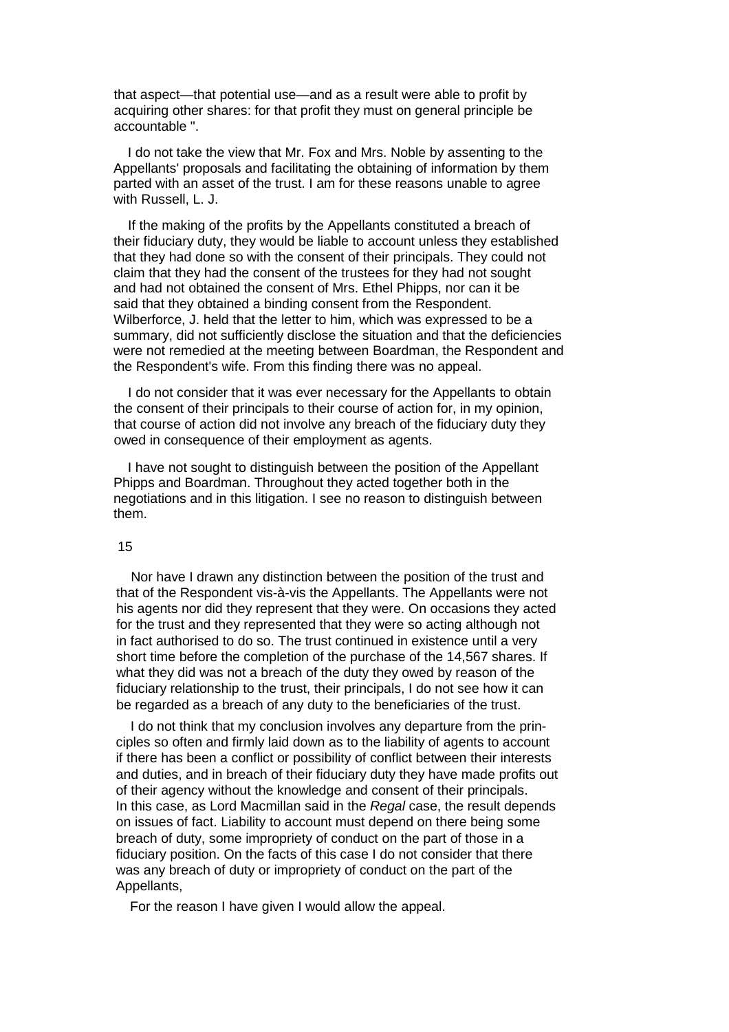that aspect—that potential use—and as a result were able to profit by acquiring other shares: for that profit they must on general principle be accountable ".

I do not take the view that Mr. Fox and Mrs. Noble by assenting to the Appellants' proposals and facilitating the obtaining of information by them parted with an asset of the trust. I am for these reasons unable to agree with Russell, L. J.

If the making of the profits by the Appellants constituted a breach of their fiduciary duty, they would be liable to account unless they established that they had done so with the consent of their principals. They could not claim that they had the consent of the trustees for they had not sought and had not obtained the consent of Mrs. Ethel Phipps, nor can it be said that they obtained a binding consent from the Respondent. Wilberforce, J. held that the letter to him, which was expressed to be a summary, did not sufficiently disclose the situation and that the deficiencies were not remedied at the meeting between Boardman, the Respondent and the Respondent's wife. From this finding there was no appeal.

I do not consider that it was ever necessary for the Appellants to obtain the consent of their principals to their course of action for, in my opinion, that course of action did not involve any breach of the fiduciary duty they owed in consequence of their employment as agents.

I have not sought to distinguish between the position of the Appellant Phipps and Boardman. Throughout they acted together both in the negotiations and in this litigation. I see no reason to distinguish between them.

Nor have I drawn any distinction between the position of the trust and that of the Respondent vis-à-vis the Appellants. The Appellants were not his agents nor did they represent that they were. On occasions they acted for the trust and they represented that they were so acting although not in fact authorised to do so. The trust continued in existence until a very short time before the completion of the purchase of the 14,567 shares. If what they did was not a breach of the duty they owed by reason of the fiduciary relationship to the trust, their principals, I do not see how it can be regarded as a breach of any duty to the beneficiaries of the trust.

I do not think that my conclusion involves any departure from the principles so often and firmly laid down as to the liability of agents to account if there has been a conflict or possibility of conflict between their interests and duties, and in breach of their fiduciary duty they have made profits out of their agency without the knowledge and consent of their principals. In this case, as Lord Macmillan said in the *Regal* case, the result depends on issues of fact. Liability to account must depend on there being some breach of duty, some impropriety of conduct on the part of those in a fiduciary position. On the facts of this case I do not consider that there was any breach of duty or impropriety of conduct on the part of the Appellants,

For the reason I have given I would allow the appeal.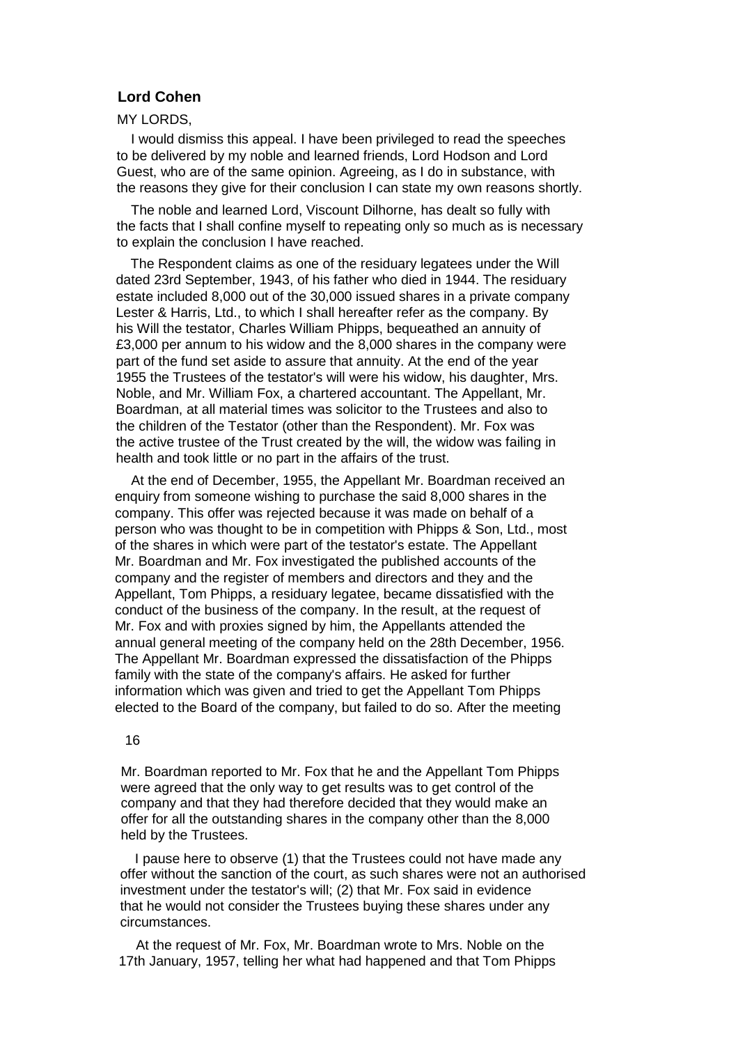**Lord Cohen**

MY LORDS,

I would dismiss this appeal. I have been privileged to read the speeches to be delivered by my noble and learned friends, Lord Hodson and Lord Guest, who are of the same opinion. Agreeing, as I do in substance, with the reasons they give for their conclusion I can state my own reasons shortly.

The noble and learned Lord, Viscount Dilhorne, has dealt so fully with the facts that I shall confine myself to repeating only so much as is necessary to explain the conclusion I have reached.

The Respondent claims as one of the residuary legatees under the Will dated 23rd September, 1943, of his father who died in 1944. The residuary estate included 8,000 out of the 30,000 issued shares in a private company Lester & Harris, Ltd., to which I shall hereafter refer as the company. By his Will the testator, Charles William Phipps, bequeathed an annuity of £3,000 per annum to his widow and the 8,000 shares in the company were part of the fund set aside to assure that annuity. At the end of the year 1955 the Trustees of the testator's will were his widow, his daughter, Mrs. Noble, and Mr. William Fox, a chartered accountant. The Appellant, Mr. Boardman, at all material times was solicitor to the Trustees and also to the children of the Testator (other than the Respondent). Mr. Fox was the active trustee of the Trust created by the will, the widow was failing in health and took little or no part in the affairs of the trust.

At the end of December, 1955, the Appellant Mr. Boardman received an enquiry from someone wishing to purchase the said 8,000 shares in the company. This offer was rejected because it was made on behalf of a person who was thought to be in competition with Phipps & Son, Ltd., most of the shares in which were part of the testator's estate. The Appellant Mr. Boardman and Mr. Fox investigated the published accounts of the company and the register of members and directors and they and the Appellant, Tom Phipps, a residuary legatee, became dissatisfied with the conduct of the business of the company. In the result, at the request of Mr. Fox and with proxies signed by him, the Appellants attended the annual general meeting of the company held on the 28th December, 1956. The Appellant Mr. Boardman expressed the dissatisfaction of the Phipps family with the state of the company's affairs. He asked for further information which was given and tried to get the Appellant Tom Phipps elected to the Board of the company, but failed to do so. After the meeting Mr. Boardman reported to Mr. Fox that he and the Appellant Tom Phipps were agreed that the only way to get results was to get control of the company and that they had therefore decided that they would make an offer for all the outstanding shares in the company other than the 8,000 held by the Trustees.

I pause here to observe (1) that the Trustees could not have made any offer without the sanction of the court, as such shares were not an authorised investment under the testator's will; (2) that Mr. Fox said in evidence that he would not consider the Trustees buying these shares under any circumstances.

At the request of Mr. Fox, Mr. Boardman wrote to Mrs. Noble on the 17th January, 1957, telling her what had happened and that Tom Phipps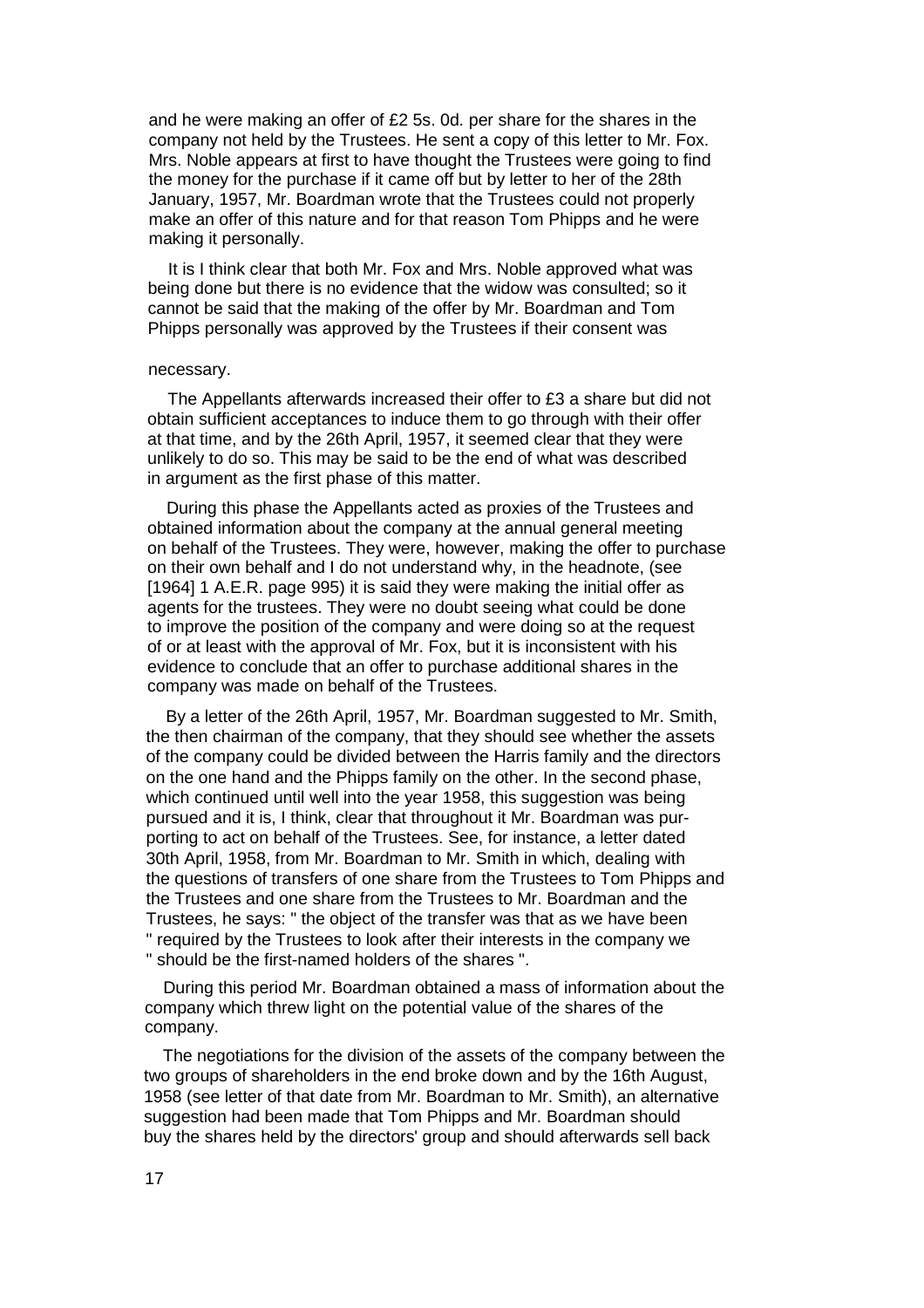and he were making an offer of £2 5s. 0d. per share for the shares in the company not held by the Trustees. He sent a copy of this letter to Mr. Fox. Mrs. Noble appears at first to have thought the Trustees were going to find the money for the purchase if it came off but by letter to her of the 28th January, 1957, Mr. Boardman wrote that the Trustees could not properly make an offer of this nature and for that reason Tom Phipps and he were making it personally.

It is I think clear that both Mr. Fox and Mrs. Noble approved what was being done but there is no evidence that the widow was consulted; so it cannot be said that the making of the offer by Mr. Boardman and Tom Phipps personally was approved by the Trustees if their consent was necessary.

The Appellants afterwards increased their offer to £3 a share but did not obtain sufficient acceptances to induce them to go through with their offer at that time, and by the 26th April, 1957, it seemed clear that they were unlikely to do so. This may be said to be the end of what was described in argument as the first phase of this matter.

During this phase the Appellants acted as proxies of the Trustees and obtained information about the company at the annual general meeting on behalf of the Trustees. They were, however, making the offer to purchase on their own behalf and I do not understand why, in the headnote, (see [1964] 1 A.E.R. page 995) it is said they were making the initial offer as agents for the trustees. They were no doubt seeing what could be done to improve the position of the company and were doing so at the request of or at least with the approval of Mr. Fox, but it is inconsistent with his evidence to conclude that an offer to purchase additional shares in the company was made on behalf of the Trustees.

By a letter of the 26th April, 1957, Mr. Boardman suggested to Mr. Smith, the then chairman of the company, that they should see whether the assets of the company could be divided between the Harris family and the directors on the one hand and the Phipps family on the other. In the second phase, which continued until well into the year 1958, this suggestion was being pursued and it is, I think, clear that throughout it Mr. Boardman was purporting to act on behalf of the Trustees. See, for instance, a letter dated 30th April, 1958, from Mr. Boardman to Mr. Smith in which, dealing with the questions of transfers of one share from the Trustees to Tom Phipps and the Trustees and one share from the Trustees to Mr. Boardman and the Trustees, he says: " the object of the transfer was that as we have been " required by the Trustees to look after their interests in the company we " should be the first-named holders of the shares ".

During this period Mr. Boardman obtained a mass of information about the company which threw light on the potential value of the shares of the company.

The negotiations for the division of the assets of the company between the two groups of shareholders in the end broke down and by the 16th August, 1958 (see letter of that date from Mr. Boardman to Mr. Smith), an alternative suggestion had been made that Tom Phipps and Mr. Boardman should buy the shares held by the directors' group and should afterwards sell back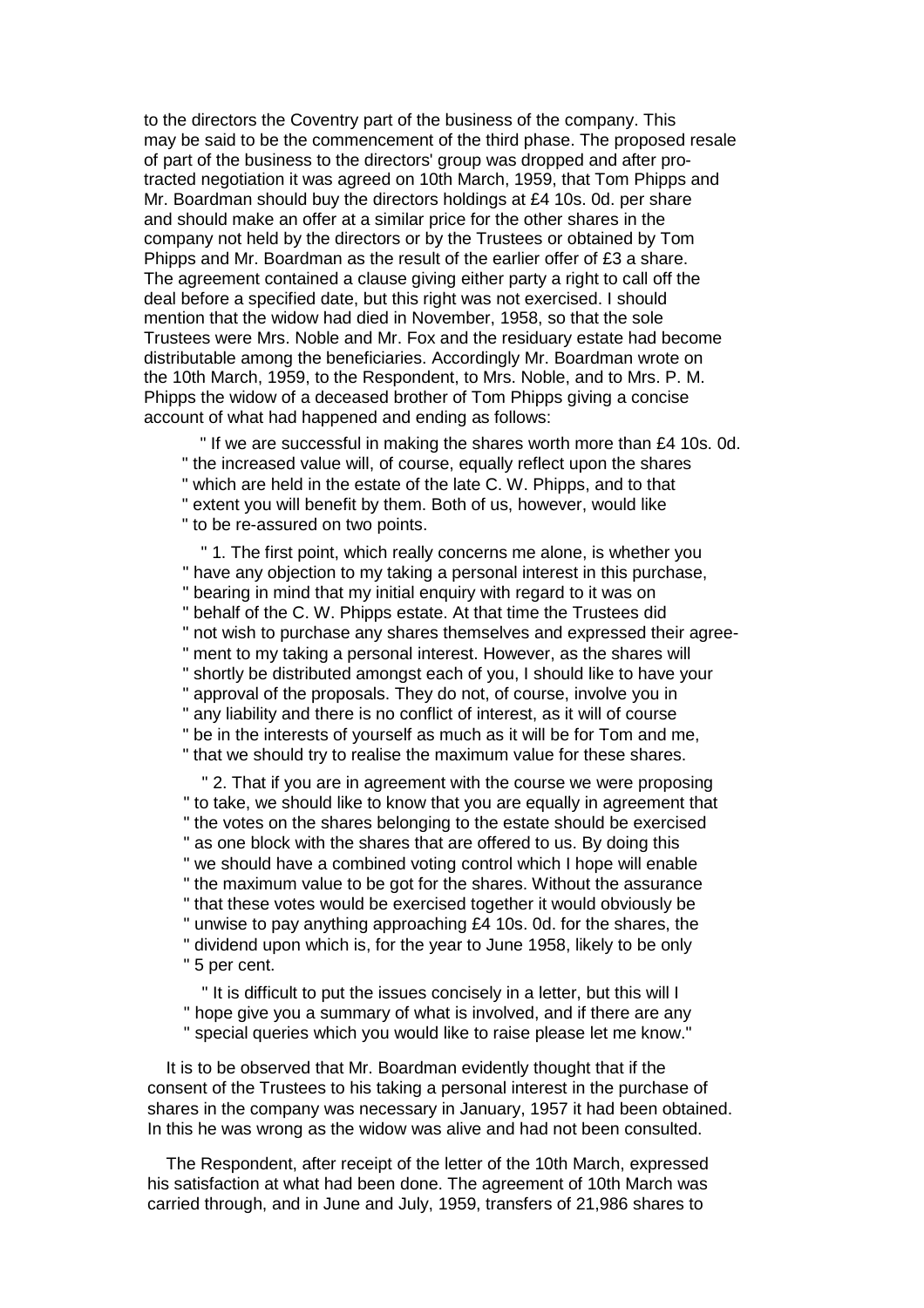to the directors the Coventry part of the business of the company. This may be said to be the commencement of the third phase. The proposed resale of part of the business to the directors' group was dropped and after protracted negotiation it was agreed on 10th March, 1959, that Tom Phipps and Mr. Boardman should buy the directors holdings at £4 10s. 0d. per share and should make an offer at a similar price for the other shares in the company not held by the directors or by the Trustees or obtained by Tom Phipps and Mr. Boardman as the result of the earlier offer of £3 a share. The agreement contained a clause giving either party a right to call off the deal before a specified date, but this right was not exercised. I should mention that the widow had died in November, 1958, so that the sole Trustees were Mrs. Noble and Mr. Fox and the residuary estate had become distributable among the beneficiaries. Accordingly Mr. Boardman wrote on the 10th March, 1959, to the Respondent, to Mrs. Noble, and to Mrs. P. M. Phipps the widow of a deceased brother of Tom Phipps giving a concise account of what had happened and ending as follows:

> " If we are successful in making the shares worth more than £4 10s. 0d.
> " the increased value will, of course, equally reflect upon the shares
> " which are held in the estate of the late C. W. Phipps, and to that
> " extent you will benefit by them. Both of us, however, would like
> " to be re-assured on two points.
>
> " 1. The first point, which really concerns me alone, is whether you
> " have any objection to my taking a personal interest in this purchase,
> " bearing in mind that my initial enquiry with regard to it was on
> " behalf of the C. W. Phipps estate. At that time the Trustees did
> " not wish to purchase any shares themselves and expressed their agree-
> " ment to my taking a personal interest. However, as the shares will
> " shortly be distributed amongst each of you, I should like to have your
> " approval of the proposals. They do not, of course, involve you in
> " any liability and there is no conflict of interest, as it will of course
> " be in the interests of yourself as much as it will be for Tom and me,
> " that we should try to realise the maximum value for these shares.
>
> " 2. That if you are in agreement with the course we were proposing
> " to take, we should like to know that you are equally in agreement that
> " the votes on the shares belonging to the estate should be exercised
> " as one block with the shares that are offered to us. By doing this
> " we should have a combined voting control which I hope will enable
> " the maximum value to be got for the shares. Without the assurance
> " that these votes would be exercised together it would obviously be
> " unwise to pay anything approaching £4 10s. 0d. for the shares, the
> " dividend upon which is, for the year to June 1958, likely to be only
> " 5 per cent.
>
> " It is difficult to put the issues concisely in a letter, but this will I
> " hope give you a summary of what is involved, and if there are any
> " special queries which you would like to raise please let me know."

It is to be observed that Mr. Boardman evidently thought that if the consent of the Trustees to his taking a personal interest in the purchase of shares in the company was necessary in January, 1957 it had been obtained. In this he was wrong as the widow was alive and had not been consulted.

The Respondent, after receipt of the letter of the 10th March, expressed his satisfaction at what had been done. The agreement of 10th March was carried through, and in June and July, 1959, transfers of 21,986 shares to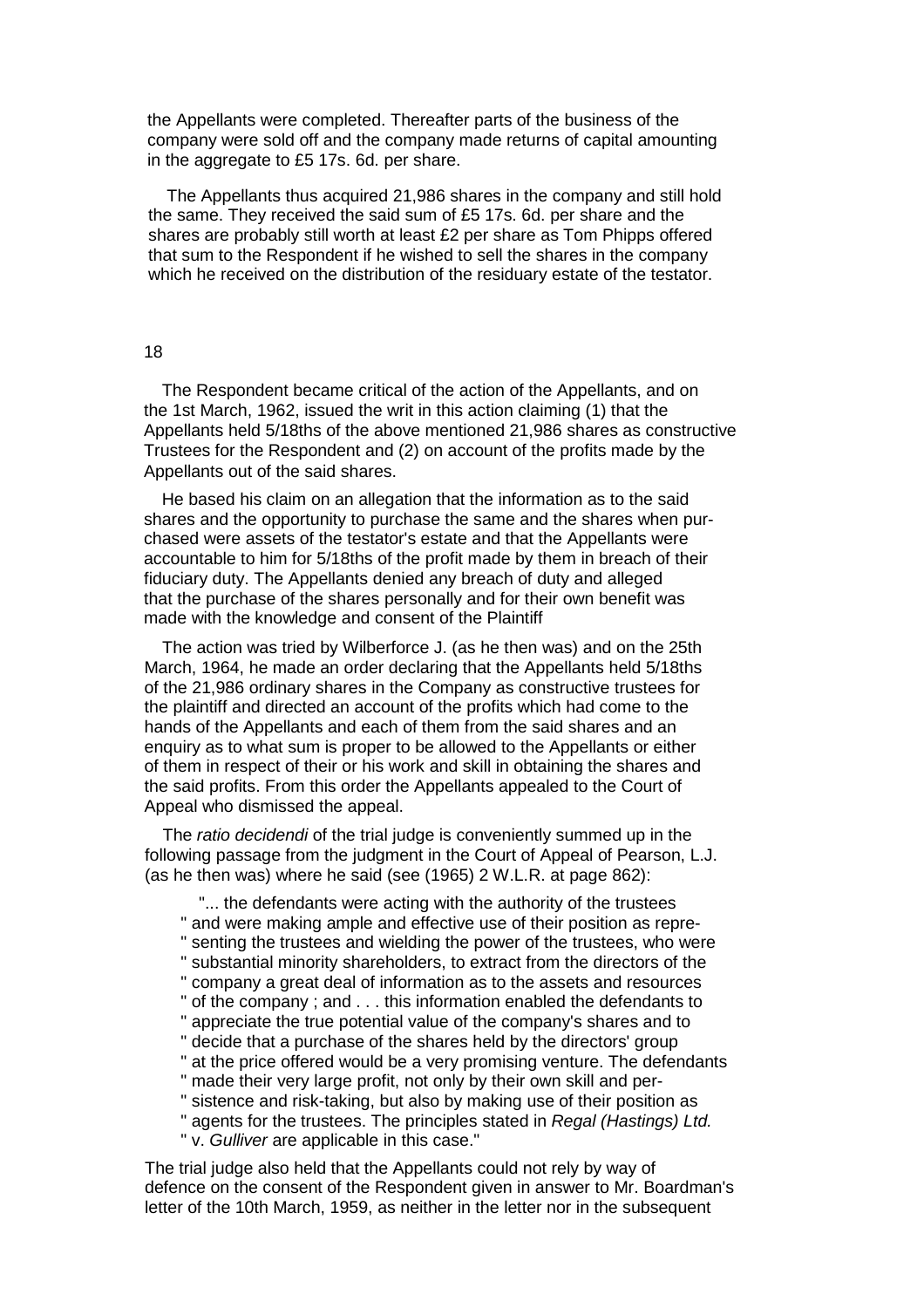the Appellants were completed. Thereafter parts of the business of the company were sold off and the company made returns of capital amounting in the aggregate to £5 17s. 6d. per share.

The Appellants thus acquired 21,986 shares in the company and still hold the same. They received the said sum of £5 17s. 6d. per share and the shares are probably still worth at least £2 per share as Tom Phipps offered that sum to the Respondent if he wished to sell the shares in the company which he received on the distribution of the residuary estate of the testator.

18

The Respondent became critical of the action of the Appellants, and on the 1st March, 1962, issued the writ in this action claiming (1) that the Appellants held 5/18ths of the above mentioned 21,986 shares as constructive Trustees for the Respondent and (2) on account of the profits made by the Appellants out of the said shares.

He based his claim on an allegation that the information as to the said shares and the opportunity to purchase the same and the shares when purchased were assets of the testator's estate and that the Appellants were accountable to him for 5/18ths of the profit made by them in breach of their fiduciary duty. The Appellants denied any breach of duty and alleged that the purchase of the shares personally and for their own benefit was made with the knowledge and consent of the Plaintiff

The action was tried by Wilberforce J. (as he then was) and on the 25th March, 1964, he made an order declaring that the Appellants held 5/18ths of the 21,986 ordinary shares in the Company as constructive trustees for the plaintiff and directed an account of the profits which had come to the hands of the Appellants and each of them from the said shares and an enquiry as to what sum is proper to be allowed to the Appellants or either of them in respect of their or his work and skill in obtaining the shares and the said profits. From this order the Appellants appealed to the Court of Appeal who dismissed the appeal.

The *ratio decidendi* of the trial judge is conveniently summed up in the following passage from the judgment in the Court of Appeal of Pearson, L.J. (as he then was) where he said (see (1965) 2 W.L.R. at page 862):

> "... the defendants were acting with the authority of the trustees and were making ample and effective use of their position as representing the trustees and wielding the power of the trustees, who were substantial minority shareholders, to extract from the directors of the company a great deal of information as to the assets and resources of the company ; and . . . this information enabled the defendants to appreciate the true potential value of the company's shares and to decide that a purchase of the shares held by the directors' group at the price offered would be a very promising venture. The defendants made their very large profit, not only by their own skill and persistence and risk-taking, but also by making use of their position as agents for the trustees. The principles stated in *Regal (Hastings) Ltd.* v. *Gulliver* are applicable in this case."

The trial judge also held that the Appellants could not rely by way of defence on the consent of the Respondent given in answer to Mr. Boardman's letter of the 10th March, 1959, as neither in the letter nor in the subsequent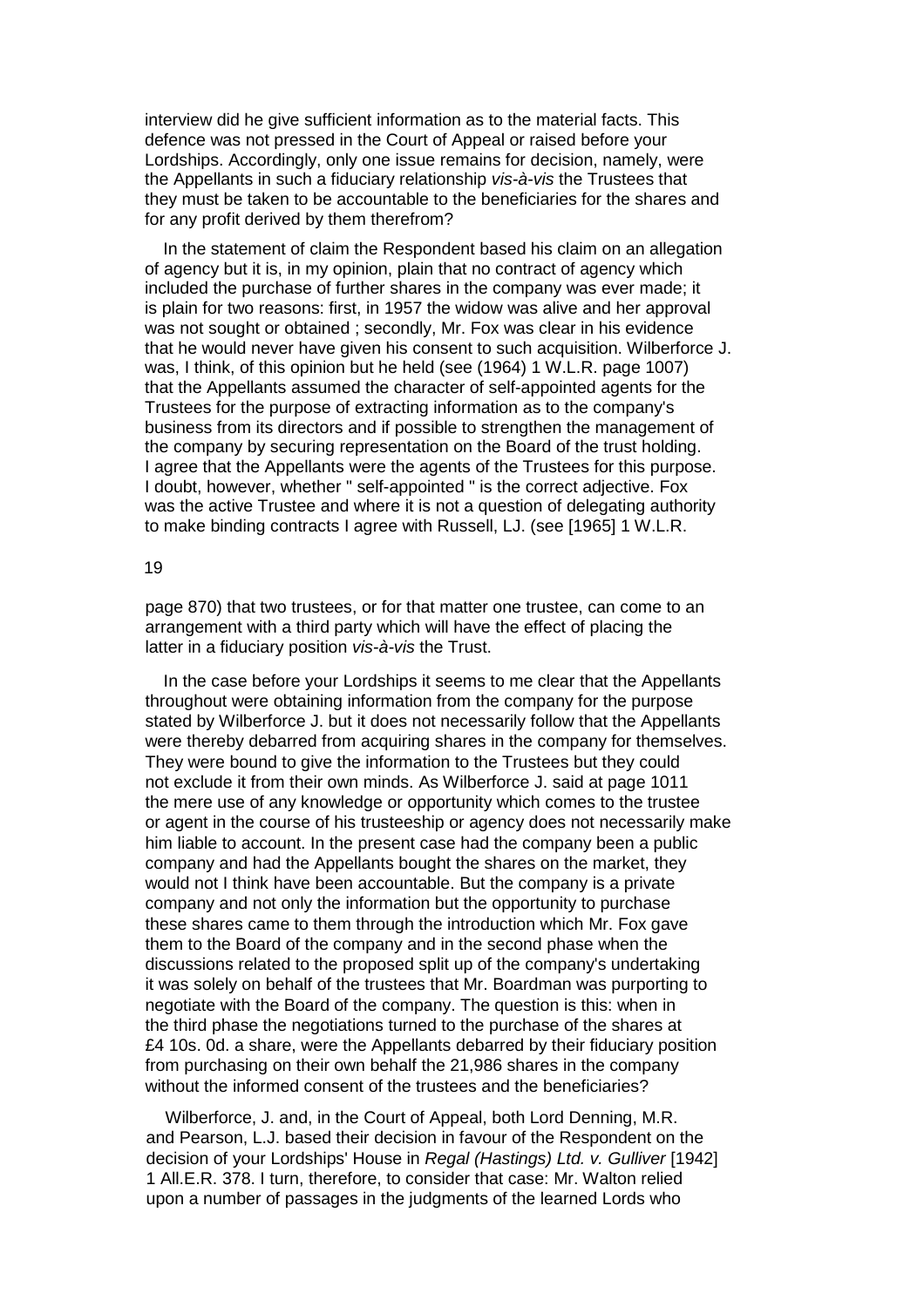interview did he give sufficient information as to the material facts. This defence was not pressed in the Court of Appeal or raised before your Lordships. Accordingly, only one issue remains for decision, namely, were the Appellants in such a fiduciary relationship *vis-à-vis* the Trustees that they must be taken to be accountable to the beneficiaries for the shares and for any profit derived by them therefrom?

In the statement of claim the Respondent based his claim on an allegation of agency but it is, in my opinion, plain that no contract of agency which included the purchase of further shares in the company was ever made; it is plain for two reasons: first, in 1957 the widow was alive and her approval was not sought or obtained ; secondly, Mr. Fox was clear in his evidence that he would never have given his consent to such acquisition. Wilberforce J. was, I think, of this opinion but he held (see (1964) 1 W.L.R. page 1007) that the Appellants assumed the character of self-appointed agents for the Trustees for the purpose of extracting information as to the company's business from its directors and if possible to strengthen the management of the company by securing representation on the Board of the trust holding. I agree that the Appellants were the agents of the Trustees for this purpose. I doubt, however, whether " self-appointed " is the correct adjective. Fox was the active Trustee and where it is not a question of delegating authority to make binding contracts I agree with Russell, LJ. (see [1965] 1 W.L.R. page 870) that two trustees, or for that matter one trustee, can come to an arrangement with a third party which will have the effect of placing the latter in a fiduciary position *vis-à-vis* the Trust.

In the case before your Lordships it seems to me clear that the Appellants throughout were obtaining information from the company for the purpose stated by Wilberforce J. but it does not necessarily follow that the Appellants were thereby debarred from acquiring shares in the company for themselves. They were bound to give the information to the Trustees but they could not exclude it from their own minds. As Wilberforce J. said at page 1011 the mere use of any knowledge or opportunity which comes to the trustee or agent in the course of his trusteeship or agency does not necessarily make him liable to account. In the present case had the company been a public company and had the Appellants bought the shares on the market, they would not I think have been accountable. But the company is a private company and not only the information but the opportunity to purchase these shares came to them through the introduction which Mr. Fox gave them to the Board of the company and in the second phase when the discussions related to the proposed split up of the company's undertaking it was solely on behalf of the trustees that Mr. Boardman was purporting to negotiate with the Board of the company. The question is this: when in the third phase the negotiations turned to the purchase of the shares at £4 10s. 0d. a share, were the Appellants debarred by their fiduciary position from purchasing on their own behalf the 21,986 shares in the company without the informed consent of the trustees and the beneficiaries?

Wilberforce, J. and, in the Court of Appeal, both Lord Denning, M.R. and Pearson, L.J. based their decision in favour of the Respondent on the decision of your Lordships' House in *Regal (Hastings) Ltd. v. Gulliver* [1942] 1 All.E.R. 378. I turn, therefore, to consider that case: Mr. Walton relied upon a number of passages in the judgments of the learned Lords who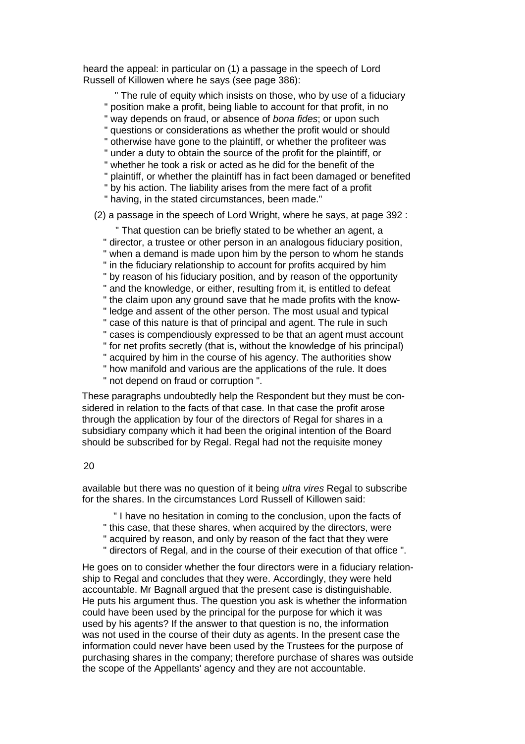heard the appeal: in particular on (1) a passage in the speech of Lord Russell of Killowen where he says (see page 386):

> " The rule of equity which insists on those, who by use of a fiduciary " position make a profit, being liable to account for that profit, in no " way depends on fraud, or absence of *bona fides*; or upon such " questions or considerations as whether the profit would or should " otherwise have gone to the plaintiff, or whether the profiteer was " under a duty to obtain the source of the profit for the plaintiff, or " whether he took a risk or acted as he did for the benefit of the " plaintiff, or whether the plaintiff has in fact been damaged or benefited " by his action. The liability arises from the mere fact of a profit " having, in the stated circumstances, been made."

(2) a passage in the speech of Lord Wright, where he says, at page 392 :

> " That question can be briefly stated to be whether an agent, a " director, a trustee or other person in an analogous fiduciary position, " when a demand is made upon him by the person to whom he stands " in the fiduciary relationship to account for profits acquired by him " by reason of his fiduciary position, and by reason of the opportunity " and the knowledge, or either, resulting from it, is entitled to defeat " the claim upon any ground save that he made profits with the know- " ledge and assent of the other person. The most usual and typical " case of this nature is that of principal and agent. The rule in such " cases is compendiously expressed to be that an agent must account " for net profits secretly (that is, without the knowledge of his principal) " acquired by him in the course of his agency. The authorities show " how manifold and various are the applications of the rule. It does " not depend on fraud or corruption ".

These paragraphs undoubtedly help the Respondent but they must be considered in relation to the facts of that case. In that case the profit arose through the application by four of the directors of Regal for shares in a subsidiary company which it had been the original intention of the Board should be subscribed for by Regal. Regal had not the requisite money available but there was no question of it being *ultra vires* Regal to subscribe for the shares. In the circumstances Lord Russell of Killowen said:

> " I have no hesitation in coming to the conclusion, upon the facts of " this case, that these shares, when acquired by the directors, were " acquired by reason, and only by reason of the fact that they were " directors of Regal, and in the course of their execution of that office ".

He goes on to consider whether the four directors were in a fiduciary relationship to Regal and concludes that they were. Accordingly, they were held accountable. Mr Bagnall argued that the present case is distinguishable. He puts his argument thus. The question you ask is whether the information could have been used by the principal for the purpose for which it was used by his agents? If the answer to that question is no, the information was not used in the course of their duty as agents. In the present case the information could never have been used by the Trustees for the purpose of purchasing shares in the company; therefore purchase of shares was outside the scope of the Appellants' agency and they are not accountable.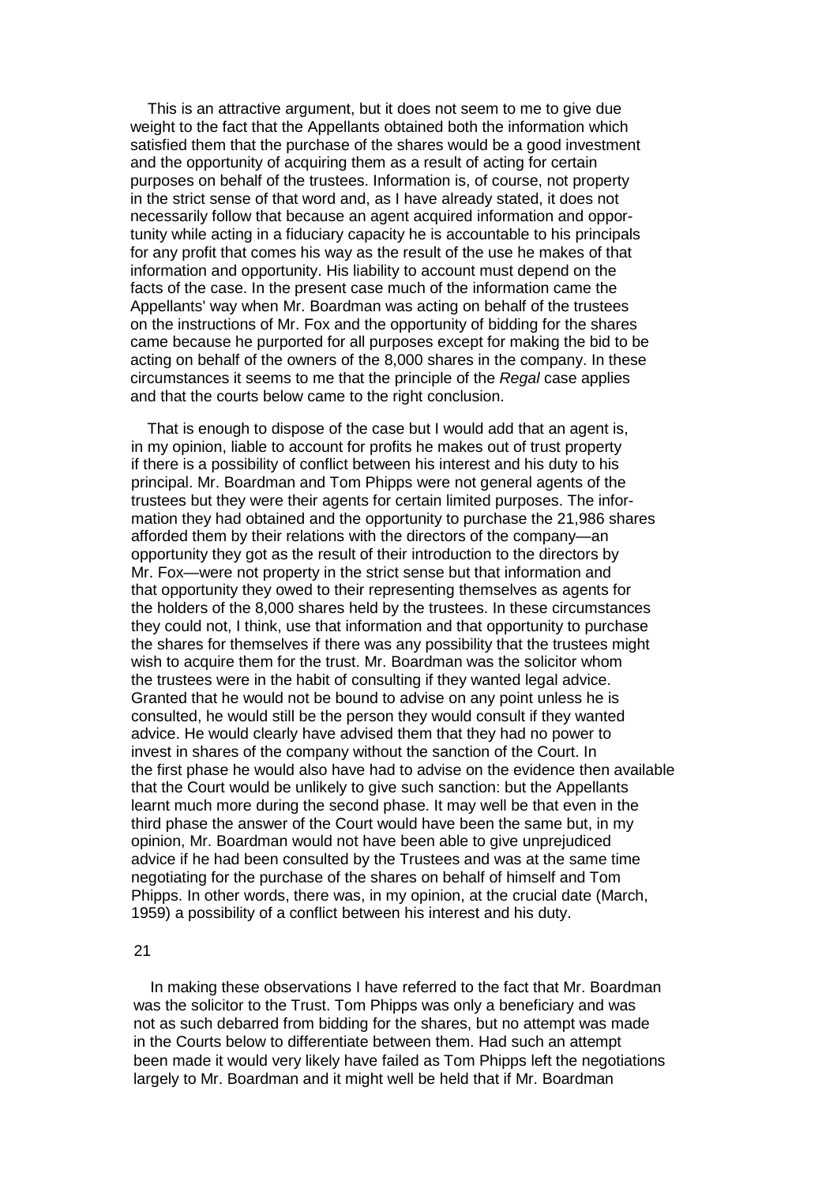This is an attractive argument, but it does not seem to me to give due weight to the fact that the Appellants obtained both the information which satisfied them that the purchase of the shares would be a good investment and the opportunity of acquiring them as a result of acting for certain purposes on behalf of the trustees. Information is, of course, not property in the strict sense of that word and, as I have already stated, it does not necessarily follow that because an agent acquired information and opportunity while acting in a fiduciary capacity he is accountable to his principals for any profit that comes his way as the result of the use he makes of that information and opportunity. His liability to account must depend on the facts of the case. In the present case much of the information came the Appellants' way when Mr. Boardman was acting on behalf of the trustees on the instructions of Mr. Fox and the opportunity of bidding for the shares came because he purported for all purposes except for making the bid to be acting on behalf of the owners of the 8,000 shares in the company. In these circumstances it seems to me that the principle of the *Regal* case applies and that the courts below came to the right conclusion.

That is enough to dispose of the case but I would add that an agent is, in my opinion, liable to account for profits he makes out of trust property if there is a possibility of conflict between his interest and his duty to his principal. Mr. Boardman and Tom Phipps were not general agents of the trustees but they were their agents for certain limited purposes. The information they had obtained and the opportunity to purchase the 21,986 shares afforded them by their relations with the directors of the company—an opportunity they got as the result of their introduction to the directors by Mr. Fox—were not property in the strict sense but that information and that opportunity they owed to their representing themselves as agents for the holders of the 8,000 shares held by the trustees. In these circumstances they could not, I think, use that information and that opportunity to purchase the shares for themselves if there was any possibility that the trustees might wish to acquire them for the trust. Mr. Boardman was the solicitor whom the trustees were in the habit of consulting if they wanted legal advice. Granted that he would not be bound to advise on any point unless he is consulted, he would still be the person they would consult if they wanted advice. He would clearly have advised them that they had no power to invest in shares of the company without the sanction of the Court. In the first phase he would also have had to advise on the evidence then available that the Court would be unlikely to give such sanction: but the Appellants learnt much more during the second phase. It may well be that even in the third phase the answer of the Court would have been the same but, in my opinion, Mr. Boardman would not have been able to give unprejudiced advice if he had been consulted by the Trustees and was at the same time negotiating for the purchase of the shares on behalf of himself and Tom Phipps. In other words, there was, in my opinion, at the crucial date (March, 1959) a possibility of a conflict between his interest and his duty.

In making these observations I have referred to the fact that Mr. Boardman was the solicitor to the Trust. Tom Phipps was only a beneficiary and was not as such debarred from bidding for the shares, but no attempt was made in the Courts below to differentiate between them. Had such an attempt been made it would very likely have failed as Tom Phipps left the negotiations largely to Mr. Boardman and it might well be held that if Mr. Boardman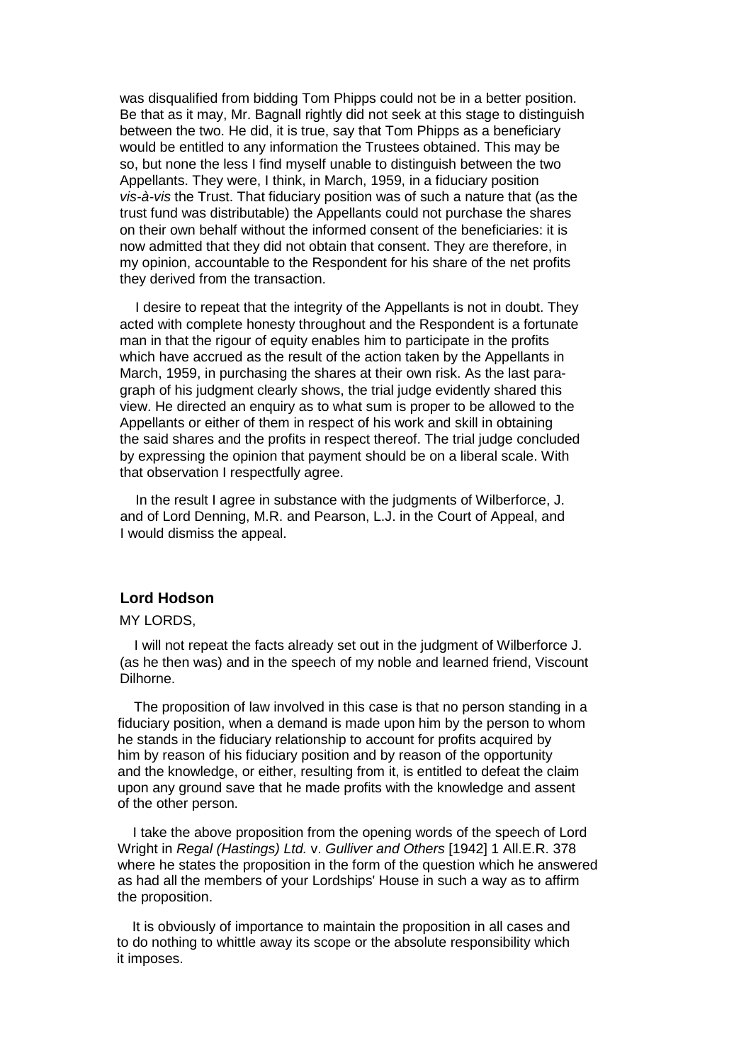was disqualified from bidding Tom Phipps could not be in a better position. Be that as it may, Mr. Bagnall rightly did not seek at this stage to distinguish between the two. He did, it is true, say that Tom Phipps as a beneficiary would be entitled to any information the Trustees obtained. This may be so, but none the less I find myself unable to distinguish between the two Appellants. They were, I think, in March, 1959, in a fiduciary position *vis-à-vis* the Trust. That fiduciary position was of such a nature that (as the trust fund was distributable) the Appellants could not purchase the shares on their own behalf without the informed consent of the beneficiaries: it is now admitted that they did not obtain that consent. They are therefore, in my opinion, accountable to the Respondent for his share of the net profits they derived from the transaction.

I desire to repeat that the integrity of the Appellants is not in doubt. They acted with complete honesty throughout and the Respondent is a fortunate man in that the rigour of equity enables him to participate in the profits which have accrued as the result of the action taken by the Appellants in March, 1959, in purchasing the shares at their own risk. As the last paragraph of his judgment clearly shows, the trial judge evidently shared this view. He directed an enquiry as to what sum is proper to be allowed to the Appellants or either of them in respect of his work and skill in obtaining the said shares and the profits in respect thereof. The trial judge concluded by expressing the opinion that payment should be on a liberal scale. With that observation I respectfully agree.

In the result I agree in substance with the judgments of Wilberforce, J. and of Lord Denning, M.R. and Pearson, L.J. in the Court of Appeal, and I would dismiss the appeal.

## Lord Hodson

MY LORDS,

I will not repeat the facts already set out in the judgment of Wilberforce J. (as he then was) and in the speech of my noble and learned friend, Viscount Dilhorne.

The proposition of law involved in this case is that no person standing in a fiduciary position, when a demand is made upon him by the person to whom he stands in the fiduciary relationship to account for profits acquired by him by reason of his fiduciary position and by reason of the opportunity and the knowledge, or either, resulting from it, is entitled to defeat the claim upon any ground save that he made profits with the knowledge and assent of the other person.

I take the above proposition from the opening words of the speech of Lord Wright in *Regal (Hastings) Ltd.* v. *Gulliver and Others* [1942] 1 All.E.R. 378 where he states the proposition in the form of the question which he answered as had all the members of your Lordships' House in such a way as to affirm the proposition.

It is obviously of importance to maintain the proposition in all cases and to do nothing to whittle away its scope or the absolute responsibility which it imposes.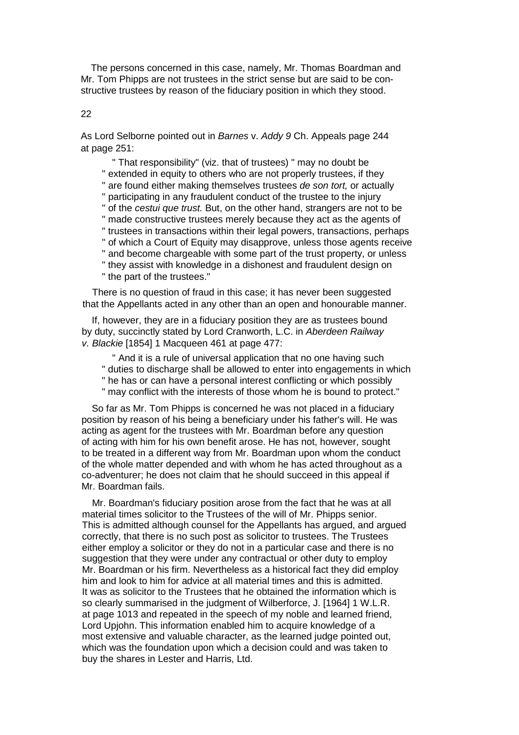The persons concerned in this case, namely, Mr. Thomas Boardman and Mr. Tom Phipps are not trustees in the strict sense but are said to be constructive trustees by reason of the fiduciary position in which they stood.

As Lord Selborne pointed out in *Barnes* v. *Addy 9* Ch. Appeals page 244 at page 251:

> " That responsibility" (viz. that of trustees) " may no doubt be " extended in equity to others who are not properly trustees, if they " are found either making themselves trustees *de son tort,* or actually " participating in any fraudulent conduct of the trustee to the injury " of the *cestui que trust.* But, on the other hand, strangers are not to be " made constructive trustees merely because they act as the agents of " trustees in transactions within their legal powers, transactions, perhaps " of which a Court of Equity may disapprove, unless those agents receive " and become chargeable with some part of the trust property, or unless " they assist with knowledge in a dishonest and fraudulent design on " the part of the trustees."

There is no question of fraud in this case; it has never been suggested that the Appellants acted in any other than an open and honourable manner.

If, however, they are in a fiduciary position they are as trustees bound by duty, succinctly stated by Lord Cranworth, L.C. in *Aberdeen Railway v. Blackie* [1854] 1 Macqueen 461 at page 477:

> " And it is a rule of universal application that no one having such " duties to discharge shall be allowed to enter into engagements in which " he has or can have a personal interest conflicting or which possibly " may conflict with the interests of those whom he is bound to protect."

So far as Mr. Tom Phipps is concerned he was not placed in a fiduciary position by reason of his being a beneficiary under his father's will. He was acting as agent for the trustees with Mr. Boardman before any question of acting with him for his own benefit arose. He has not, however, sought to be treated in a different way from Mr. Boardman upon whom the conduct of the whole matter depended and with whom he has acted throughout as a co-adventurer; he does not claim that he should succeed in this appeal if Mr. Boardman fails.

Mr. Boardman's fiduciary position arose from the fact that he was at all material times solicitor to the Trustees of the will of Mr. Phipps senior. This is admitted although counsel for the Appellants has argued, and argued correctly, that there is no such post as solicitor to trustees. The Trustees either employ a solicitor or they do not in a particular case and there is no suggestion that they were under any contractual or other duty to employ Mr. Boardman or his firm. Nevertheless as a historical fact they did employ him and look to him for advice at all material times and this is admitted. It was as solicitor to the Trustees that he obtained the information which is so clearly summarised in the judgment of Wilberforce, J. [1964] 1 W.L.R. at page 1013 and repeated in the speech of my noble and learned friend, Lord Upjohn. This information enabled him to acquire knowledge of a most extensive and valuable character, as the learned judge pointed out, which was the foundation upon which a decision could and was taken to buy the shares in Lester and Harris, Ltd.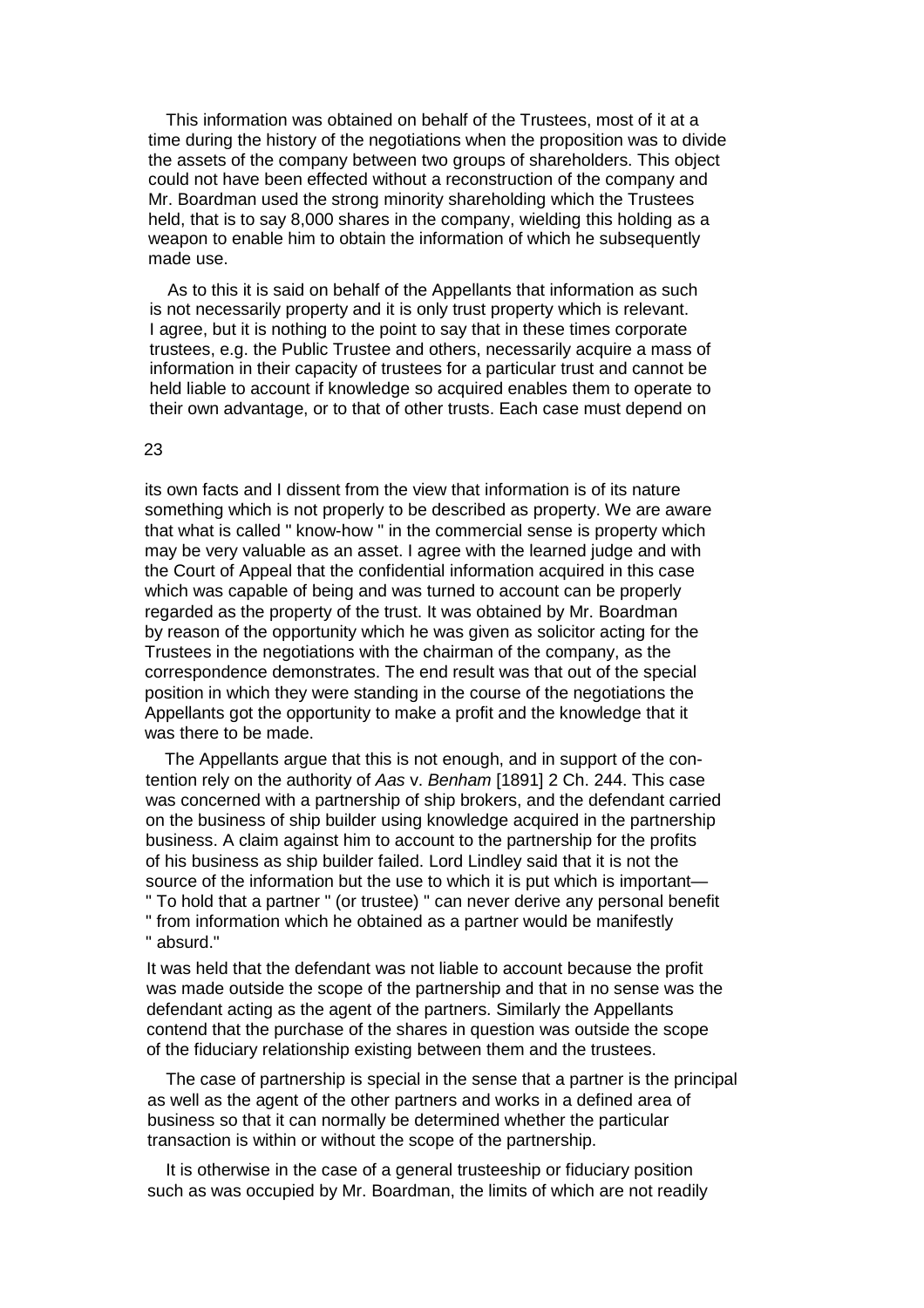This information was obtained on behalf of the Trustees, most of it at a time during the history of the negotiations when the proposition was to divide the assets of the company between two groups of shareholders. This object could not have been effected without a reconstruction of the company and Mr. Boardman used the strong minority shareholding which the Trustees held, that is to say 8,000 shares in the company, wielding this holding as a weapon to enable him to obtain the information of which he subsequently made use.

As to this it is said on behalf of the Appellants that information as such is not necessarily property and it is only trust property which is relevant. I agree, but it is nothing to the point to say that in these times corporate trustees, e.g. the Public Trustee and others, necessarily acquire a mass of information in their capacity of trustees for a particular trust and cannot be held liable to account if knowledge so acquired enables them to operate to their own advantage, or to that of other trusts. Each case must depend on its own facts and I dissent from the view that information is of its nature something which is not properly to be described as property. We are aware that what is called " know-how " in the commercial sense is property which may be very valuable as an asset. I agree with the learned judge and with the Court of Appeal that the confidential information acquired in this case which was capable of being and was turned to account can be properly regarded as the property of the trust. It was obtained by Mr. Boardman by reason of the opportunity which he was given as solicitor acting for the Trustees in the negotiations with the chairman of the company, as the correspondence demonstrates. The end result was that out of the special position in which they were standing in the course of the negotiations the Appellants got the opportunity to make a profit and the knowledge that it was there to be made.

The Appellants argue that this is not enough, and in support of the contention rely on the authority of *Aas* v. *Benham* [1891] 2 Ch. 244. This case was concerned with a partnership of ship brokers, and the defendant carried on the business of ship builder using knowledge acquired in the partnership business. A claim against him to account to the partnership for the profits of his business as ship builder failed. Lord Lindley said that it is not the source of the information but the use to which it is put which is important—
" To hold that a partner " (or trustee) " can never derive any personal benefit " from information which he obtained as a partner would be manifestly " absurd."

It was held that the defendant was not liable to account because the profit was made outside the scope of the partnership and that in no sense was the defendant acting as the agent of the partners. Similarly the Appellants contend that the purchase of the shares in question was outside the scope of the fiduciary relationship existing between them and the trustees.

The case of partnership is special in the sense that a partner is the principal as well as the agent of the other partners and works in a defined area of business so that it can normally be determined whether the particular transaction is within or without the scope of the partnership.

It is otherwise in the case of a general trusteeship or fiduciary position such as was occupied by Mr. Boardman, the limits of which are not readily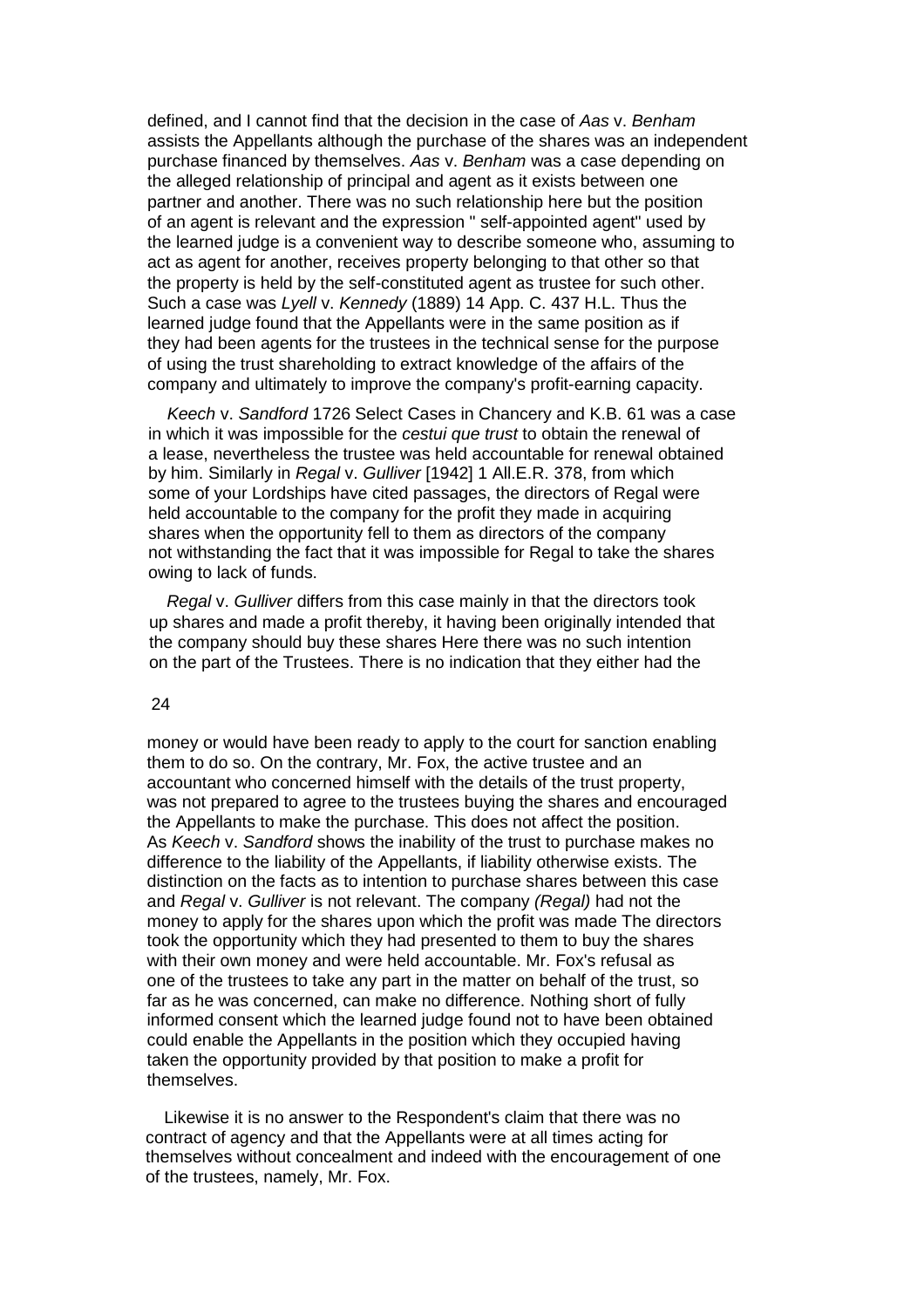defined, and I cannot find that the decision in the case of *Aas* v. *Benham* assists the Appellants although the purchase of the shares was an independent purchase financed by themselves. *Aas* v. *Benham* was a case depending on the alleged relationship of principal and agent as it exists between one partner and another. There was no such relationship here but the position of an agent is relevant and the expression " self-appointed agent" used by the learned judge is a convenient way to describe someone who, assuming to act as agent for another, receives property belonging to that other so that the property is held by the self-constituted agent as trustee for such other. Such a case was *Lyell* v. *Kennedy* (1889) 14 App. C. 437 H.L. Thus the learned judge found that the Appellants were in the same position as if they had been agents for the trustees in the technical sense for the purpose of using the trust shareholding to extract knowledge of the affairs of the company and ultimately to improve the company's profit-earning capacity.

*Keech* v. *Sandford* 1726 Select Cases in Chancery and K.B. 61 was a case in which it was impossible for the *cestui que trust* to obtain the renewal of a lease, nevertheless the trustee was held accountable for renewal obtained by him. Similarly in *Regal* v. *Gulliver* [1942] 1 All.E.R. 378, from which some of your Lordships have cited passages, the directors of Regal were held accountable to the company for the profit they made in acquiring shares when the opportunity fell to them as directors of the company not withstanding the fact that it was impossible for Regal to take the shares owing to lack of funds.

*Regal* v. *Gulliver* differs from this case mainly in that the directors took up shares and made a profit thereby, it having been originally intended that the company should buy these shares Here there was no such intention on the part of the Trustees. There is no indication that they either had the money or would have been ready to apply to the court for sanction enabling them to do so. On the contrary, Mr. Fox, the active trustee and an accountant who concerned himself with the details of the trust property, was not prepared to agree to the trustees buying the shares and encouraged the Appellants to make the purchase. This does not affect the position. As *Keech* v. *Sandford* shows the inability of the trust to purchase makes no difference to the liability of the Appellants, if liability otherwise exists. The distinction on the facts as to intention to purchase shares between this case and *Regal* v. *Gulliver* is not relevant. The company *(Regal)* had not the money to apply for the shares upon which the profit was made The directors took the opportunity which they had presented to them to buy the shares with their own money and were held accountable. Mr. Fox's refusal as one of the trustees to take any part in the matter on behalf of the trust, so far as he was concerned, can make no difference. Nothing short of fully informed consent which the learned judge found not to have been obtained could enable the Appellants in the position which they occupied having taken the opportunity provided by that position to make a profit for themselves.

Likewise it is no answer to the Respondent's claim that there was no contract of agency and that the Appellants were at all times acting for themselves without concealment and indeed with the encouragement of one of the trustees, namely, Mr. Fox.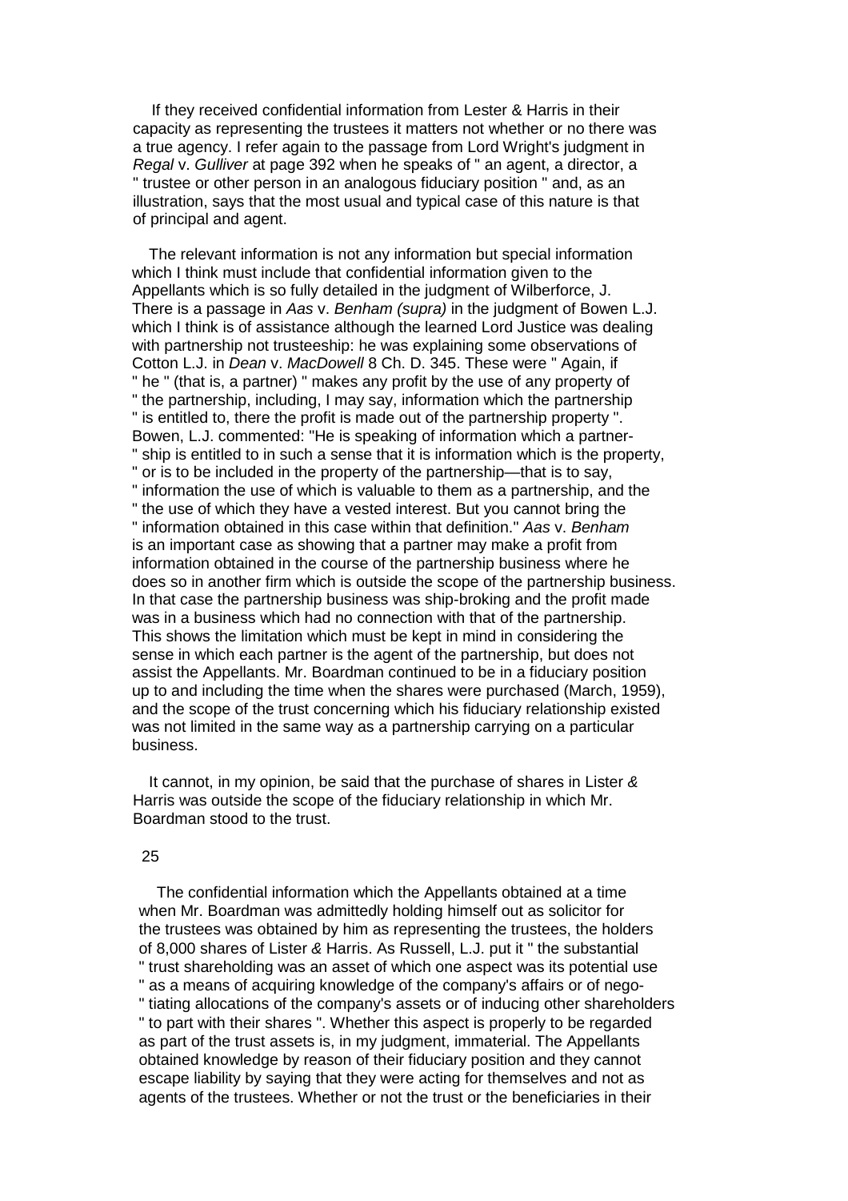If they received confidential information from Lester & Harris in their capacity as representing the trustees it matters not whether or no there was a true agency. I refer again to the passage from Lord Wright's judgment in *Regal* v. *Gulliver* at page 392 when he speaks of " an agent, a director, a " trustee or other person in an analogous fiduciary position " and, as an illustration, says that the most usual and typical case of this nature is that of principal and agent.

The relevant information is not any information but special information which I think must include that confidential information given to the Appellants which is so fully detailed in the judgment of Wilberforce, J. There is a passage in *Aas* v. *Benham (supra)* in the judgment of Bowen L.J. which I think is of assistance although the learned Lord Justice was dealing with partnership not trusteeship: he was explaining some observations of Cotton L.J. in *Dean* v. *MacDowell* 8 Ch. D. 345. These were " Again, if " he " (that is, a partner) " makes any profit by the use of any property of " the partnership, including, I may say, information which the partnership " is entitled to, there the profit is made out of the partnership property ". Bowen, L.J. commented: "He is speaking of information which a partner- " ship is entitled to in such a sense that it is information which is the property, " or is to be included in the property of the partnership—that is to say, " information the use of which is valuable to them as a partnership, and the " the use of which they have a vested interest. But you cannot bring the " information obtained in this case within that definition." *Aas* v. *Benham* is an important case as showing that a partner may make a profit from information obtained in the course of the partnership business where he does so in another firm which is outside the scope of the partnership business. In that case the partnership business was ship-broking and the profit made was in a business which had no connection with that of the partnership. This shows the limitation which must be kept in mind in considering the sense in which each partner is the agent of the partnership, but does not assist the Appellants. Mr. Boardman continued to be in a fiduciary position up to and including the time when the shares were purchased (March, 1959), and the scope of the trust concerning which his fiduciary relationship existed was not limited in the same way as a partnership carrying on a particular business.

It cannot, in my opinion, be said that the purchase of shares in Lister & Harris was outside the scope of the fiduciary relationship in which Mr. Boardman stood to the trust.

The confidential information which the Appellants obtained at a time when Mr. Boardman was admittedly holding himself out as solicitor for the trustees was obtained by him as representing the trustees, the holders of 8,000 shares of Lister & Harris. As Russell, L.J. put it " the substantial " trust shareholding was an asset of which one aspect was its potential use " as a means of acquiring knowledge of the company's affairs or of nego- " tiating allocations of the company's assets or of inducing other shareholders " to part with their shares ". Whether this aspect is properly to be regarded as part of the trust assets is, in my judgment, immaterial. The Appellants obtained knowledge by reason of their fiduciary position and they cannot escape liability by saying that they were acting for themselves and not as agents of the trustees. Whether or not the trust or the beneficiaries in their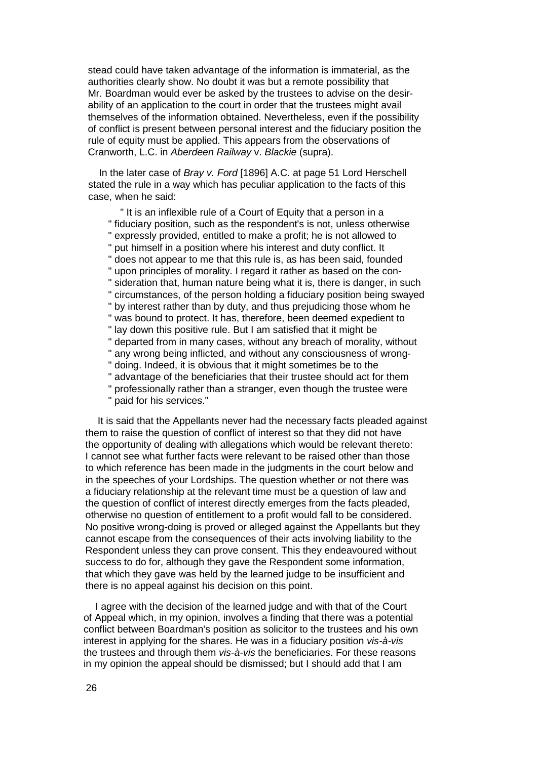stead could have taken advantage of the information is immaterial, as the authorities clearly show. No doubt it was but a remote possibility that Mr. Boardman would ever be asked by the trustees to advise on the desirability of an application to the court in order that the trustees might avail themselves of the information obtained. Nevertheless, even if the possibility of conflict is present between personal interest and the fiduciary position the rule of equity must be applied. This appears from the observations of Cranworth, L.C. in *Aberdeen Railway* v. *Blackie* (supra).

In the later case of *Bray v. Ford* [1896] A.C. at page 51 Lord Herschell stated the rule in a way which has peculiar application to the facts of this case, when he said:

> " It is an inflexible rule of a Court of Equity that a person in a
> " fiduciary position, such as the respondent's is not, unless otherwise
> " expressly provided, entitled to make a profit; he is not allowed to
> " put himself in a position where his interest and duty conflict. It
> " does not appear to me that this rule is, as has been said, founded
> " upon principles of morality. I regard it rather as based on the con-
> " sideration that, human nature being what it is, there is danger, in such
> " circumstances, of the person holding a fiduciary position being swayed
> " by interest rather than by duty, and thus prejudicing those whom he
> " was bound to protect. It has, therefore, been deemed expedient to
> " lay down this positive rule. But I am satisfied that it might be
> " departed from in many cases, without any breach of morality, without
> " any wrong being inflicted, and without any consciousness of wrong-
> " doing. Indeed, it is obvious that it might sometimes be to the
> " advantage of the beneficiaries that their trustee should act for them
> " professionally rather than a stranger, even though the trustee were
> " paid for his services."

It is said that the Appellants never had the necessary facts pleaded against them to raise the question of conflict of interest so that they did not have the opportunity of dealing with allegations which would be relevant thereto: I cannot see what further facts were relevant to be raised other than those to which reference has been made in the judgments in the court below and in the speeches of your Lordships. The question whether or not there was a fiduciary relationship at the relevant time must be a question of law and the question of conflict of interest directly emerges from the facts pleaded, otherwise no question of entitlement to a profit would fall to be considered. No positive wrong-doing is proved or alleged against the Appellants but they cannot escape from the consequences of their acts involving liability to the Respondent unless they can prove consent. This they endeavoured without success to do for, although they gave the Respondent some information, that which they gave was held by the learned judge to be insufficient and there is no appeal against his decision on this point.

I agree with the decision of the learned judge and with that of the Court of Appeal which, in my opinion, involves a finding that there was a potential conflict between Boardman's position as solicitor to the trustees and his own interest in applying for the shares. He was in a fiduciary position *vis-à-vis* the trustees and through them *vis-à-vis* the beneficiaries. For these reasons in my opinion the appeal should be dismissed; but I should add that I am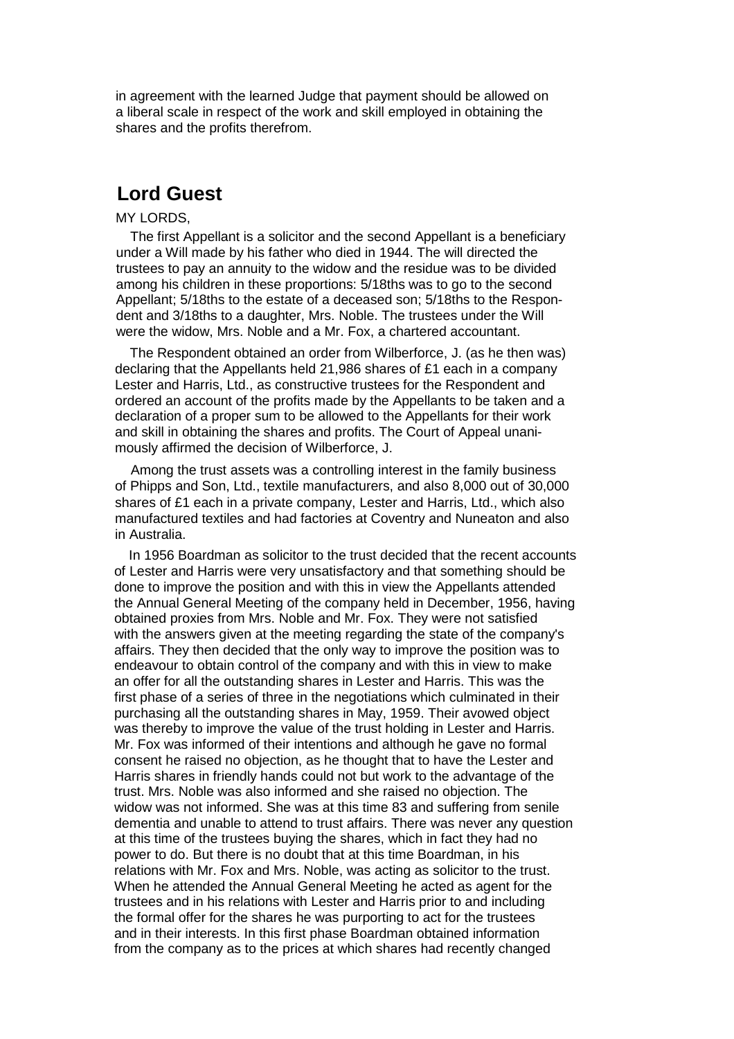in agreement with the learned Judge that payment should be allowed on a liberal scale in respect of the work and skill employed in obtaining the shares and the profits therefrom.

## Lord Guest

MY LORDS,

The first Appellant is a solicitor and the second Appellant is a beneficiary under a Will made by his father who died in 1944. The will directed the trustees to pay an annuity to the widow and the residue was to be divided among his children in these proportions: 5/18ths was to go to the second Appellant; 5/18ths to the estate of a deceased son; 5/18ths to the Respondent and 3/18ths to a daughter, Mrs. Noble. The trustees under the Will were the widow, Mrs. Noble and a Mr. Fox, a chartered accountant.

The Respondent obtained an order from Wilberforce, J. (as he then was) declaring that the Appellants held 21,986 shares of £1 each in a company Lester and Harris, Ltd., as constructive trustees for the Respondent and ordered an account of the profits made by the Appellants to be taken and a declaration of a proper sum to be allowed to the Appellants for their work and skill in obtaining the shares and profits. The Court of Appeal unanimously affirmed the decision of Wilberforce, J.

Among the trust assets was a controlling interest in the family business of Phipps and Son, Ltd., textile manufacturers, and also 8,000 out of 30,000 shares of £1 each in a private company, Lester and Harris, Ltd., which also manufactured textiles and had factories at Coventry and Nuneaton and also in Australia.

In 1956 Boardman as solicitor to the trust decided that the recent accounts of Lester and Harris were very unsatisfactory and that something should be done to improve the position and with this in view the Appellants attended the Annual General Meeting of the company held in December, 1956, having obtained proxies from Mrs. Noble and Mr. Fox. They were not satisfied with the answers given at the meeting regarding the state of the company's affairs. They then decided that the only way to improve the position was to endeavour to obtain control of the company and with this in view to make an offer for all the outstanding shares in Lester and Harris. This was the first phase of a series of three in the negotiations which culminated in their purchasing all the outstanding shares in May, 1959. Their avowed object was thereby to improve the value of the trust holding in Lester and Harris. Mr. Fox was informed of their intentions and although he gave no formal consent he raised no objection, as he thought that to have the Lester and Harris shares in friendly hands could not but work to the advantage of the trust. Mrs. Noble was also informed and she raised no objection. The widow was not informed. She was at this time 83 and suffering from senile dementia and unable to attend to trust affairs. There was never any question at this time of the trustees buying the shares, which in fact they had no power to do. But there is no doubt that at this time Boardman, in his relations with Mr. Fox and Mrs. Noble, was acting as solicitor to the trust. When he attended the Annual General Meeting he acted as agent for the trustees and in his relations with Lester and Harris prior to and including the formal offer for the shares he was purporting to act for the trustees and in their interests. In this first phase Boardman obtained information from the company as to the prices at which shares had recently changed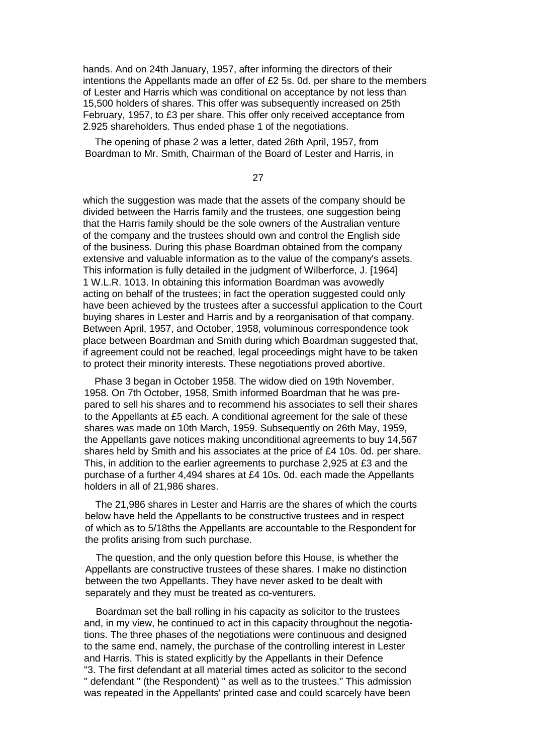hands. And on 24th January, 1957, after informing the directors of their intentions the Appellants made an offer of £2 5s. 0d. per share to the members of Lester and Harris which was conditional on acceptance by not less than 15,500 holders of shares. This offer was subsequently increased on 25th February, 1957, to £3 per share. This offer only received acceptance from 2.925 shareholders. Thus ended phase 1 of the negotiations.

The opening of phase 2 was a letter, dated 26th April, 1957, from Boardman to Mr. Smith, Chairman of the Board of Lester and Harris, in which the suggestion was made that the assets of the company should be divided between the Harris family and the trustees, one suggestion being that the Harris family should be the sole owners of the Australian venture of the company and the trustees should own and control the English side of the business. During this phase Boardman obtained from the company extensive and valuable information as to the value of the company's assets. This information is fully detailed in the judgment of Wilberforce, J. [1964] 1 W.L.R. 1013. In obtaining this information Boardman was avowedly acting on behalf of the trustees; in fact the operation suggested could only have been achieved by the trustees after a successful application to the Court buying shares in Lester and Harris and by a reorganisation of that company. Between April, 1957, and October, 1958, voluminous correspondence took place between Boardman and Smith during which Boardman suggested that, if agreement could not be reached, legal proceedings might have to be taken to protect their minority interests. These negotiations proved abortive.

Phase 3 began in October 1958. The widow died on 19th November, 1958. On 7th October, 1958, Smith informed Boardman that he was prepared to sell his shares and to recommend his associates to sell their shares to the Appellants at £5 each. A conditional agreement for the sale of these shares was made on 10th March, 1959. Subsequently on 26th May, 1959, the Appellants gave notices making unconditional agreements to buy 14,567 shares held by Smith and his associates at the price of £4 10s. 0d. per share. This, in addition to the earlier agreements to purchase 2,925 at £3 and the purchase of a further 4,494 shares at £4 10s. 0d. each made the Appellants holders in all of 21,986 shares.

The 21,986 shares in Lester and Harris are the shares of which the courts below have held the Appellants to be constructive trustees and in respect of which as to 5/18ths the Appellants are accountable to the Respondent for the profits arising from such purchase.

The question, and the only question before this House, is whether the Appellants are constructive trustees of these shares. I make no distinction between the two Appellants. They have never asked to be dealt with separately and they must be treated as co-venturers.

Boardman set the ball rolling in his capacity as solicitor to the trustees and, in my view, he continued to act in this capacity throughout the negotiations. The three phases of the negotiations were continuous and designed to the same end, namely, the purchase of the controlling interest in Lester and Harris. This is stated explicitly by the Appellants in their Defence "3. The first defendant at all material times acted as solicitor to the second " defendant " (the Respondent) " as well as to the trustees." This admission was repeated in the Appellants' printed case and could scarcely have been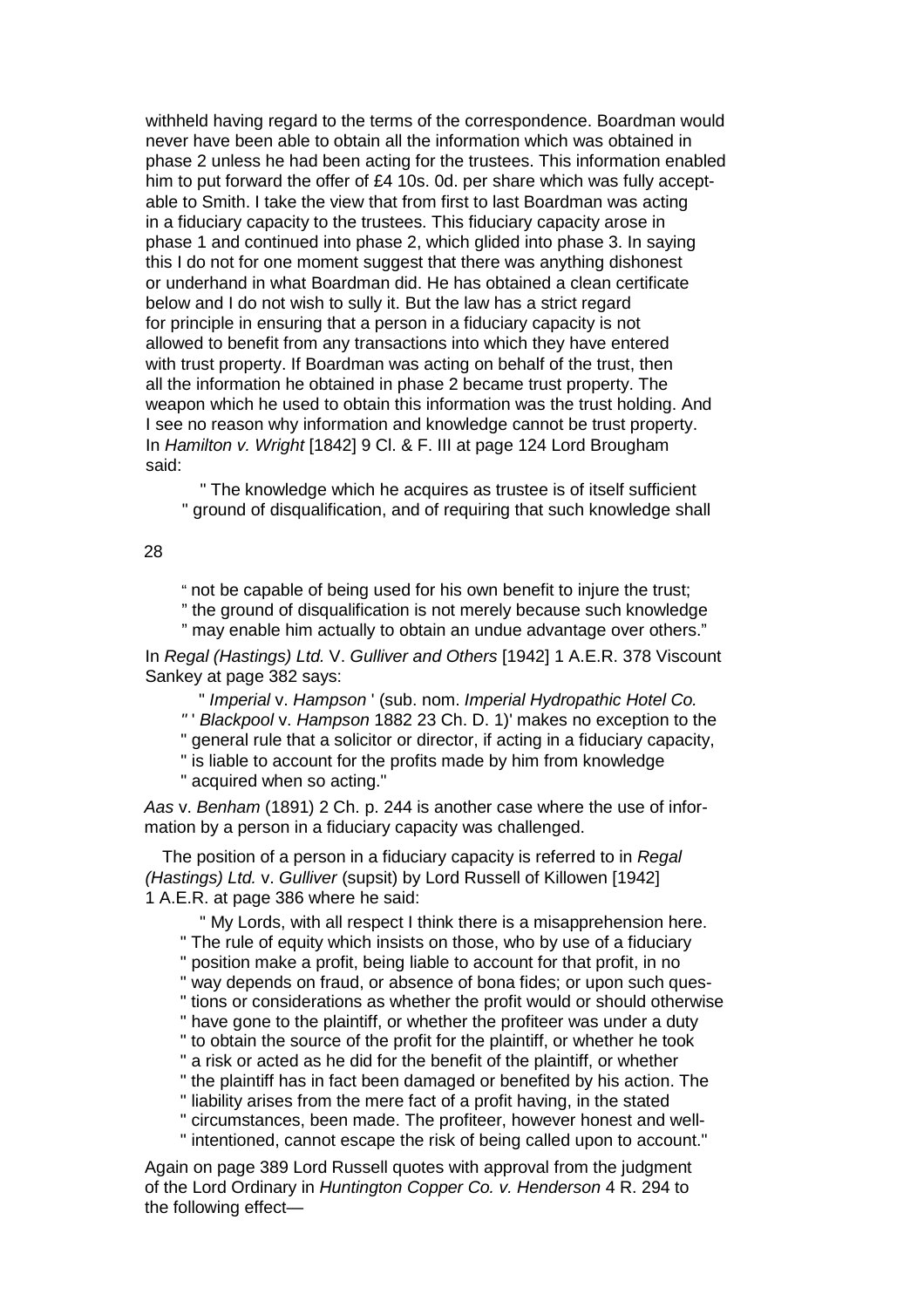withheld having regard to the terms of the correspondence. Boardman would never have been able to obtain all the information which was obtained in phase 2 unless he had been acting for the trustees. This information enabled him to put forward the offer of £4 10s. 0d. per share which was fully acceptable to Smith. I take the view that from first to last Boardman was acting in a fiduciary capacity to the trustees. This fiduciary capacity arose in phase 1 and continued into phase 2, which glided into phase 3. In saying this I do not for one moment suggest that there was anything dishonest or underhand in what Boardman did. He has obtained a clean certificate below and I do not wish to sully it. But the law has a strict regard for principle in ensuring that a person in a fiduciary capacity is not allowed to benefit from any transactions into which they have entered with trust property. If Boardman was acting on behalf of the trust, then all the information he obtained in phase 2 became trust property. The weapon which he used to obtain this information was the trust holding. And I see no reason why information and knowledge cannot be trust property. In *Hamilton v. Wright* [1842] 9 Cl. & F. III at page 124 Lord Brougham said:

> " The knowledge which he acquires as trustee is of itself sufficient
> " ground of disqualification, and of requiring that such knowledge shall
> " not be capable of being used for his own benefit to injure the trust;
> " the ground of disqualification is not merely because such knowledge
> " may enable him actually to obtain an undue advantage over others."

In *Regal (Hastings) Ltd.* V. *Gulliver and Others* [1942] 1 A.E.R. 378 Viscount Sankey at page 382 says:

> " *Imperial* v. *Hampson* ' (sub. nom. *Imperial Hydropathic Hotel Co.*
> " ' *Blackpool* v. *Hampson* 1882 23 Ch. D. 1)' makes no exception to the
> " general rule that a solicitor or director, if acting in a fiduciary capacity,
> " is liable to account for the profits made by him from knowledge
> " acquired when so acting."

*Aas* v. *Benham* (1891) 2 Ch. p. 244 is another case where the use of information by a person in a fiduciary capacity was challenged.

The position of a person in a fiduciary capacity is referred to in *Regal (Hastings) Ltd.* v. *Gulliver* (supsit) by Lord Russell of Killowen [1942] 1 A.E.R. at page 386 where he said:

> " My Lords, with all respect I think there is a misapprehension here.
> " The rule of equity which insists on those, who by use of a fiduciary
> " position make a profit, being liable to account for that profit, in no
> " way depends on fraud, or absence of bona fides; or upon such ques-
> " tions or considerations as whether the profit would or should otherwise
> " have gone to the plaintiff, or whether the profiteer was under a duty
> " to obtain the source of the profit for the plaintiff, or whether he took
> " a risk or acted as he did for the benefit of the plaintiff, or whether
> " the plaintiff has in fact been damaged or benefited by his action. The
> " liability arises from the mere fact of a profit having, in the stated
> " circumstances, been made. The profiteer, however honest and well-
> " intentioned, cannot escape the risk of being called upon to account."

Again on page 389 Lord Russell quotes with approval from the judgment of the Lord Ordinary in *Huntington Copper Co. v. Henderson* 4 R. 294 to the following effect—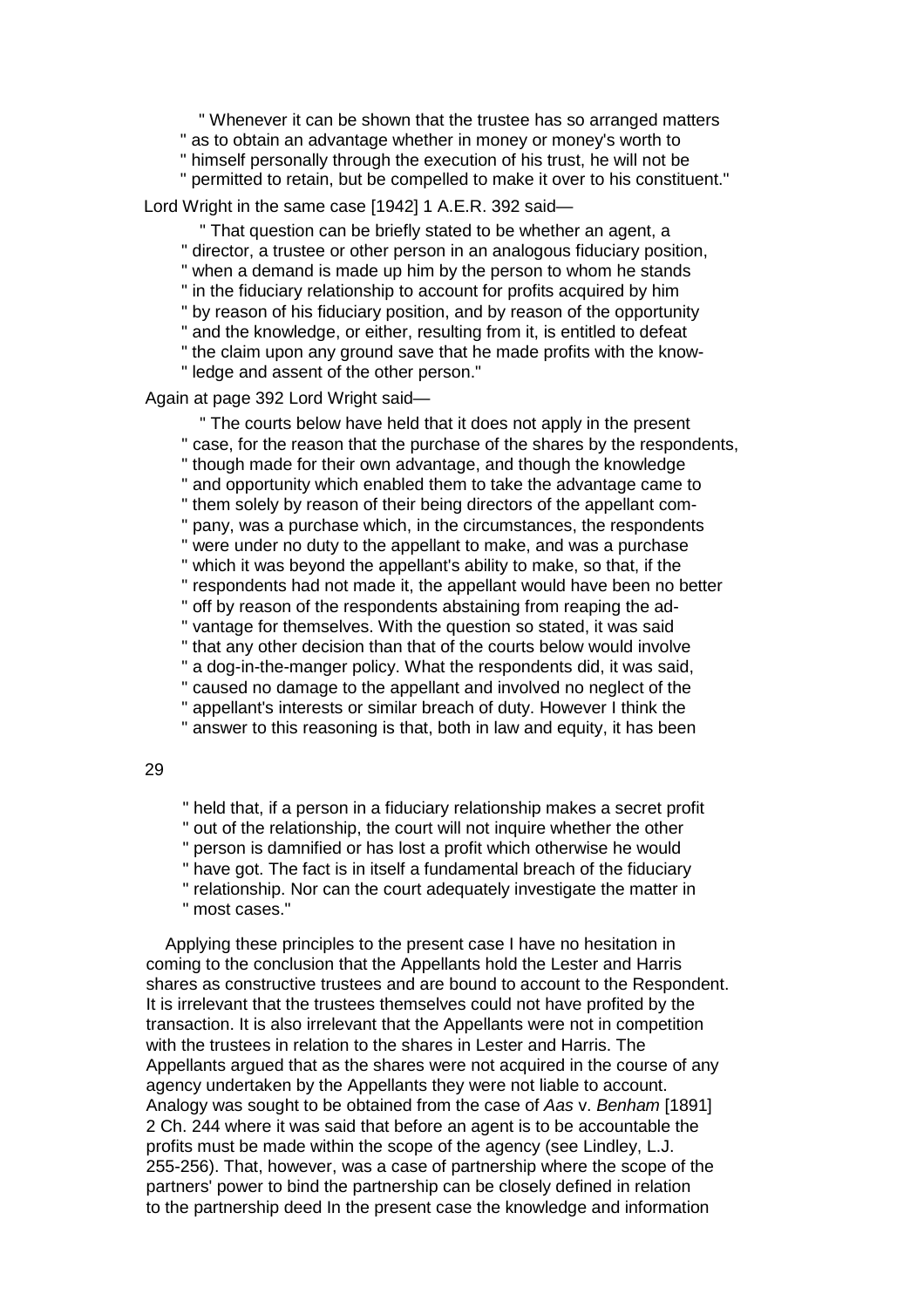" Whenever it can be shown that the trustee has so arranged matters
" as to obtain an advantage whether in money or money's worth to
" himself personally through the execution of his trust, he will not be
" permitted to retain, but be compelled to make it over to his constituent."

Lord Wright in the same case [1942] 1 A.E.R. 392 said—

" That question can be briefly stated to be whether an agent, a
" director, a trustee or other person in an analogous fiduciary position,
" when a demand is made up him by the person to whom he stands
" in the fiduciary relationship to account for profits acquired by him
" by reason of his fiduciary position, and by reason of the opportunity
" and the knowledge, or either, resulting from it, is entitled to defeat
" the claim upon any ground save that he made profits with the know-
" ledge and assent of the other person."

Again at page 392 Lord Wright said—

" The courts below have held that it does not apply in the present
" case, for the reason that the purchase of the shares by the respondents,
" though made for their own advantage, and though the knowledge
" and opportunity which enabled them to take the advantage came to
" them solely by reason of their being directors of the appellant com-
" pany, was a purchase which, in the circumstances, the respondents
" were under no duty to the appellant to make, and was a purchase
" which it was beyond the appellant's ability to make, so that, if the
" respondents had not made it, the appellant would have been no better
" off by reason of the respondents abstaining from reaping the ad-
" vantage for themselves. With the question so stated, it was said
" that any other decision than that of the courts below would involve
" a dog-in-the-manger policy. What the respondents did, it was said,
" caused no damage to the appellant and involved no neglect of the
" appellant's interests or similar breach of duty. However I think the
" answer to this reasoning is that, both in law and equity, it has been
" held that, if a person in a fiduciary relationship makes a secret profit
" out of the relationship, the court will not inquire whether the other
" person is damnified or has lost a profit which otherwise he would
" have got. The fact is in itself a fundamental breach of the fiduciary
" relationship. Nor can the court adequately investigate the matter in
" most cases."

Applying these principles to the present case I have no hesitation in coming to the conclusion that the Appellants hold the Lester and Harris shares as constructive trustees and are bound to account to the Respondent. It is irrelevant that the trustees themselves could not have profited by the transaction. It is also irrelevant that the Appellants were not in competition with the trustees in relation to the shares in Lester and Harris. The Appellants argued that as the shares were not acquired in the course of any agency undertaken by the Appellants they were not liable to account. Analogy was sought to be obtained from the case of *Aas* v. *Benham* [1891] 2 Ch. 244 where it was said that before an agent is to be accountable the profits must be made within the scope of the agency (see Lindley, L.J. 255-256). That, however, was a case of partnership where the scope of the partners' power to bind the partnership can be closely defined in relation to the partnership deed In the present case the knowledge and information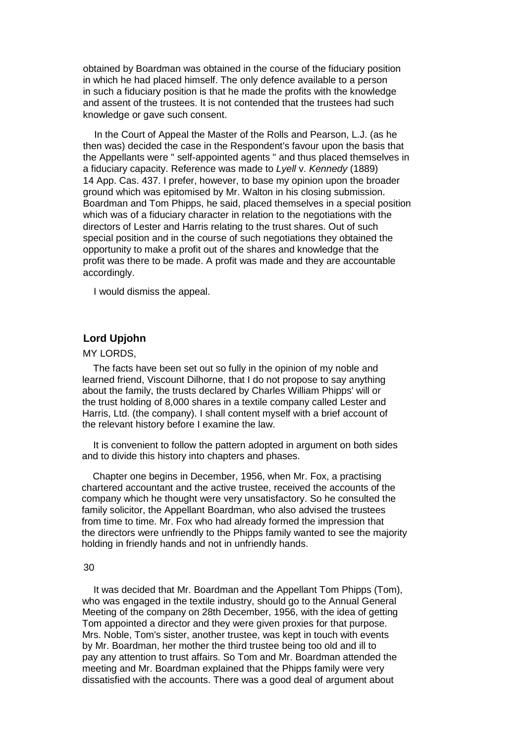obtained by Boardman was obtained in the course of the fiduciary position in which he had placed himself. The only defence available to a person in such a fiduciary position is that he made the profits with the knowledge and assent of the trustees. It is not contended that the trustees had such knowledge or gave such consent.

In the Court of Appeal the Master of the Rolls and Pearson, L.J. (as he then was) decided the case in the Respondent's favour upon the basis that the Appellants were " self-appointed agents " and thus placed themselves in a fiduciary capacity. Reference was made to *Lyell* v. *Kennedy* (1889) 14 App. Cas. 437. I prefer, however, to base my opinion upon the broader ground which was epitomised by Mr. Walton in his closing submission. Boardman and Tom Phipps, he said, placed themselves in a special position which was of a fiduciary character in relation to the negotiations with the directors of Lester and Harris relating to the trust shares. Out of such special position and in the course of such negotiations they obtained the opportunity to make a profit out of the shares and knowledge that the profit was there to be made. A profit was made and they are accountable accordingly.

I would dismiss the appeal.

## Lord Upjohn

MY LORDS,

The facts have been set out so fully in the opinion of my noble and learned friend, Viscount Dilhorne, that I do not propose to say anything about the family, the trusts declared by Charles William Phipps' will or the trust holding of 8,000 shares in a textile company called Lester and Harris, Ltd. (the company). I shall content myself with a brief account of the relevant history before I examine the law.

It is convenient to follow the pattern adopted in argument on both sides and to divide this history into chapters and phases.

Chapter one begins in December, 1956, when Mr. Fox, a practising chartered accountant and the active trustee, received the accounts of the company which he thought were very unsatisfactory. So he consulted the family solicitor, the Appellant Boardman, who also advised the trustees from time to time. Mr. Fox who had already formed the impression that the directors were unfriendly to the Phipps family wanted to see the majority holding in friendly hands and not in unfriendly hands.

It was decided that Mr. Boardman and the Appellant Tom Phipps (Tom), who was engaged in the textile industry, should go to the Annual General Meeting of the company on 28th December, 1956, with the idea of getting Tom appointed a director and they were given proxies for that purpose. Mrs. Noble, Tom's sister, another trustee, was kept in touch with events by Mr. Boardman, her mother the third trustee being too old and ill to pay any attention to trust affairs. So Tom and Mr. Boardman attended the meeting and Mr. Boardman explained that the Phipps family were very dissatisfied with the accounts. There was a good deal of argument about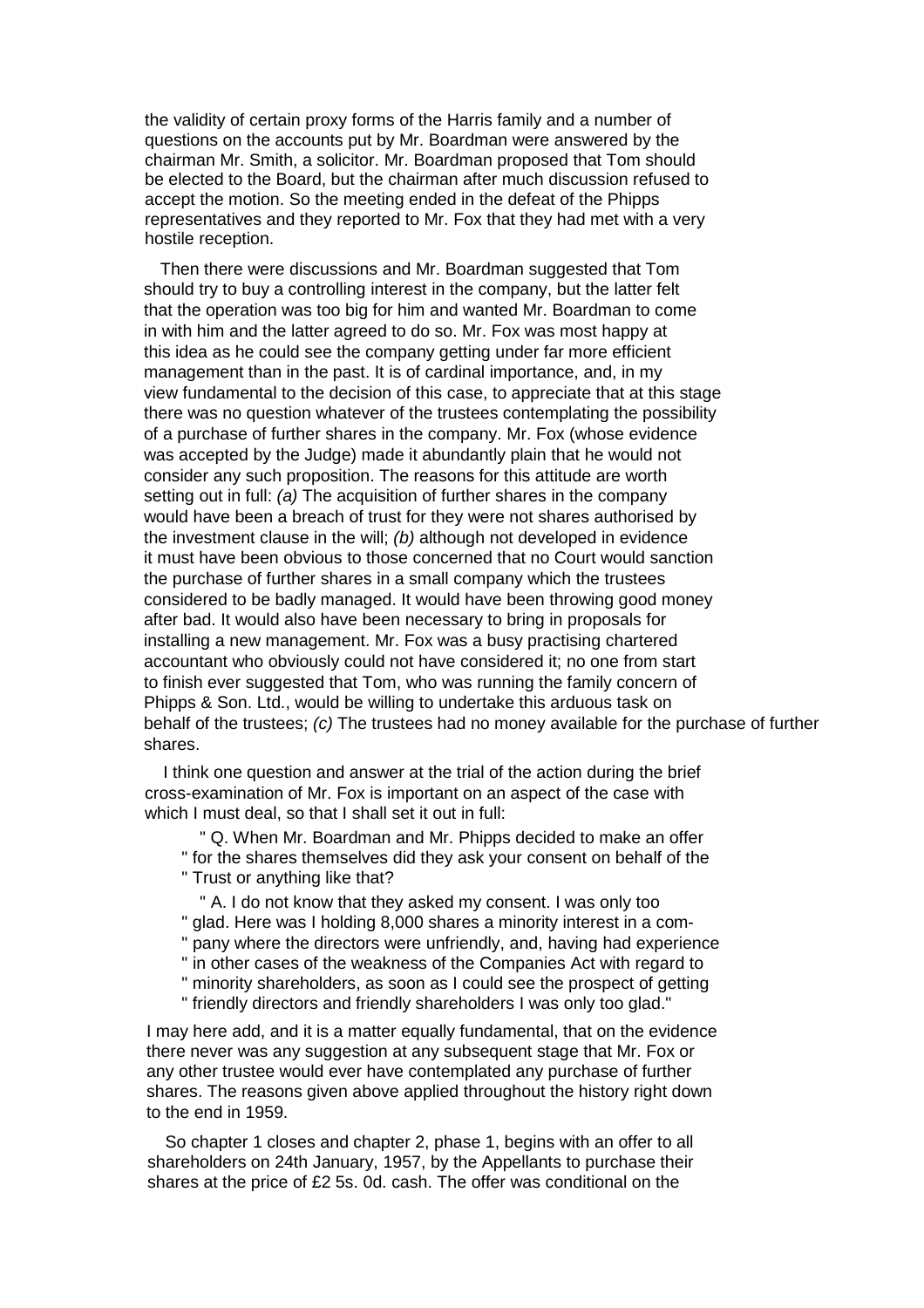the validity of certain proxy forms of the Harris family and a number of questions on the accounts put by Mr. Boardman were answered by the chairman Mr. Smith, a solicitor. Mr. Boardman proposed that Tom should be elected to the Board, but the chairman after much discussion refused to accept the motion. So the meeting ended in the defeat of the Phipps representatives and they reported to Mr. Fox that they had met with a very hostile reception.

Then there were discussions and Mr. Boardman suggested that Tom should try to buy a controlling interest in the company, but the latter felt that the operation was too big for him and wanted Mr. Boardman to come in with him and the latter agreed to do so. Mr. Fox was most happy at this idea as he could see the company getting under far more efficient management than in the past. It is of cardinal importance, and, in my view fundamental to the decision of this case, to appreciate that at this stage there was no question whatever of the trustees contemplating the possibility of a purchase of further shares in the company. Mr. Fox (whose evidence was accepted by the Judge) made it abundantly plain that he would not consider any such proposition. The reasons for this attitude are worth setting out in full: *(a)* The acquisition of further shares in the company would have been a breach of trust for they were not shares authorised by the investment clause in the will; *(b)* although not developed in evidence it must have been obvious to those concerned that no Court would sanction the purchase of further shares in a small company which the trustees considered to be badly managed. It would have been throwing good money after bad. It would also have been necessary to bring in proposals for installing a new management. Mr. Fox was a busy practising chartered accountant who obviously could not have considered it; no one from start to finish ever suggested that Tom, who was running the family concern of Phipps & Son. Ltd., would be willing to undertake this arduous task on behalf of the trustees; *(c)* The trustees had no money available for the purchase of further shares.

I think one question and answer at the trial of the action during the brief cross-examination of Mr. Fox is important on an aspect of the case with which I must deal, so that I shall set it out in full:

> " Q. When Mr. Boardman and Mr. Phipps decided to make an offer " for the shares themselves did they ask your consent on behalf of the " Trust or anything like that?
>
> " A. I do not know that they asked my consent. I was only too " glad. Here was I holding 8,000 shares a minority interest in a com- " pany where the directors were unfriendly, and, having had experience " in other cases of the weakness of the Companies Act with regard to " minority shareholders, as soon as I could see the prospect of getting " friendly directors and friendly shareholders I was only too glad."

I may here add, and it is a matter equally fundamental, that on the evidence there never was any suggestion at any subsequent stage that Mr. Fox or any other trustee would ever have contemplated any purchase of further shares. The reasons given above applied throughout the history right down to the end in 1959.

So chapter 1 closes and chapter 2, phase 1, begins with an offer to all shareholders on 24th January, 1957, by the Appellants to purchase their shares at the price of £2 5s. 0d. cash. The offer was conditional on the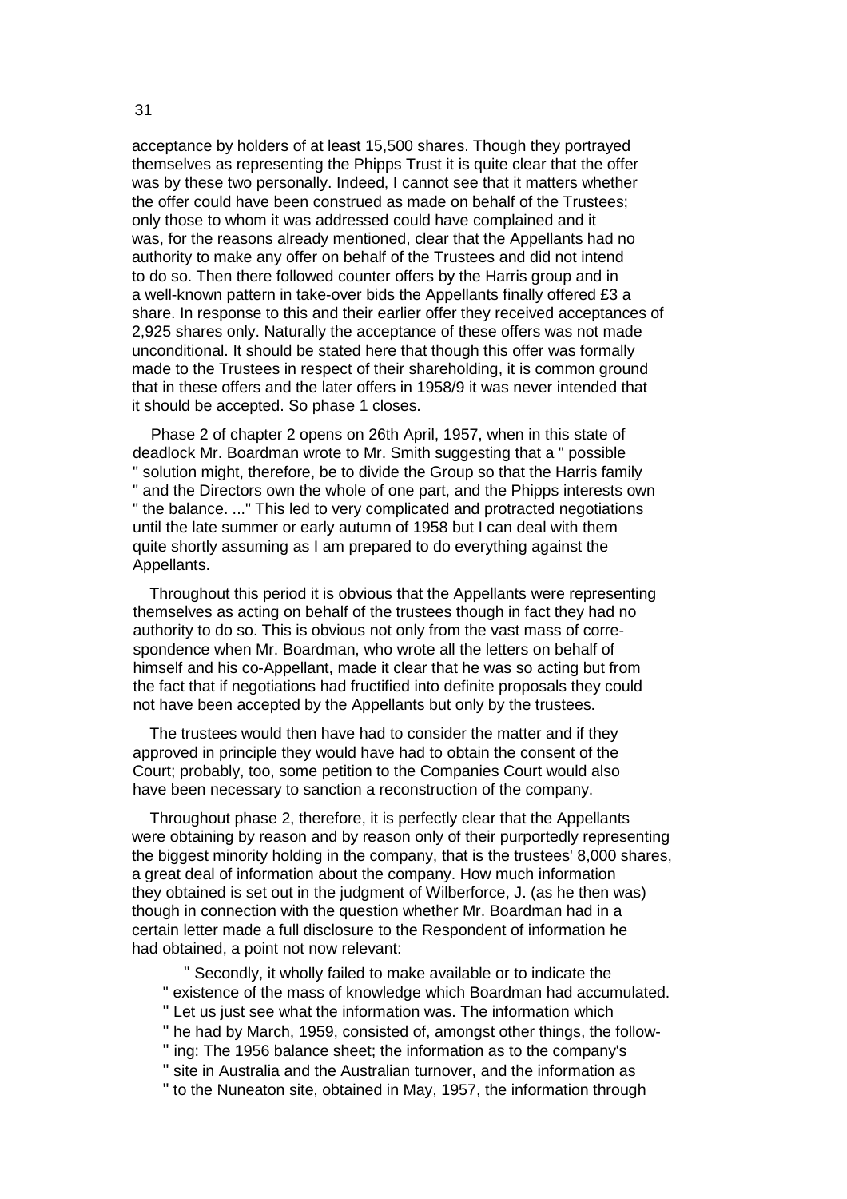acceptance by holders of at least 15,500 shares. Though they portrayed themselves as representing the Phipps Trust it is quite clear that the offer was by these two personally. Indeed, I cannot see that it matters whether the offer could have been construed as made on behalf of the Trustees; only those to whom it was addressed could have complained and it was, for the reasons already mentioned, clear that the Appellants had no authority to make any offer on behalf of the Trustees and did not intend to do so. Then there followed counter offers by the Harris group and in a well-known pattern in take-over bids the Appellants finally offered £3 a share. In response to this and their earlier offer they received acceptances of 2,925 shares only. Naturally the acceptance of these offers was not made unconditional. It should be stated here that though this offer was formally made to the Trustees in respect of their shareholding, it is common ground that in these offers and the later offers in 1958/9 it was never intended that it should be accepted. So phase 1 closes.

Phase 2 of chapter 2 opens on 26th April, 1957, when in this state of deadlock Mr. Boardman wrote to Mr. Smith suggesting that a " possible " solution might, therefore, be to divide the Group so that the Harris family " and the Directors own the whole of one part, and the Phipps interests own " the balance. ..." This led to very complicated and protracted negotiations until the late summer or early autumn of 1958 but I can deal with them quite shortly assuming as I am prepared to do everything against the Appellants.

Throughout this period it is obvious that the Appellants were representing themselves as acting on behalf of the trustees though in fact they had no authority to do so. This is obvious not only from the vast mass of correspondence when Mr. Boardman, who wrote all the letters on behalf of himself and his co-Appellant, made it clear that he was so acting but from the fact that if negotiations had fructified into definite proposals they could not have been accepted by the Appellants but only by the trustees.

The trustees would then have had to consider the matter and if they approved in principle they would have had to obtain the consent of the Court; probably, too, some petition to the Companies Court would also have been necessary to sanction a reconstruction of the company.

Throughout phase 2, therefore, it is perfectly clear that the Appellants were obtaining by reason and by reason only of their purportedly representing the biggest minority holding in the company, that is the trustees' 8,000 shares, a great deal of information about the company. How much information they obtained is set out in the judgment of Wilberforce, J. (as he then was) though in connection with the question whether Mr. Boardman had in a certain letter made a full disclosure to the Respondent of information he had obtained, a point not now relevant:

> " Secondly, it wholly failed to make available or to indicate the " existence of the mass of knowledge which Boardman had accumulated. " Let us just see what the information was. The information which " he had by March, 1959, consisted of, amongst other things, the following: The 1956 balance sheet; the information as to the company's " site in Australia and the Australian turnover, and the information as " to the Nuneaton site, obtained in May, 1957, the information through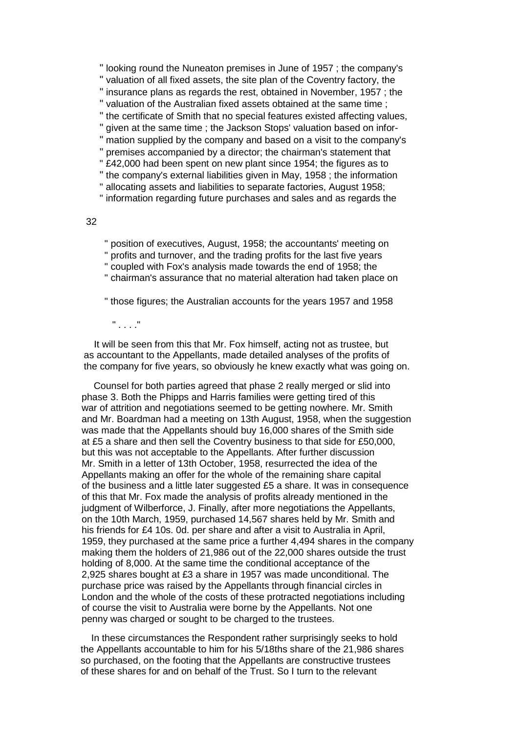" looking round the Nuneaton premises in June of 1957 ; the company's
" valuation of all fixed assets, the site plan of the Coventry factory, the
" insurance plans as regards the rest, obtained in November, 1957 ; the
" valuation of the Australian fixed assets obtained at the same time ;
" the certificate of Smith that no special features existed affecting values,
" given at the same time ; the Jackson Stops' valuation based on infor-
" mation supplied by the company and based on a visit to the company's
" premises accompanied by a director; the chairman's statement that
" £42,000 had been spent on new plant since 1954; the figures as to
" the company's external liabilities given in May, 1958 ; the information
" allocating assets and liabilities to separate factories, August 1958;
" information regarding future purchases and sales and as regards the
" position of executives, August, 1958; the accountants' meeting on
" profits and turnover, and the trading profits for the last five years
" coupled with Fox's analysis made towards the end of 1958; the
" chairman's assurance that no material alteration had taken place on
" those figures; the Australian accounts for the years 1957 and 1958
" . . . ."

It will be seen from this that Mr. Fox himself, acting not as trustee, but as accountant to the Appellants, made detailed analyses of the profits of the company for five years, so obviously he knew exactly what was going on.

Counsel for both parties agreed that phase 2 really merged or slid into phase 3. Both the Phipps and Harris families were getting tired of this war of attrition and negotiations seemed to be getting nowhere. Mr. Smith and Mr. Boardman had a meeting on 13th August, 1958, when the suggestion was made that the Appellants should buy 16,000 shares of the Smith side at £5 a share and then sell the Coventry business to that side for £50,000, but this was not acceptable to the Appellants. After further discussion Mr. Smith in a letter of 13th October, 1958, resurrected the idea of the Appellants making an offer for the whole of the remaining share capital of the business and a little later suggested £5 a share. It was in consequence of this that Mr. Fox made the analysis of profits already mentioned in the judgment of Wilberforce, J. Finally, after more negotiations the Appellants, on the 10th March, 1959, purchased 14,567 shares held by Mr. Smith and his friends for £4 10s. 0d. per share and after a visit to Australia in April, 1959, they purchased at the same price a further 4,494 shares in the company making them the holders of 21,986 out of the 22,000 shares outside the trust holding of 8,000. At the same time the conditional acceptance of the 2,925 shares bought at £3 a share in 1957 was made unconditional. The purchase price was raised by the Appellants through financial circles in London and the whole of the costs of these protracted negotiations including of course the visit to Australia were borne by the Appellants. Not one penny was charged or sought to be charged to the trustees.

In these circumstances the Respondent rather surprisingly seeks to hold the Appellants accountable to him for his 5/18ths share of the 21,986 shares so purchased, on the footing that the Appellants are constructive trustees of these shares for and on behalf of the Trust. So I turn to the relevant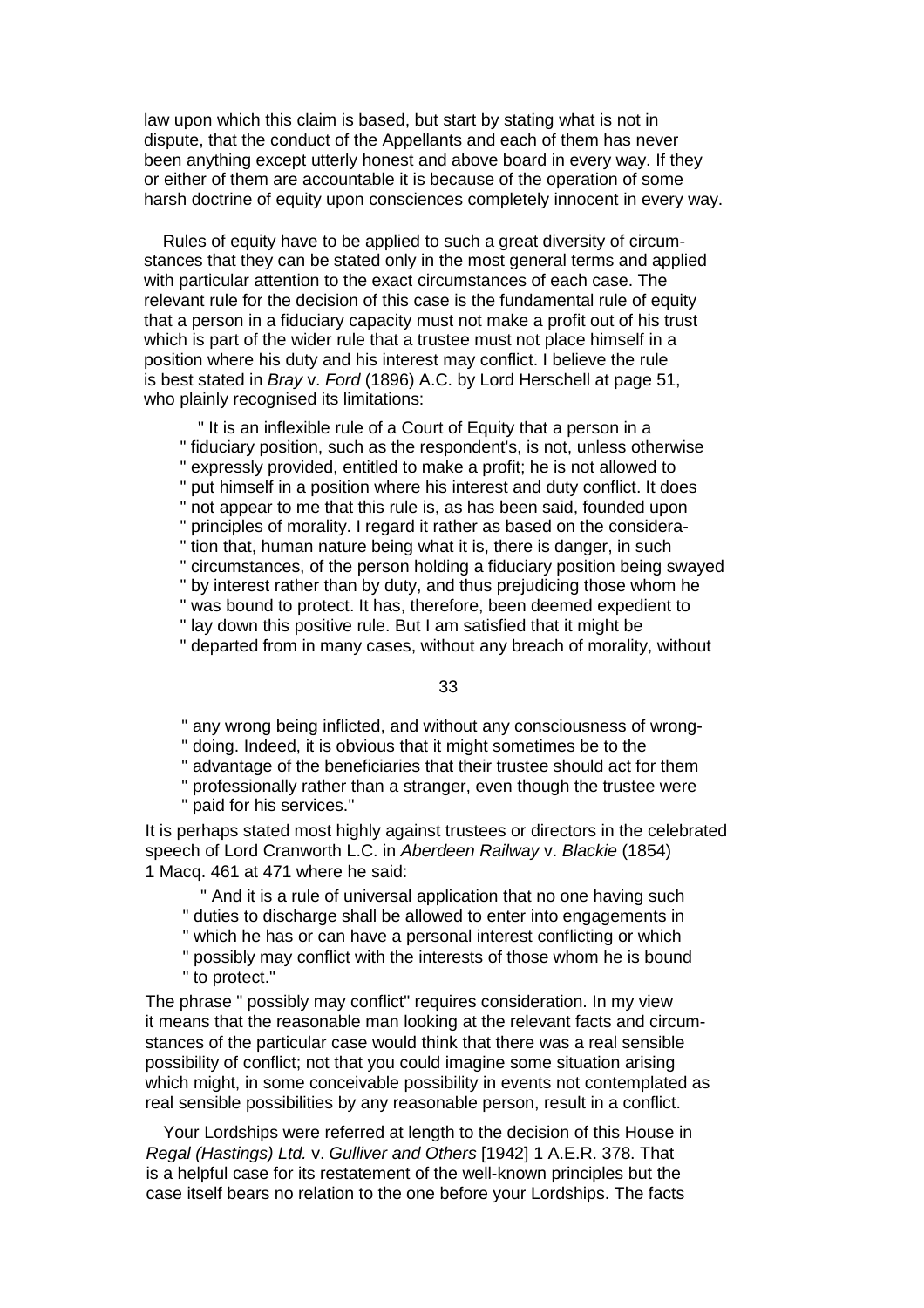law upon which this claim is based, but start by stating what is not in dispute, that the conduct of the Appellants and each of them has never been anything except utterly honest and above board in every way. If they or either of them are accountable it is because of the operation of some harsh doctrine of equity upon consciences completely innocent in every way.

Rules of equity have to be applied to such a great diversity of circumstances that they can be stated only in the most general terms and applied with particular attention to the exact circumstances of each case. The relevant rule for the decision of this case is the fundamental rule of equity that a person in a fiduciary capacity must not make a profit out of his trust which is part of the wider rule that a trustee must not place himself in a position where his duty and his interest may conflict. I believe the rule is best stated in *Bray* v. *Ford* (1896) A.C. by Lord Herschell at page 51, who plainly recognised its limitations:

> " It is an inflexible rule of a Court of Equity that a person in a " fiduciary position, such as the respondent's, is not, unless otherwise " expressly provided, entitled to make a profit; he is not allowed to " put himself in a position where his interest and duty conflict. It does " not appear to me that this rule is, as has been said, founded upon " principles of morality. I regard it rather as based on the considera- " tion that, human nature being what it is, there is danger, in such " circumstances, of the person holding a fiduciary position being swayed " by interest rather than by duty, and thus prejudicing those whom he " was bound to protect. It has, therefore, been deemed expedient to " lay down this positive rule. But I am satisfied that it might be " departed from in many cases, without any breach of morality, without " any wrong being inflicted, and without any consciousness of wrong- " doing. Indeed, it is obvious that it might sometimes be to the " advantage of the beneficiaries that their trustee should act for them " professionally rather than a stranger, even though the trustee were " paid for his services."

It is perhaps stated most highly against trustees or directors in the celebrated speech of Lord Cranworth L.C. in *Aberdeen Railway* v. *Blackie* (1854) 1 Macq. 461 at 471 where he said:

> " And it is a rule of universal application that no one having such " duties to discharge shall be allowed to enter into engagements in " which he has or can have a personal interest conflicting or which " possibly may conflict with the interests of those whom he is bound " to protect."

The phrase " possibly may conflict" requires consideration. In my view it means that the reasonable man looking at the relevant facts and circumstances of the particular case would think that there was a real sensible possibility of conflict; not that you could imagine some situation arising which might, in some conceivable possibility in events not contemplated as real sensible possibilities by any reasonable person, result in a conflict.

Your Lordships were referred at length to the decision of this House in *Regal (Hastings) Ltd.* v. *Gulliver and Others* [1942] 1 A.E.R. 378. That is a helpful case for its restatement of the well-known principles but the case itself bears no relation to the one before your Lordships. The facts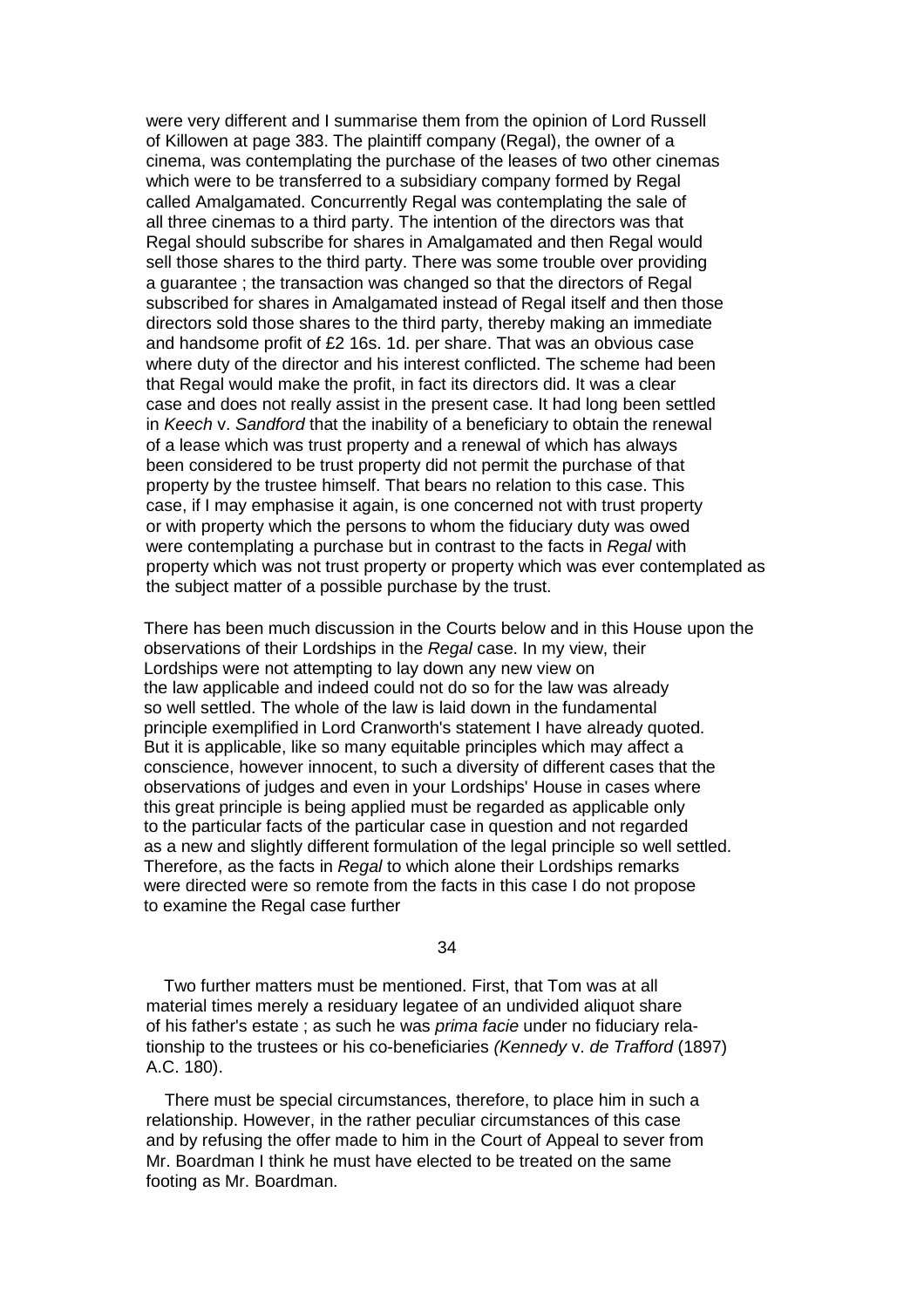were very different and I summarise them from the opinion of Lord Russell of Killowen at page 383. The plaintiff company (Regal), the owner of a cinema, was contemplating the purchase of the leases of two other cinemas which were to be transferred to a subsidiary company formed by Regal called Amalgamated. Concurrently Regal was contemplating the sale of all three cinemas to a third party. The intention of the directors was that Regal should subscribe for shares in Amalgamated and then Regal would sell those shares to the third party. There was some trouble over providing a guarantee ; the transaction was changed so that the directors of Regal subscribed for shares in Amalgamated instead of Regal itself and then those directors sold those shares to the third party, thereby making an immediate and handsome profit of £2 16s. 1d. per share. That was an obvious case where duty of the director and his interest conflicted. The scheme had been that Regal would make the profit, in fact its directors did. It was a clear case and does not really assist in the present case. It had long been settled in *Keech* v. *Sandford* that the inability of a beneficiary to obtain the renewal of a lease which was trust property and a renewal of which has always been considered to be trust property did not permit the purchase of that property by the trustee himself. That bears no relation to this case. This case, if I may emphasise it again, is one concerned not with trust property or with property which the persons to whom the fiduciary duty was owed were contemplating a purchase but in contrast to the facts in *Regal* with property which was not trust property or property which was ever contemplated as the subject matter of a possible purchase by the trust.

There has been much discussion in the Courts below and in this House upon the observations of their Lordships in the *Regal* case. In my view, their Lordships were not attempting to lay down any new view on the law applicable and indeed could not do so for the law was already so well settled. The whole of the law is laid down in the fundamental principle exemplified in Lord Cranworth's statement I have already quoted. But it is applicable, like so many equitable principles which may affect a conscience, however innocent, to such a diversity of different cases that the observations of judges and even in your Lordships' House in cases where this great principle is being applied must be regarded as applicable only to the particular facts of the particular case in question and not regarded as a new and slightly different formulation of the legal principle so well settled. Therefore, as the facts in *Regal* to which alone their Lordships remarks were directed were so remote from the facts in this case I do not propose to examine the Regal case further

Two further matters must be mentioned. First, that Tom was at all material times merely a residuary legatee of an undivided aliquot share of his father's estate ; as such he was *prima facie* under no fiduciary relationship to the trustees or his co-beneficiaries *(Kennedy* v. *de Trafford* (1897) A.C. 180).

There must be special circumstances, therefore, to place him in such a relationship. However, in the rather peculiar circumstances of this case and by refusing the offer made to him in the Court of Appeal to sever from Mr. Boardman I think he must have elected to be treated on the same footing as Mr. Boardman.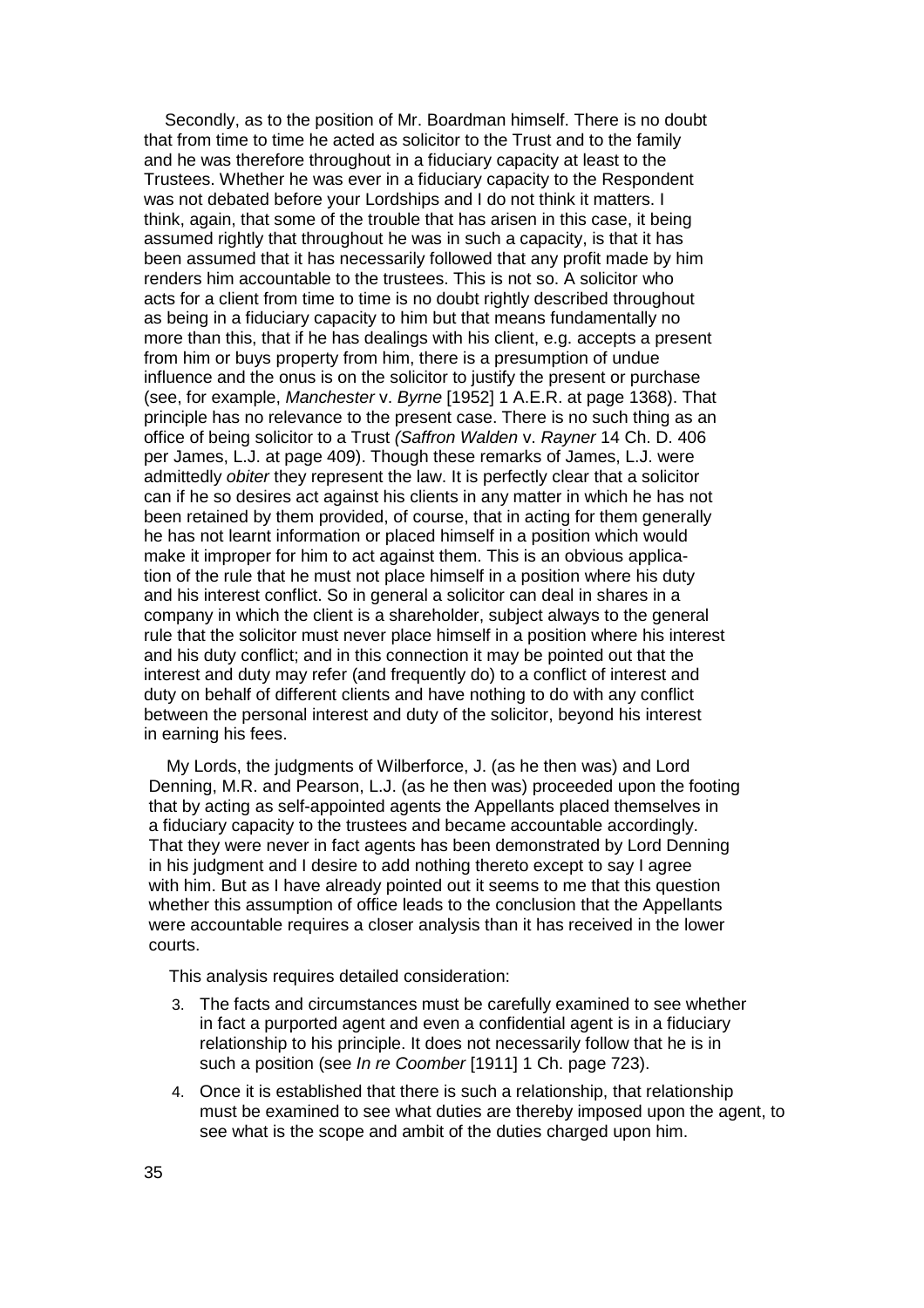Secondly, as to the position of Mr. Boardman himself. There is no doubt that from time to time he acted as solicitor to the Trust and to the family and he was therefore throughout in a fiduciary capacity at least to the Trustees. Whether he was ever in a fiduciary capacity to the Respondent was not debated before your Lordships and I do not think it matters. I think, again, that some of the trouble that has arisen in this case, it being assumed rightly that throughout he was in such a capacity, is that it has been assumed that it has necessarily followed that any profit made by him renders him accountable to the trustees. This is not so. A solicitor who acts for a client from time to time is no doubt rightly described throughout as being in a fiduciary capacity to him but that means fundamentally no more than this, that if he has dealings with his client, e.g. accepts a present from him or buys property from him, there is a presumption of undue influence and the onus is on the solicitor to justify the present or purchase (see, for example, *Manchester* v. *Byrne* [1952] 1 A.E.R. at page 1368). That principle has no relevance to the present case. There is no such thing as an office of being solicitor to a Trust *(Saffron Walden* v. *Rayner* 14 Ch. D. 406 per James, L.J. at page 409). Though these remarks of James, L.J. were admittedly *obiter* they represent the law. It is perfectly clear that a solicitor can if he so desires act against his clients in any matter in which he has not been retained by them provided, of course, that in acting for them generally he has not learnt information or placed himself in a position which would make it improper for him to act against them. This is an obvious application of the rule that he must not place himself in a position where his duty and his interest conflict. So in general a solicitor can deal in shares in a company in which the client is a shareholder, subject always to the general rule that the solicitor must never place himself in a position where his interest and his duty conflict; and in this connection it may be pointed out that the interest and duty may refer (and frequently do) to a conflict of interest and duty on behalf of different clients and have nothing to do with any conflict between the personal interest and duty of the solicitor, beyond his interest in earning his fees.

My Lords, the judgments of Wilberforce, J. (as he then was) and Lord Denning, M.R. and Pearson, L.J. (as he then was) proceeded upon the footing that by acting as self-appointed agents the Appellants placed themselves in a fiduciary capacity to the trustees and became accountable accordingly. That they were never in fact agents has been demonstrated by Lord Denning in his judgment and I desire to add nothing thereto except to say I agree with him. But as I have already pointed out it seems to me that this question whether this assumption of office leads to the conclusion that the Appellants were accountable requires a closer analysis than it has received in the lower courts.

This analysis requires detailed consideration:

3. The facts and circumstances must be carefully examined to see whether in fact a purported agent and even a confidential agent is in a fiduciary relationship to his principle. It does not necessarily follow that he is in such a position (see *In re Coomber* [1911] 1 Ch. page 723).
4. Once it is established that there is such a relationship, that relationship must be examined to see what duties are thereby imposed upon the agent, to see what is the scope and ambit of the duties charged upon him.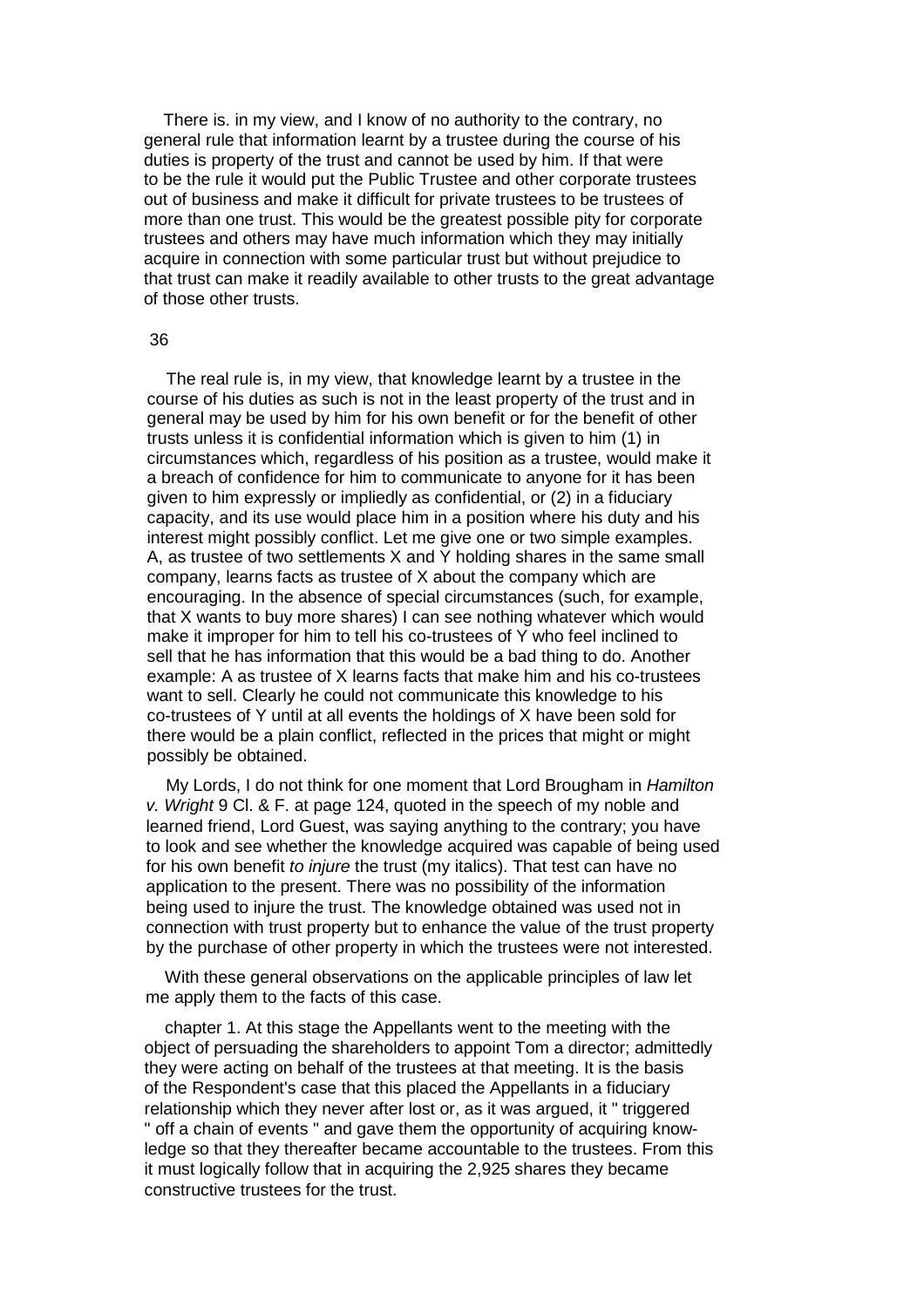There is. in my view, and I know of no authority to the contrary, no general rule that information learnt by a trustee during the course of his duties is property of the trust and cannot be used by him. If that were to be the rule it would put the Public Trustee and other corporate trustees out of business and make it difficult for private trustees to be trustees of more than one trust. This would be the greatest possible pity for corporate trustees and others may have much information which they may initially acquire in connection with some particular trust but without prejudice to that trust can make it readily available to other trusts to the great advantage of those other trusts.

36

The real rule is, in my view, that knowledge learnt by a trustee in the course of his duties as such is not in the least property of the trust and in general may be used by him for his own benefit or for the benefit of other trusts unless it is confidential information which is given to him (1) in circumstances which, regardless of his position as a trustee, would make it a breach of confidence for him to communicate to anyone for it has been given to him expressly or impliedly as confidential, or (2) in a fiduciary capacity, and its use would place him in a position where his duty and his interest might possibly conflict. Let me give one or two simple examples. A, as trustee of two settlements X and Y holding shares in the same small company, learns facts as trustee of X about the company which are encouraging. In the absence of special circumstances (such, for example, that X wants to buy more shares) I can see nothing whatever which would make it improper for him to tell his co-trustees of Y who feel inclined to sell that he has information that this would be a bad thing to do. Another example: A as trustee of X learns facts that make him and his co-trustees want to sell. Clearly he could not communicate this knowledge to his co-trustees of Y until at all events the holdings of X have been sold for there would be a plain conflict, reflected in the prices that might or might possibly be obtained.

My Lords, I do not think for one moment that Lord Brougham in *Hamilton v. Wright* 9 Cl. & F. at page 124, quoted in the speech of my noble and learned friend, Lord Guest, was saying anything to the contrary; you have to look and see whether the knowledge acquired was capable of being used for his own benefit *to injure* the trust (my italics). That test can have no application to the present. There was no possibility of the information being used to injure the trust. The knowledge obtained was used not in connection with trust property but to enhance the value of the trust property by the purchase of other property in which the trustees were not interested.

With these general observations on the applicable principles of law let me apply them to the facts of this case.

chapter 1. At this stage the Appellants went to the meeting with the object of persuading the shareholders to appoint Tom a director; admittedly they were acting on behalf of the trustees at that meeting. It is the basis of the Respondent's case that this placed the Appellants in a fiduciary relationship which they never after lost or, as it was argued, it " triggered " off a chain of events " and gave them the opportunity of acquiring knowledge so that they thereafter became accountable to the trustees. From this it must logically follow that in acquiring the 2,925 shares they became constructive trustees for the trust.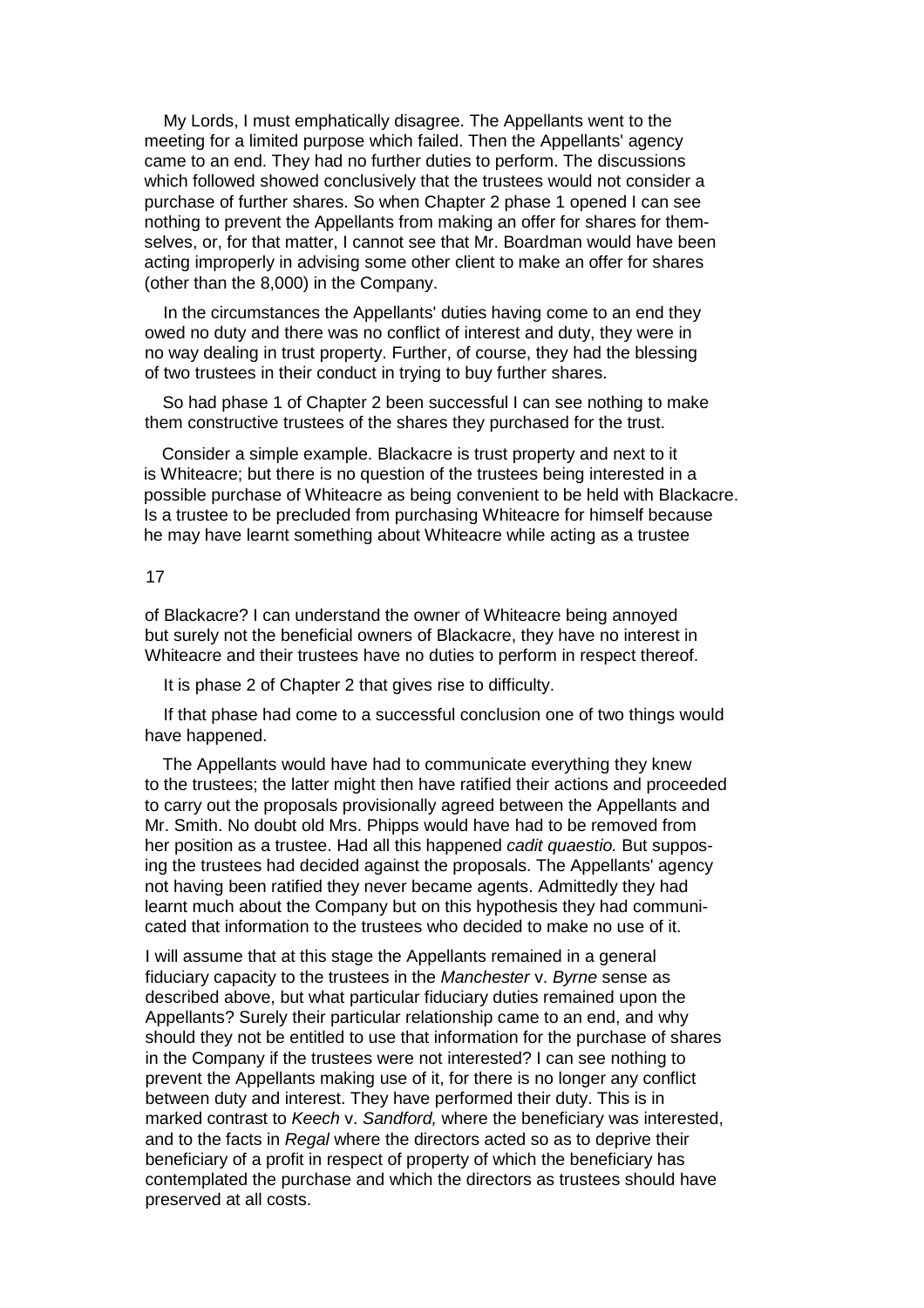My Lords, I must emphatically disagree. The Appellants went to the meeting for a limited purpose which failed. Then the Appellants' agency came to an end. They had no further duties to perform. The discussions which followed showed conclusively that the trustees would not consider a purchase of further shares. So when Chapter 2 phase 1 opened I can see nothing to prevent the Appellants from making an offer for shares for themselves, or, for that matter, I cannot see that Mr. Boardman would have been acting improperly in advising some other client to make an offer for shares (other than the 8,000) in the Company.

In the circumstances the Appellants' duties having come to an end they owed no duty and there was no conflict of interest and duty, they were in no way dealing in trust property. Further, of course, they had the blessing of two trustees in their conduct in trying to buy further shares.

So had phase 1 of Chapter 2 been successful I can see nothing to make them constructive trustees of the shares they purchased for the trust.

Consider a simple example. Blackacre is trust property and next to it is Whiteacre; but there is no question of the trustees being interested in a possible purchase of Whiteacre as being convenient to be held with Blackacre. Is a trustee to be precluded from purchasing Whiteacre for himself because he may have learnt something about Whiteacre while acting as a trustee of Blackacre? I can understand the owner of Whiteacre being annoyed but surely not the beneficial owners of Blackacre, they have no interest in Whiteacre and their trustees have no duties to perform in respect thereof.

It is phase 2 of Chapter 2 that gives rise to difficulty.

If that phase had come to a successful conclusion one of two things would have happened.

The Appellants would have had to communicate everything they knew to the trustees; the latter might then have ratified their actions and proceeded to carry out the proposals provisionally agreed between the Appellants and Mr. Smith. No doubt old Mrs. Phipps would have had to be removed from her position as a trustee. Had all this happened *cadit quaestio.* But supposing the trustees had decided against the proposals. The Appellants' agency not having been ratified they never became agents. Admittedly they had learnt much about the Company but on this hypothesis they had communicated that information to the trustees who decided to make no use of it.

I will assume that at this stage the Appellants remained in a general fiduciary capacity to the trustees in the *Manchester* v. *Byrne* sense as described above, but what particular fiduciary duties remained upon the Appellants? Surely their particular relationship came to an end, and why should they not be entitled to use that information for the purchase of shares in the Company if the trustees were not interested? I can see nothing to prevent the Appellants making use of it, for there is no longer any conflict between duty and interest. They have performed their duty. This is in marked contrast to *Keech* v. *Sandford,* where the beneficiary was interested, and to the facts in *Regal* where the directors acted so as to deprive their beneficiary of a profit in respect of property of which the beneficiary has contemplated the purchase and which the directors as trustees should have preserved at all costs.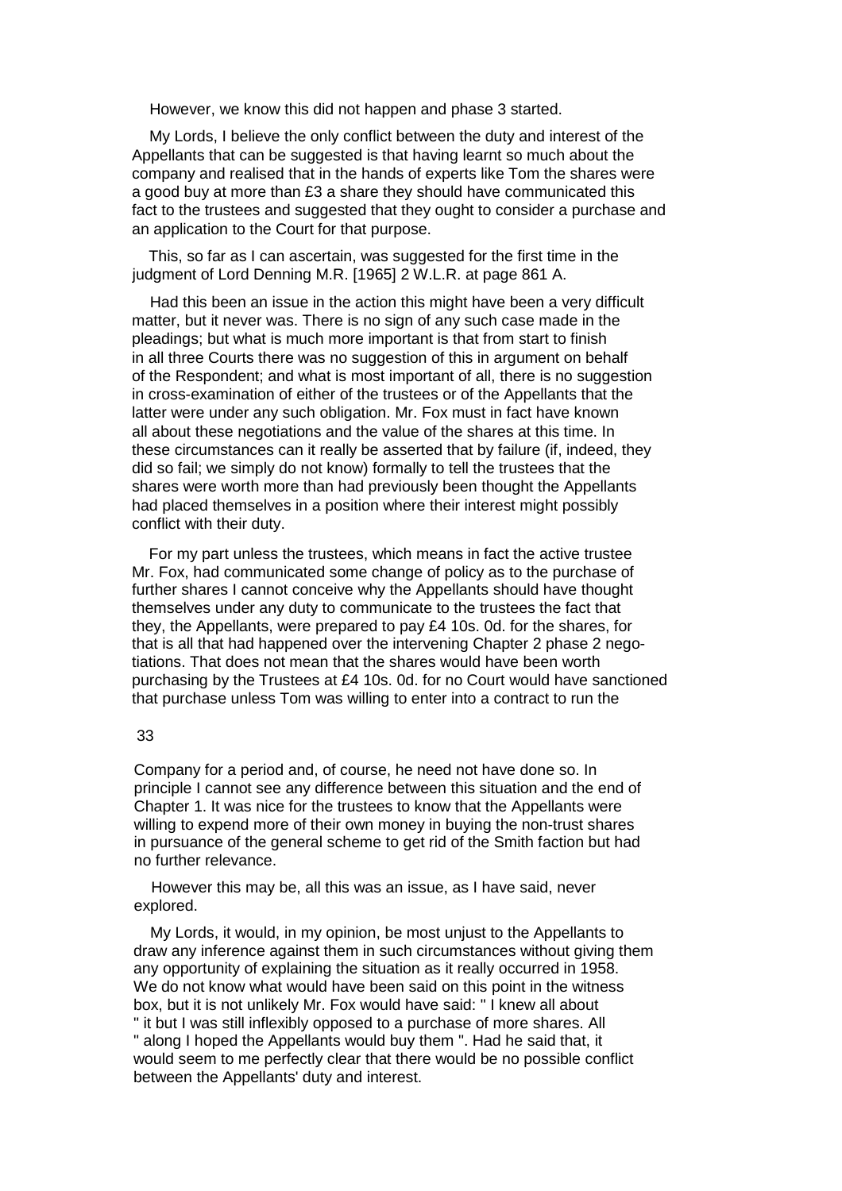However, we know this did not happen and phase 3 started.

My Lords, I believe the only conflict between the duty and interest of the Appellants that can be suggested is that having learnt so much about the company and realised that in the hands of experts like Tom the shares were a good buy at more than £3 a share they should have communicated this fact to the trustees and suggested that they ought to consider a purchase and an application to the Court for that purpose.

This, so far as I can ascertain, was suggested for the first time in the judgment of Lord Denning M.R. [1965] 2 W.L.R. at page 861 A.

Had this been an issue in the action this might have been a very difficult matter, but it never was. There is no sign of any such case made in the pleadings; but what is much more important is that from start to finish in all three Courts there was no suggestion of this in argument on behalf of the Respondent; and what is most important of all, there is no suggestion in cross-examination of either of the trustees or of the Appellants that the latter were under any such obligation. Mr. Fox must in fact have known all about these negotiations and the value of the shares at this time. In these circumstances can it really be asserted that by failure (if, indeed, they did so fail; we simply do not know) formally to tell the trustees that the shares were worth more than had previously been thought the Appellants had placed themselves in a position where their interest might possibly conflict with their duty.

For my part unless the trustees, which means in fact the active trustee Mr. Fox, had communicated some change of policy as to the purchase of further shares I cannot conceive why the Appellants should have thought themselves under any duty to communicate to the trustees the fact that they, the Appellants, were prepared to pay £4 10s. 0d. for the shares, for that is all that had happened over the intervening Chapter 2 phase 2 negotiations. That does not mean that the shares would have been worth purchasing by the Trustees at £4 10s. 0d. for no Court would have sanctioned that purchase unless Tom was willing to enter into a contract to run the Company for a period and, of course, he need not have done so. In principle I cannot see any difference between this situation and the end of Chapter 1. It was nice for the trustees to know that the Appellants were willing to expend more of their own money in buying the non-trust shares in pursuance of the general scheme to get rid of the Smith faction but had no further relevance.

However this may be, all this was an issue, as I have said, never explored.

My Lords, it would, in my opinion, be most unjust to the Appellants to draw any inference against them in such circumstances without giving them any opportunity of explaining the situation as it really occurred in 1958. We do not know what would have been said on this point in the witness box, but it is not unlikely Mr. Fox would have said: " I knew all about " it but I was still inflexibly opposed to a purchase of more shares. All " along I hoped the Appellants would buy them ". Had he said that, it would seem to me perfectly clear that there would be no possible conflict between the Appellants' duty and interest.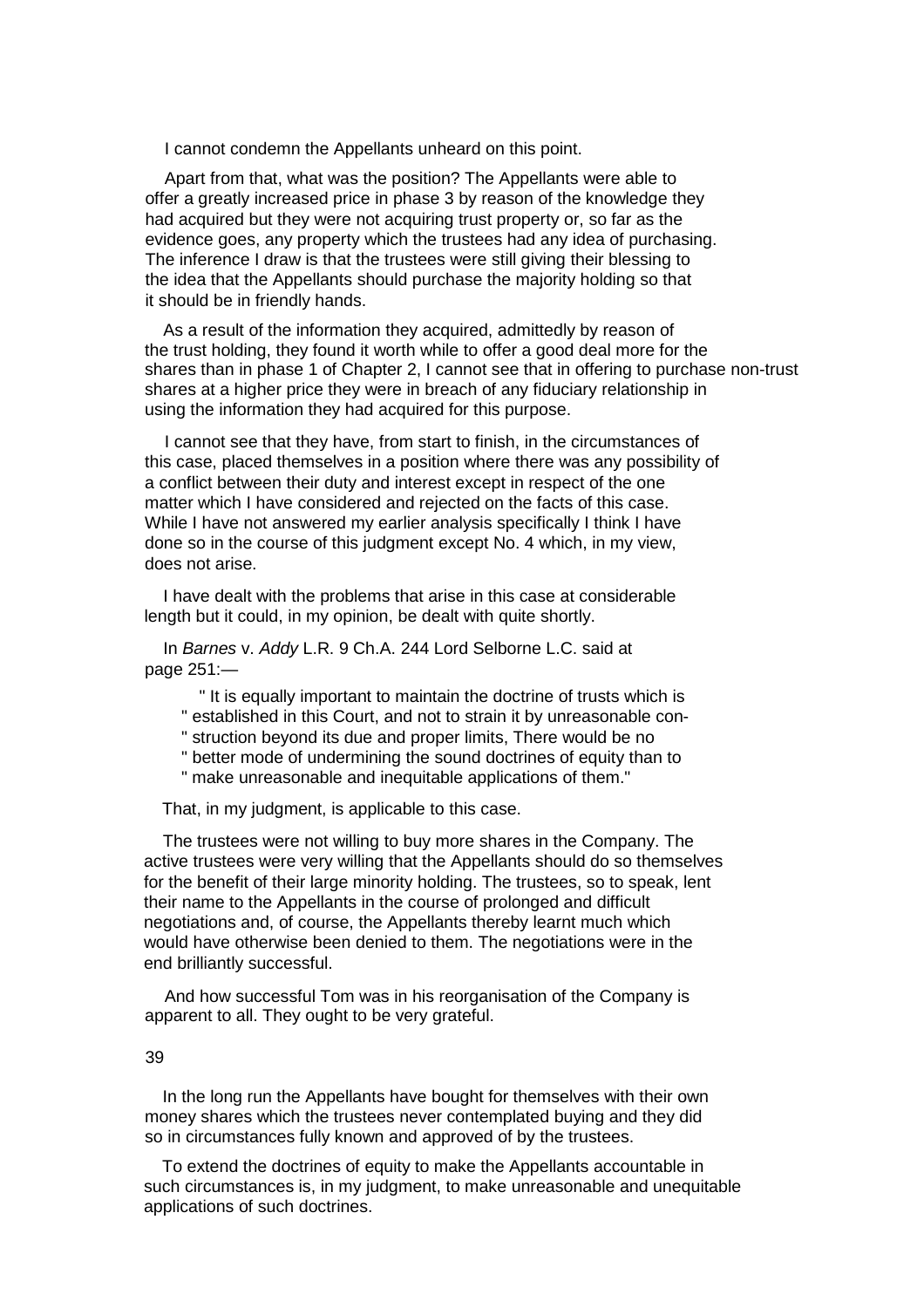I cannot condemn the Appellants unheard on this point.

Apart from that, what was the position? The Appellants were able to offer a greatly increased price in phase 3 by reason of the knowledge they had acquired but they were not acquiring trust property or, so far as the evidence goes, any property which the trustees had any idea of purchasing. The inference I draw is that the trustees were still giving their blessing to the idea that the Appellants should purchase the majority holding so that it should be in friendly hands.

As a result of the information they acquired, admittedly by reason of the trust holding, they found it worth while to offer a good deal more for the shares than in phase 1 of Chapter 2, I cannot see that in offering to purchase non-trust shares at a higher price they were in breach of any fiduciary relationship in using the information they had acquired for this purpose.

I cannot see that they have, from start to finish, in the circumstances of this case, placed themselves in a position where there was any possibility of a conflict between their duty and interest except in respect of the one matter which I have considered and rejected on the facts of this case. While I have not answered my earlier analysis specifically I think I have done so in the course of this judgment except No. 4 which, in my view, does not arise.

I have dealt with the problems that arise in this case at considerable length but it could, in my opinion, be dealt with quite shortly.

In *Barnes* v. *Addy* L.R. 9 Ch.A. 244 Lord Selborne L.C. said at page 251:—

> " It is equally important to maintain the doctrine of trusts which is
> " established in this Court, and not to strain it by unreasonable con-
> " struction beyond its due and proper limits, There would be no
> " better mode of undermining the sound doctrines of equity than to
> " make unreasonable and inequitable applications of them."

That, in my judgment, is applicable to this case.

The trustees were not willing to buy more shares in the Company. The active trustees were very willing that the Appellants should do so themselves for the benefit of their large minority holding. The trustees, so to speak, lent their name to the Appellants in the course of prolonged and difficult negotiations and, of course, the Appellants thereby learnt much which would have otherwise been denied to them. The negotiations were in the end brilliantly successful.

And how successful Tom was in his reorganisation of the Company is apparent to all. They ought to be very grateful.

In the long run the Appellants have bought for themselves with their own money shares which the trustees never contemplated buying and they did so in circumstances fully known and approved of by the trustees.

To extend the doctrines of equity to make the Appellants accountable in such circumstances is, in my judgment, to make unreasonable and unequitable applications of such doctrines.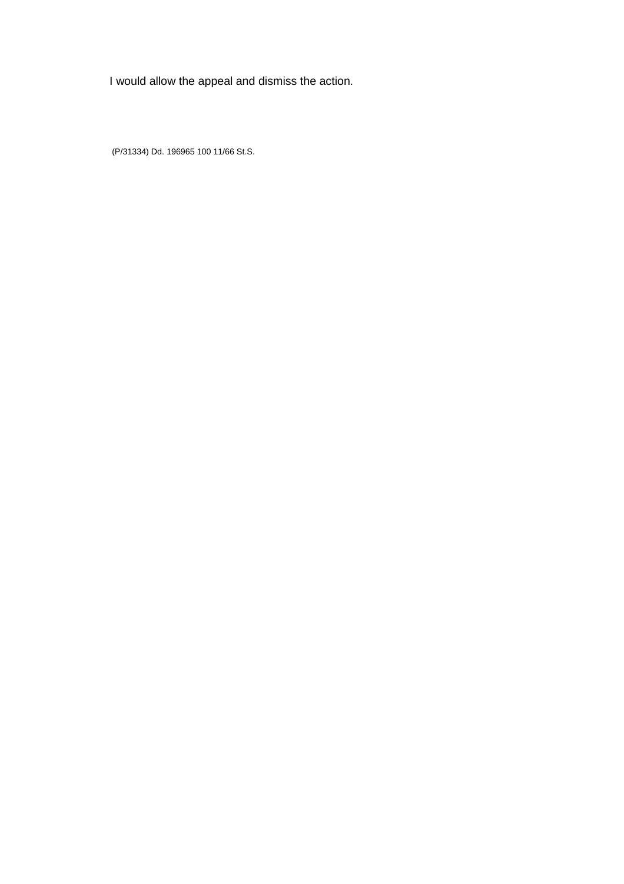I would allow the appeal and dismiss the action.

(P/31334) Dd. 196965 100 11/66 St.S.